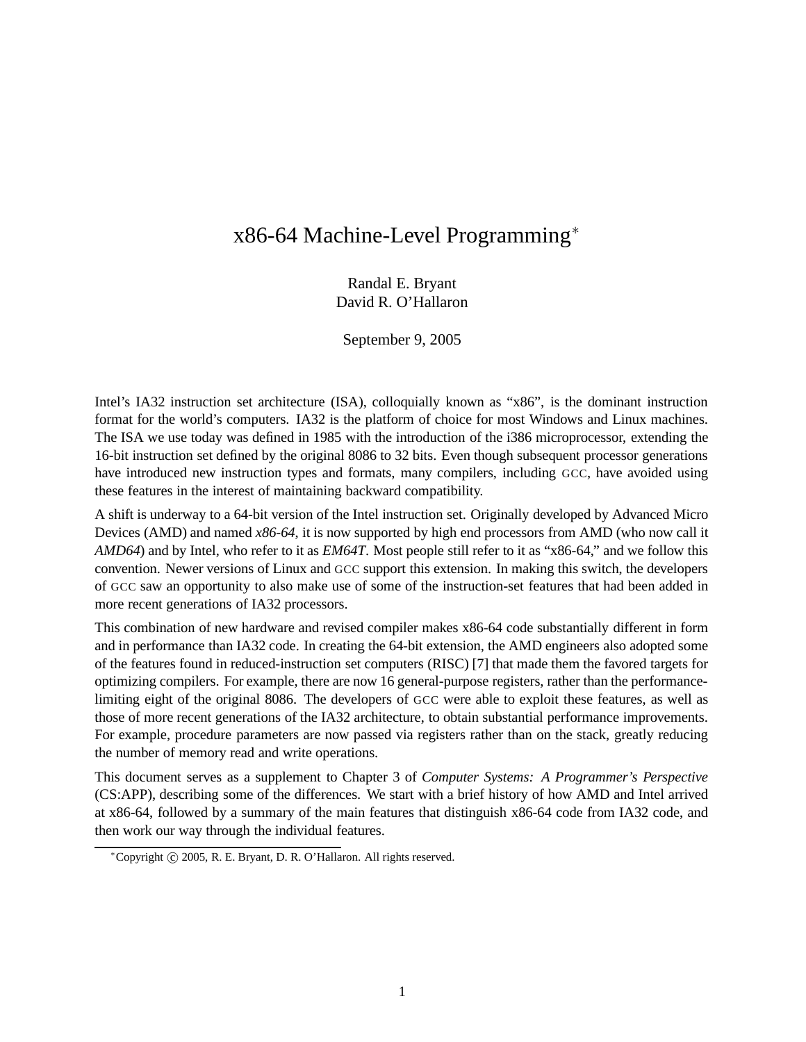# x86-64 Machine-Level Programming*

Randal E. Bryant
David R. O'Hallaron

September 9, 2005

Intel's IA32 instruction set architecture (ISA), colloquially known as "x86", is the dominant instruction format for the world's computers. IA32 is the platform of choice for most Windows and Linux machines. The ISA we use today was defined in 1985 with the introduction of the i386 microprocessor, extending the 16-bit instruction set defined by the original 8086 to 32 bits. Even though subsequent processor generations have introduced new instruction types and formats, many compilers, including GCC, have avoided using these features in the interest of maintaining backward compatibility.

A shift is underway to a 64-bit version of the Intel instruction set. Originally developed by Advanced Micro Devices (AMD) and named *x86-64*, it is now supported by high end processors from AMD (who now call it *AMD64*) and by Intel, who refer to it as *EM64T*. Most people still refer to it as "x86-64," and we follow this convention. Newer versions of Linux and GCC support this extension. In making this switch, the developers of GCC saw an opportunity to also make use of some of the instruction-set features that had been added in more recent generations of IA32 processors.

This combination of new hardware and revised compiler makes x86-64 code substantially different in form and in performance than IA32 code. In creating the 64-bit extension, the AMD engineers also adopted some of the features found in reduced-instruction set computers (RISC) [7] that made them the favored targets for optimizing compilers. For example, there are now 16 general-purpose registers, rather than the performance-limiting eight of the original 8086. The developers of GCC were able to exploit these features, as well as those of more recent generations of the IA32 architecture, to obtain substantial performance improvements. For example, procedure parameters are now passed via registers rather than on the stack, greatly reducing the number of memory read and write operations.

This document serves as a supplement to Chapter 3 of *Computer Systems: A Programmer's Perspective* (CS:APP), describing some of the differences. We start with a brief history of how AMD and Intel arrived at x86-64, followed by a summary of the main features that distinguish x86-64 code from IA32 code, and then work our way through the individual features.

*Copyright © 2005, R. E. Bryant, D. R. O'Hallaron. All rights reserved.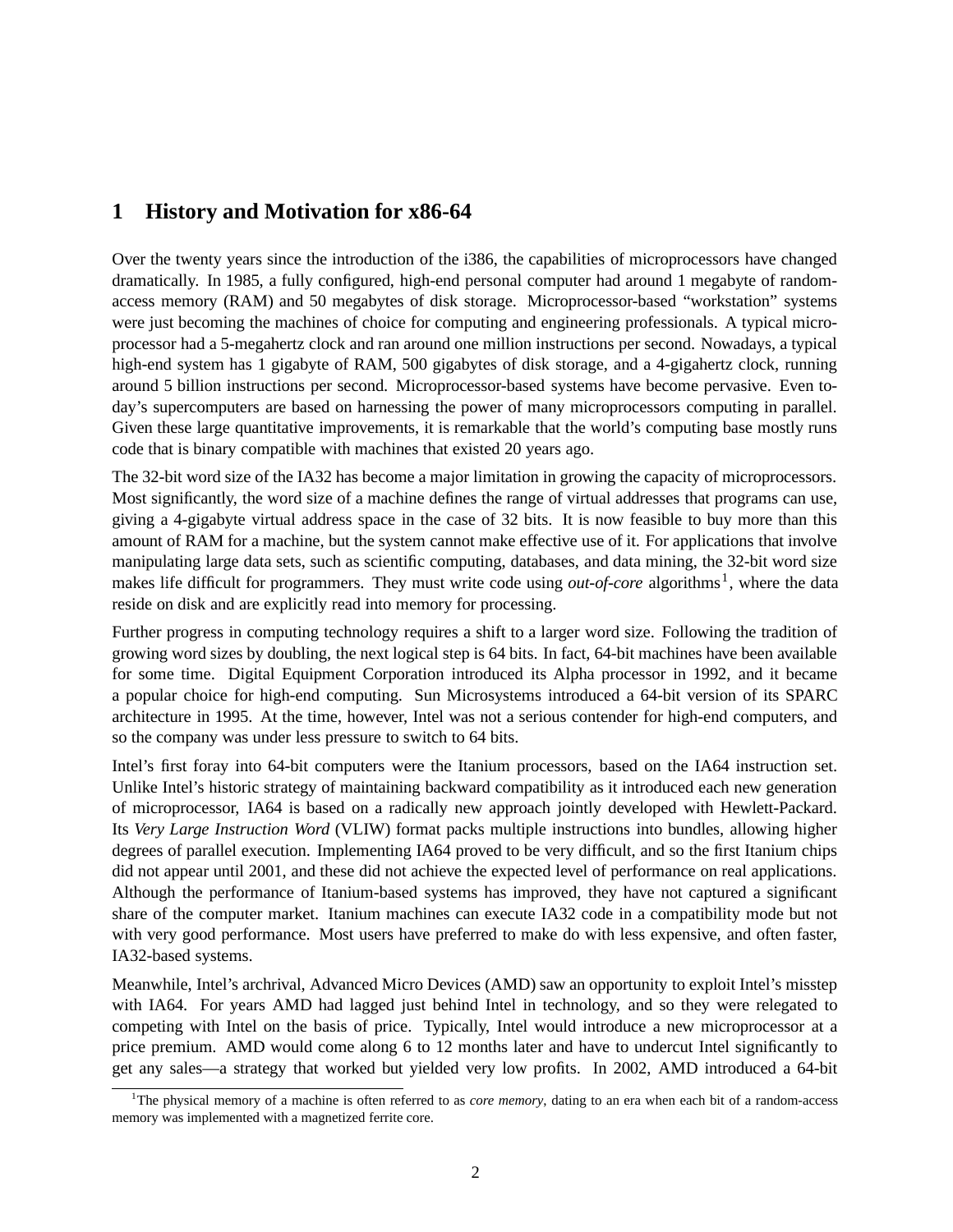# 1 History and Motivation for x86-64

Over the twenty years since the introduction of the i386, the capabilities of microprocessors have changed dramatically. In 1985, a fully configured, high-end personal computer had around 1 megabyte of random-access memory (RAM) and 50 megabytes of disk storage. Microprocessor-based "workstation" systems were just becoming the machines of choice for computing and engineering professionals. A typical microprocessor had a 5-megahertz clock and ran around one million instructions per second. Nowadays, a typical high-end system has 1 gigabyte of RAM, 500 gigabytes of disk storage, and a 4-gigahertz clock, running around 5 billion instructions per second. Microprocessor-based systems have become pervasive. Even today's supercomputers are based on harnessing the power of many microprocessors computing in parallel. Given these large quantitative improvements, it is remarkable that the world's computing base mostly runs code that is binary compatible with machines that existed 20 years ago.

The 32-bit word size of the IA32 has become a major limitation in growing the capacity of microprocessors. Most significantly, the word size of a machine defines the range of virtual addresses that programs can use, giving a 4-gigabyte virtual address space in the case of 32 bits. It is now feasible to buy more than this amount of RAM for a machine, but the system cannot make effective use of it. For applications that involve manipulating large data sets, such as scientific computing, databases, and data mining, the 32-bit word size makes life difficult for programmers. They must write code using *out-of-core* algorithms[1], where the data reside on disk and are explicitly read into memory for processing.

Further progress in computing technology requires a shift to a larger word size. Following the tradition of growing word sizes by doubling, the next logical step is 64 bits. In fact, 64-bit machines have been available for some time. Digital Equipment Corporation introduced its Alpha processor in 1992, and it became a popular choice for high-end computing. Sun Microsystems introduced a 64-bit version of its SPARC architecture in 1995. At the time, however, Intel was not a serious contender for high-end computers, and so the company was under less pressure to switch to 64 bits.

Intel's first foray into 64-bit computers were the Itanium processors, based on the IA64 instruction set. Unlike Intel's historic strategy of maintaining backward compatibility as it introduced each new generation of microprocessor, IA64 is based on a radically new approach jointly developed with Hewlett-Packard. Its *Very Large Instruction Word* (VLIW) format packs multiple instructions into bundles, allowing higher degrees of parallel execution. Implementing IA64 proved to be very difficult, and so the first Itanium chips did not appear until 2001, and these did not achieve the expected level of performance on real applications. Although the performance of Itanium-based systems has improved, they have not captured a significant share of the computer market. Itanium machines can execute IA32 code in a compatibility mode but not with very good performance. Most users have preferred to make do with less expensive, and often faster, IA32-based systems.

Meanwhile, Intel's archrival, Advanced Micro Devices (AMD) saw an opportunity to exploit Intel's misstep with IA64. For years AMD had lagged just behind Intel in technology, and so they were relegated to competing with Intel on the basis of price. Typically, Intel would introduce a new microprocessor at a price premium. AMD would come along 6 to 12 months later and have to undercut Intel significantly to get any sales—a strategy that worked but yielded very low profits. In 2002, AMD introduced a 64-bit

[1] The physical memory of a machine is often referred to as *core memory*, dating to an era when each bit of a random-access memory was implemented with a magnetized ferrite core.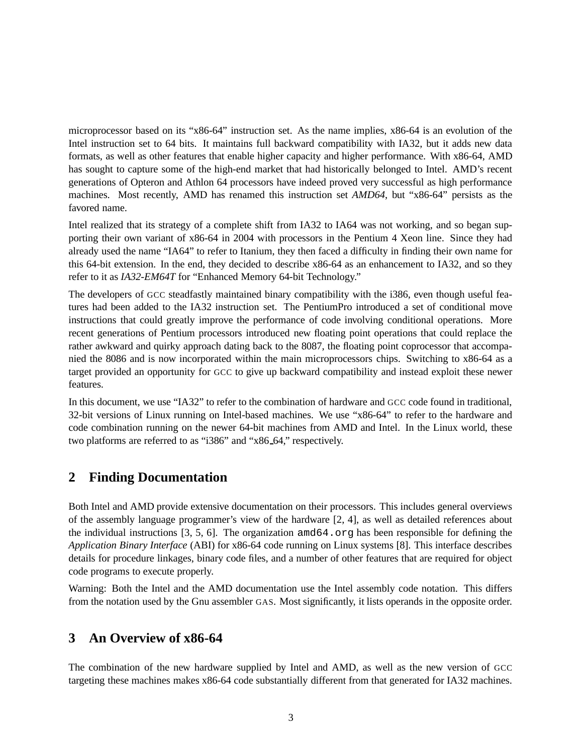microprocessor based on its “x86-64” instruction set. As the name implies, x86-64 is an evolution of the Intel instruction set to 64 bits. It maintains full backward compatibility with IA32, but it adds new data formats, as well as other features that enable higher capacity and higher performance. With x86-64, AMD has sought to capture some of the high-end market that had historically belonged to Intel. AMD’s recent generations of Opteron and Athlon 64 processors have indeed proved very successful as high performance machines. Most recently, AMD has renamed this instruction set *AMD64*, but “x86-64” persists as the favored name.

Intel realized that its strategy of a complete shift from IA32 to IA64 was not working, and so began supporting their own variant of x86-64 in 2004 with processors in the Pentium 4 Xeon line. Since they had already used the name “IA64” to refer to Itanium, they then faced a difficulty in finding their own name for this 64-bit extension. In the end, they decided to describe x86-64 as an enhancement to IA32, and so they refer to it as *IA32-EM64T* for “Enhanced Memory 64-bit Technology.”

The developers of GCC steadfastly maintained binary compatibility with the i386, even though useful features had been added to the IA32 instruction set. The PentiumPro introduced a set of conditional move instructions that could greatly improve the performance of code involving conditional operations. More recent generations of Pentium processors introduced new floating point operations that could replace the rather awkward and quirky approach dating back to the 8087, the floating point coprocessor that accompanied the 8086 and is now incorporated within the main microprocessors chips. Switching to x86-64 as a target provided an opportunity for GCC to give up backward compatibility and instead exploit these newer features.

In this document, we use “IA32” to refer to the combination of hardware and GCC code found in traditional, 32-bit versions of Linux running on Intel-based machines. We use “x86-64” to refer to the hardware and code combination running on the newer 64-bit machines from AMD and Intel. In the Linux world, these two platforms are referred to as “i386” and “x86_64,” respectively.

## 2 Finding Documentation

Both Intel and AMD provide extensive documentation on their processors. This includes general overviews of the assembly language programmer’s view of the hardware [2, 4], as well as detailed references about the individual instructions [3, 5, 6]. The organization `amd64.org` has been responsible for defining the *Application Binary Interface* (ABI) for x86-64 code running on Linux systems [8]. This interface describes details for procedure linkages, binary code files, and a number of other features that are required for object code programs to execute properly.

Warning: Both the Intel and the AMD documentation use the Intel assembly code notation. This differs from the notation used by the Gnu assembler GAS. Most significantly, it lists operands in the opposite order.

## 3 An Overview of x86-64

The combination of the new hardware supplied by Intel and AMD, as well as the new version of GCC targeting these machines makes x86-64 code substantially different from that generated for IA32 machines.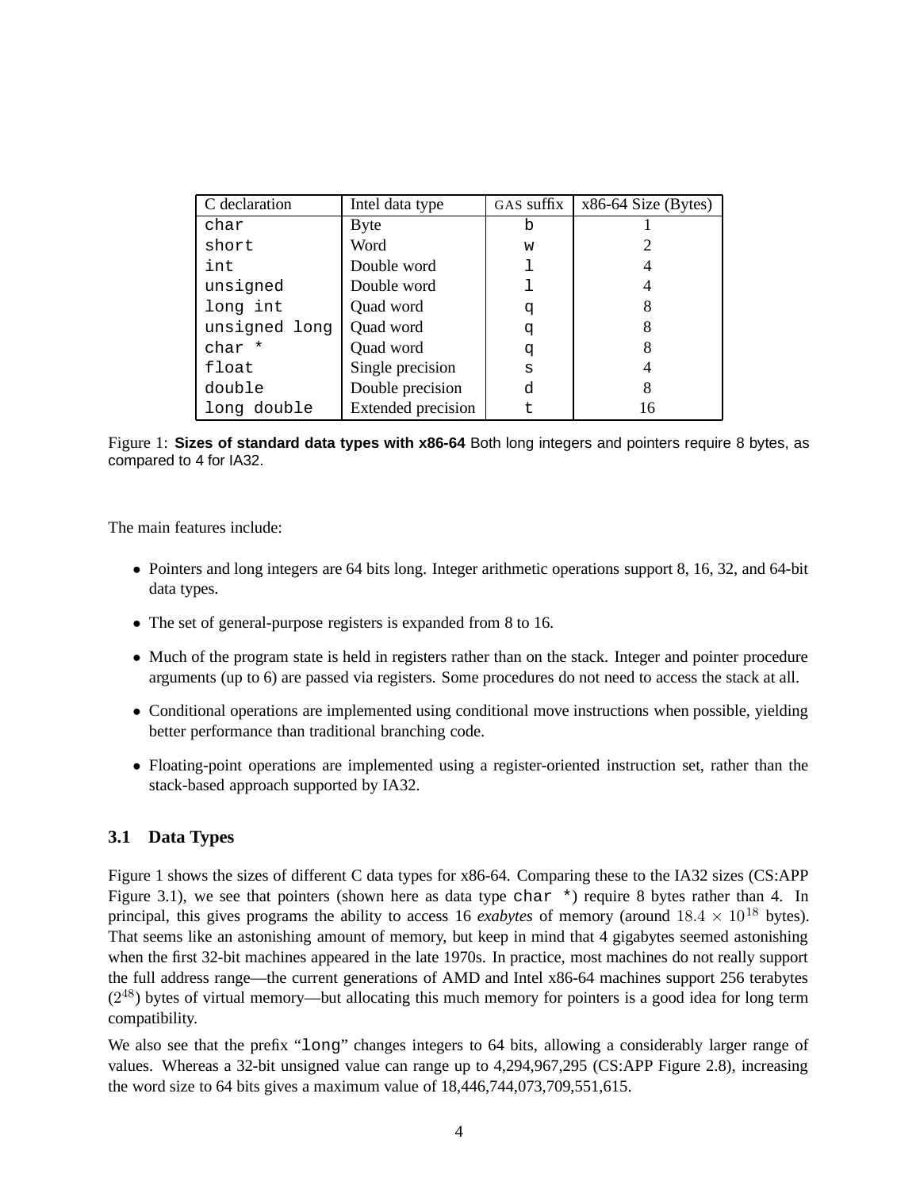| C declaration | Intel data type | GAS suffix | x86-64 Size (Bytes) |
|---|---|---|---|
| `char` | Byte | `b` | 1 |
| `short` | Word | `w` | 2 |
| `int` | Double word | `l` | 4 |
| `unsigned` | Double word | `l` | 4 |
| `long int` | Quad word | `q` | 8 |
| `unsigned long` | Quad word | `q` | 8 |
| `char *` | Quad word | `q` | 8 |
| `float` | Single precision | `s` | 4 |
| `double` | Double precision | `d` | 8 |
| `long double` | Extended precision | `t` | 16 |

Figure 1: **Sizes of standard data types with x86-64** Both long integers and pointers require 8 bytes, as compared to 4 for IA32.

The main features include:

- Pointers and long integers are 64 bits long. Integer arithmetic operations support 8, 16, 32, and 64-bit data types.
- The set of general-purpose registers is expanded from 8 to 16.
- Much of the program state is held in registers rather than on the stack. Integer and pointer procedure arguments (up to 6) are passed via registers. Some procedures do not need to access the stack at all.
- Conditional operations are implemented using conditional move instructions when possible, yielding better performance than traditional branching code.
- Floating-point operations are implemented using a register-oriented instruction set, rather than the stack-based approach supported by IA32.

### 3.1 Data Types

Figure 1 shows the sizes of different C data types for x86-64. Comparing these to the IA32 sizes (CS:APP Figure 3.1), we see that pointers (shown here as data type `char *`) require 8 bytes rather than 4. In principal, this gives programs the ability to access 16 *exabytes* of memory (around $18.4 \times 10^{18}$ bytes). That seems like an astonishing amount of memory, but keep in mind that 4 gigabytes seemed astonishing when the first 32-bit machines appeared in the late 1970s. In practice, most machines do not really support the full address range—the current generations of AMD and Intel x86-64 machines support 256 terabytes ($2^{48}$) bytes of virtual memory—but allocating this much memory for pointers is a good idea for long term compatibility.

We also see that the prefix "`long`" changes integers to 64 bits, allowing a considerably larger range of values. Whereas a 32-bit unsigned value can range up to 4,294,967,295 (CS:APP Figure 2.8), increasing the word size to 64 bits gives a maximum value of 18,446,744,073,709,551,615.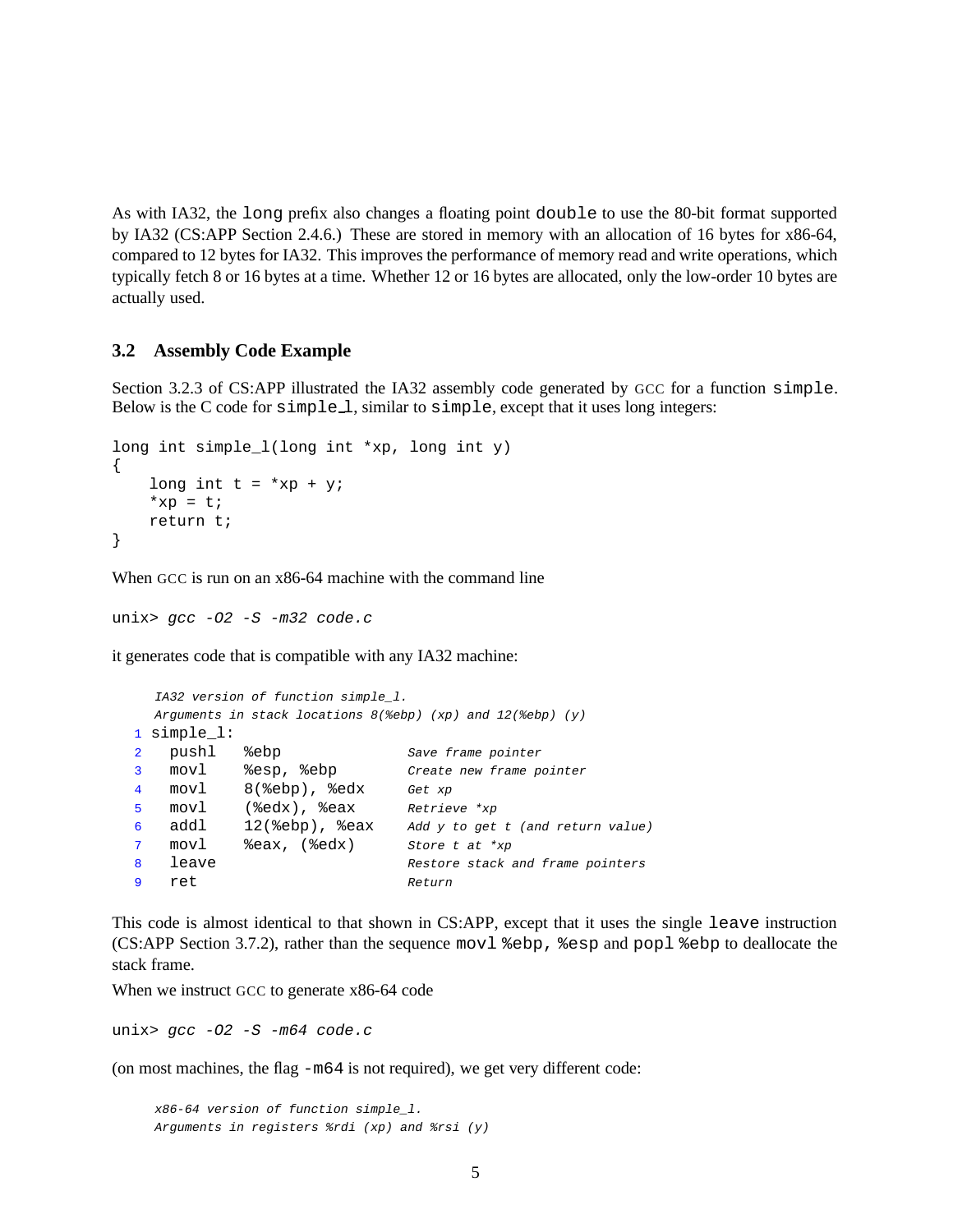As with IA32, the `long` prefix also changes a floating point `double` to use the 80-bit format supported by IA32 (CS:APP Section 2.4.6.) These are stored in memory with an allocation of 16 bytes for x86-64, compared to 12 bytes for IA32. This improves the performance of memory read and write operations, which typically fetch 8 or 16 bytes at a time. Whether 12 or 16 bytes are allocated, only the low-order 10 bytes are actually used.

### 3.2 Assembly Code Example

Section 3.2.3 of CS:APP illustrated the IA32 assembly code generated by GCC for a function `simple`. Below is the C code for `simple_l`, similar to `simple`, except that it uses long integers:

```
long int simple_l(long int *xp, long int y)
{
    long int t = *xp + y;
    *xp = t;
    return t;
}
```

When GCC is run on an x86-64 machine with the command line

```
unix> gcc -O2 -S -m32 code.c
```

it generates code that is compatible with any IA32 machine:

```
    IA32 version of function simple_l.
    Arguments in stack locations 8(%ebp) (xp) and 12(%ebp) (y)
1  simple_l:
2    pushl   %ebp              Save frame pointer
3    movl    %esp, %ebp        Create new frame pointer
4    movl    8(%ebp), %edx     Get xp
5    movl    (%edx), %eax      Retrieve *xp
6    addl    12(%ebp), %eax    Add y to get t (and return value)
7    movl    %eax, (%edx)      Store t at *xp
8    leave                     Restore stack and frame pointers
9    ret                       Return
```

This code is almost identical to that shown in CS:APP, except that it uses the single `leave` instruction (CS:APP Section 3.7.2), rather than the sequence `movl %ebp, %esp` and `popl %ebp` to deallocate the stack frame.

When we instruct GCC to generate x86-64 code

```
unix> gcc -O2 -S -m64 code.c
```

(on most machines, the flag `-m64` is not required), we get very different code:

```
    x86-64 version of function simple_l.
    Arguments in registers %rdi (xp) and %rsi (y)
```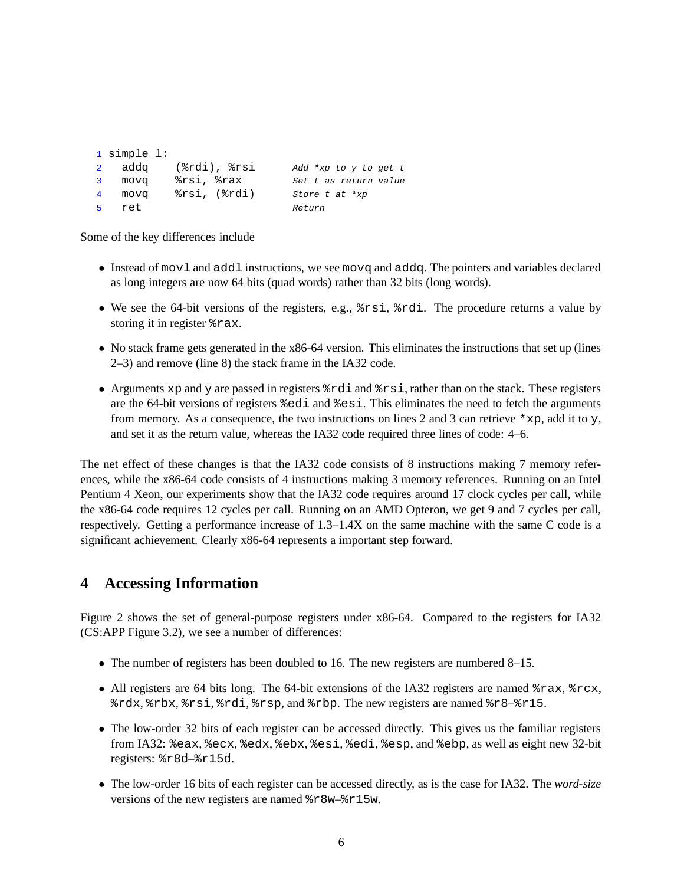```
1 simple_l:
2   addq    (%rdi), %rsi      Add *xp to y to get t
3   movq    %rsi, %rax        Set t as return value
4   movq    %rsi, (%rdi)      Store t at *xp
5   ret                       Return
```

Some of the key differences include

- Instead of `movl` and `addl` instructions, we see `movq` and `addq`. The pointers and variables declared as long integers are now 64 bits (quad words) rather than 32 bits (long words).
- We see the 64-bit versions of the registers, e.g., `%rsi`, `%rdi`. The procedure returns a value by storing it in register `%rax`.
- No stack frame gets generated in the x86-64 version. This eliminates the instructions that set up (lines 2–3) and remove (line 8) the stack frame in the IA32 code.
- Arguments `xp` and `y` are passed in registers `%rdi` and `%rsi`, rather than on the stack. These registers are the 64-bit versions of registers `%edi` and `%esi`. This eliminates the need to fetch the arguments from memory. As a consequence, the two instructions on lines 2 and 3 can retrieve `*xp`, add it to `y`, and set it as the return value, whereas the IA32 code required three lines of code: 4–6.

The net effect of these changes is that the IA32 code consists of 8 instructions making 7 memory references, while the x86-64 code consists of 4 instructions making 3 memory references. Running on an Intel Pentium 4 Xeon, our experiments show that the IA32 code requires around 17 clock cycles per call, while the x86-64 code requires 12 cycles per call. Running on an AMD Opteron, we get 9 and 7 cycles per call, respectively. Getting a performance increase of 1.3–1.4X on the same machine with the same C code is a significant achievement. Clearly x86-64 represents a important step forward.

## 4 Accessing Information

Figure 2 shows the set of general-purpose registers under x86-64. Compared to the registers for IA32 (CS:APP Figure 3.2), we see a number of differences:

- The number of registers has been doubled to 16. The new registers are numbered 8–15.
- All registers are 64 bits long. The 64-bit extensions of the IA32 registers are named `%rax`, `%rcx`, `%rdx`, `%rbx`, `%rsi`, `%rdi`, `%rsp`, and `%rbp`. The new registers are named `%r8`–`%r15`.
- The low-order 32 bits of each register can be accessed directly. This gives us the familiar registers from IA32: `%eax`, `%ecx`, `%edx`, `%ebx`, `%esi`, `%edi`, `%esp`, and `%ebp`, as well as eight new 32-bit registers: `%r8d`–`%r15d`.
- The low-order 16 bits of each register can be accessed directly, as is the case for IA32. The *word-size* versions of the new registers are named `%r8w`–`%r15w`.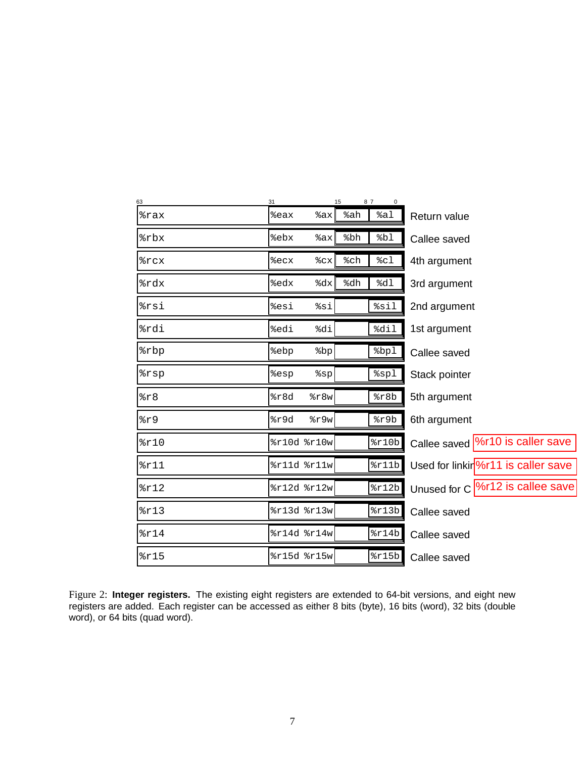| 63 | 31 | 15 | 8 7 | 0 | |
|---|---|---|---|---|---|
| %rax | %eax | %ax | %ah | %al | Return value |
| %rbx | %ebx | %ax | %bh | %bl | Callee saved |
| %rcx | %ecx | %cx | %ch | %cl | 4th argument |
| %rdx | %edx | %dx | %dh | %dl | 3rd argument |
| %rsi | %esi | %si | | %sil | 2nd argument |
| %rdi | %edi | %di | | %dil | 1st argument |
| %rbp | %ebp | %bp | | %bpl | Callee saved |
| %rsp | %esp | %sp | | %spl | Stack pointer |
| %r8 | %r8d | %r8w | | %r8b | 5th argument |
| %r9 | %r9d | %r9w | | %r9b | 6th argument |
| %r10 | %r10d | %r10w | | %r10b | Callee saved — %r10 is caller save |
| %r11 | %r11d | %r11w | | %r11b | Used for linkin[g] — %r11 is caller save |
| %r12 | %r12d | %r12w | | %r12b | Unused for C — %r12 is callee save |
| %r13 | %r13d | %r13w | | %r13b | Callee saved |
| %r14 | %r14d | %r14w | | %r14b | Callee saved |
| %r15 | %r15d | %r15w | | %r15b | Callee saved |

Figure 2: **Integer registers.** The existing eight registers are extended to 64-bit versions, and eight new registers are added. Each register can be accessed as either 8 bits (byte), 16 bits (word), 32 bits (double word), or 64 bits (quad word).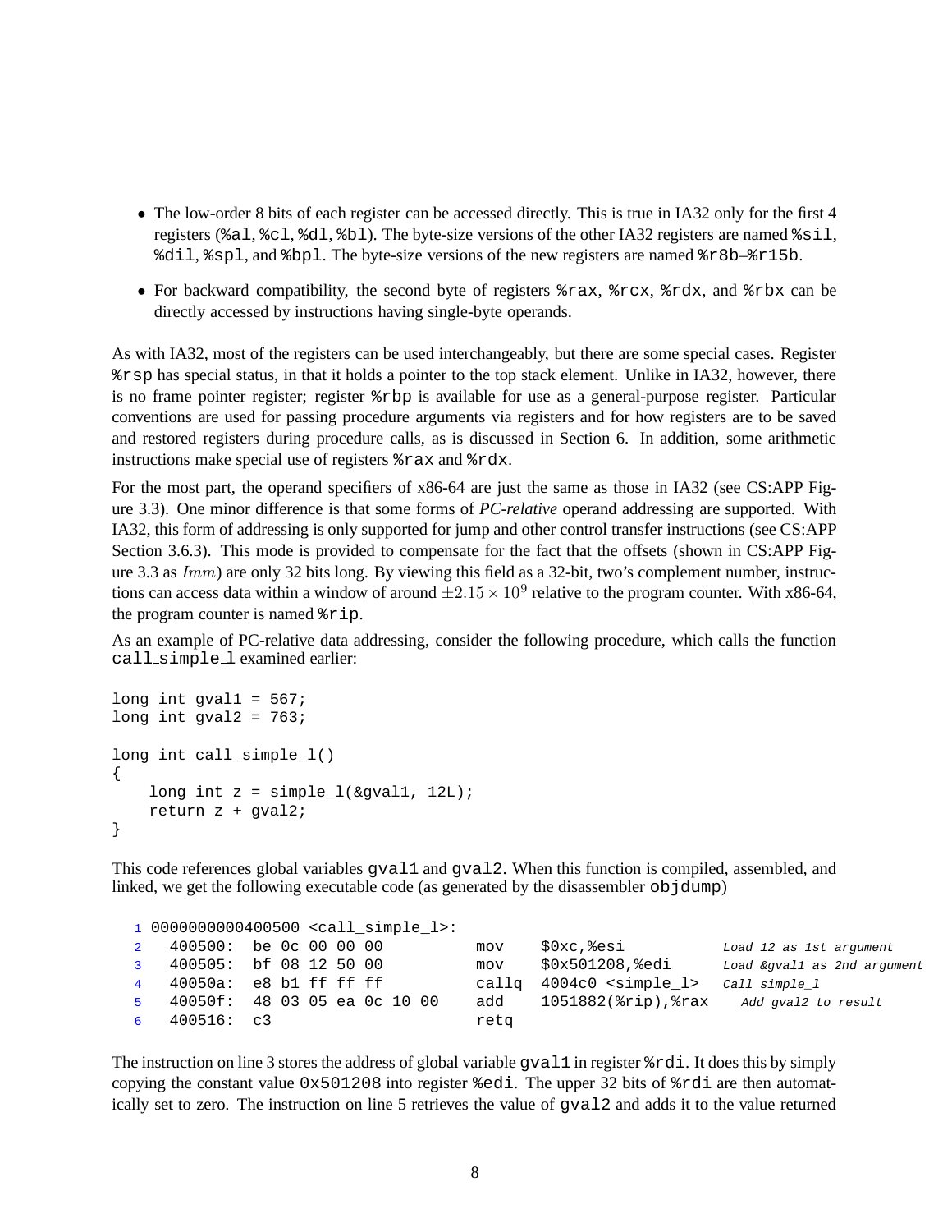- The low-order 8 bits of each register can be accessed directly. This is true in IA32 only for the first 4 registers (`%al`, `%cl`, `%dl`, `%bl`). The byte-size versions of the other IA32 registers are named `%sil`, `%dil`, `%spl`, and `%bpl`. The byte-size versions of the new registers are named `%r8b`–`%r15b`.
- For backward compatibility, the second byte of registers `%rax`, `%rcx`, `%rdx`, and `%rbx` can be directly accessed by instructions having single-byte operands.

As with IA32, most of the registers can be used interchangeably, but there are some special cases. Register `%rsp` has special status, in that it holds a pointer to the top stack element. Unlike in IA32, however, there is no frame pointer register; register `%rbp` is available for use as a general-purpose register. Particular conventions are used for passing procedure arguments via registers and for how registers are to be saved and restored registers during procedure calls, as is discussed in Section 6. In addition, some arithmetic instructions make special use of registers `%rax` and `%rdx`.

For the most part, the operand specifiers of x86-64 are just the same as those in IA32 (see CS:APP Figure 3.3). One minor difference is that some forms of *PC-relative* operand addressing are supported. With IA32, this form of addressing is only supported for jump and other control transfer instructions (see CS:APP Section 3.6.3). This mode is provided to compensate for the fact that the offsets (shown in CS:APP Figure 3.3 as $Imm$) are only 32 bits long. By viewing this field as a 32-bit, two's complement number, instructions can access data within a window of around $\pm 2.15 \times 10^9$ relative to the program counter. With x86-64, the program counter is named `%rip`.

As an example of PC-relative data addressing, consider the following procedure, which calls the function `call_simple_l` examined earlier:

```
long int gval1 = 567;
long int gval2 = 763;

long int call_simple_l()
{
    long int z = simple_l(&gval1, 12L);
    return z + gval2;
}
```

This code references global variables `gval1` and `gval2`. When this function is compiled, assembled, and linked, we get the following executable code (as generated by the disassembler `objdump`)

```
1 0000000000400500 <call_simple_l>:
2   400500:  be 0c 00 00 00          mov    $0xc,%esi          Load 12 as 1st argument
3   400505:  bf 08 12 50 00          mov    $0x501208,%edi     Load &gval1 as 2nd argument
4   40050a:  e8 b1 ff ff ff          callq  4004c0 <simple_l>  Call simple_l
5   40050f:  48 03 05 ea 0c 10 00    add    1051882(%rip),%rax   Add gval2 to result
6   400516:  c3                      retq
```

The instruction on line 3 stores the address of global variable `gval1` in register `%rdi`. It does this by simply copying the constant value `0x501208` into register `%edi`. The upper 32 bits of `%rdi` are then automatically set to zero. The instruction on line 5 retrieves the value of `gval2` and adds it to the value returned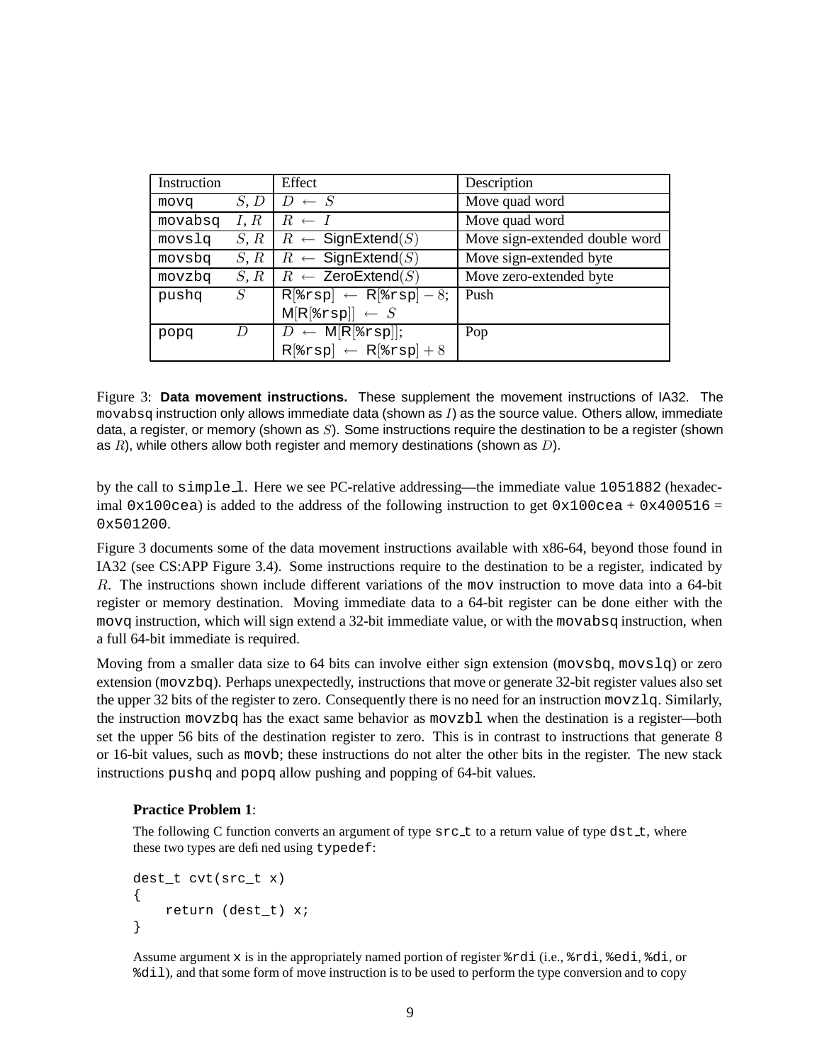| Instruction | | Effect | Description |
|---|---|---|---|
| `movq` | $S, D$ | $D \leftarrow S$ | Move quad word |
| `movabsq` | $I, R$ | $R \leftarrow I$ | Move quad word |
| `movslq` | $S, R$ | $R \leftarrow \mathsf{SignExtend}(S)$ | Move sign-extended double word |
| `movsbq` | $S, R$ | $R \leftarrow \mathsf{SignExtend}(S)$ | Move sign-extended byte |
| `movzbq` | $S, R$ | $R \leftarrow \mathsf{ZeroExtend}(S)$ | Move zero-extended byte |
| `pushq` | $S$ | $\mathsf{R}[\texttt{\%rsp}] \leftarrow \mathsf{R}[\texttt{\%rsp}] - 8$; $\mathsf{M}[\mathsf{R}[\texttt{\%rsp}]] \leftarrow S$ | Push |
| `popq` | $D$ | $D \leftarrow \mathsf{M}[\mathsf{R}[\texttt{\%rsp}]]$; $\mathsf{R}[\texttt{\%rsp}] \leftarrow \mathsf{R}[\texttt{\%rsp}] + 8$ | Pop |

Figure 3: **Data movement instructions.** These supplement the movement instructions of IA32. The `movabsq` instruction only allows immediate data (shown as $I$) as the source value. Others allow, immediate data, a register, or memory (shown as $S$). Some instructions require the destination to be a register (shown as $R$), while others allow both register and memory destinations (shown as $D$).

by the call to `simple_l`. Here we see PC-relative addressing—the immediate value `1051882` (hexadecimal `0x100cea`) is added to the address of the following instruction to get `0x100cea` + `0x400516` = `0x501200`.

Figure 3 documents some of the data movement instructions available with x86-64, beyond those found in IA32 (see CS:APP Figure 3.4). Some instructions require to the destination to be a register, indicated by $R$. The instructions shown include different variations of the `mov` instruction to move data into a 64-bit register or memory destination. Moving immediate data to a 64-bit register can be done either with the `movq` instruction, which will sign extend a 32-bit immediate value, or with the `movabsq` instruction, when a full 64-bit immediate is required.

Moving from a smaller data size to 64 bits can involve either sign extension (`movsbq`, `movslq`) or zero extension (`movzbq`). Perhaps unexpectedly, instructions that move or generate 32-bit register values also set the upper 32 bits of the register to zero. Consequently there is no need for an instruction `movzlq`. Similarly, the instruction `movzbq` has the exact same behavior as `movzbl` when the destination is a register—both set the upper 56 bits of the destination register to zero. This is in contrast to instructions that generate 8 or 16-bit values, such as `movb`; these instructions do not alter the other bits in the register. The new stack instructions `pushq` and `popq` allow pushing and popping of 64-bit values.

**Practice Problem 1**:

The following C function converts an argument of type `src_t` to a return value of type `dst_t`, where these two types are defined using `typedef`:

```
dest_t cvt(src_t x)
{
    return (dest_t) x;
}
```

Assume argument `x` is in the appropriately named portion of register `%rdi` (i.e., `%rdi`, `%edi`, `%di`, or `%dil`), and that some form of move instruction is to be used to perform the type conversion and to copy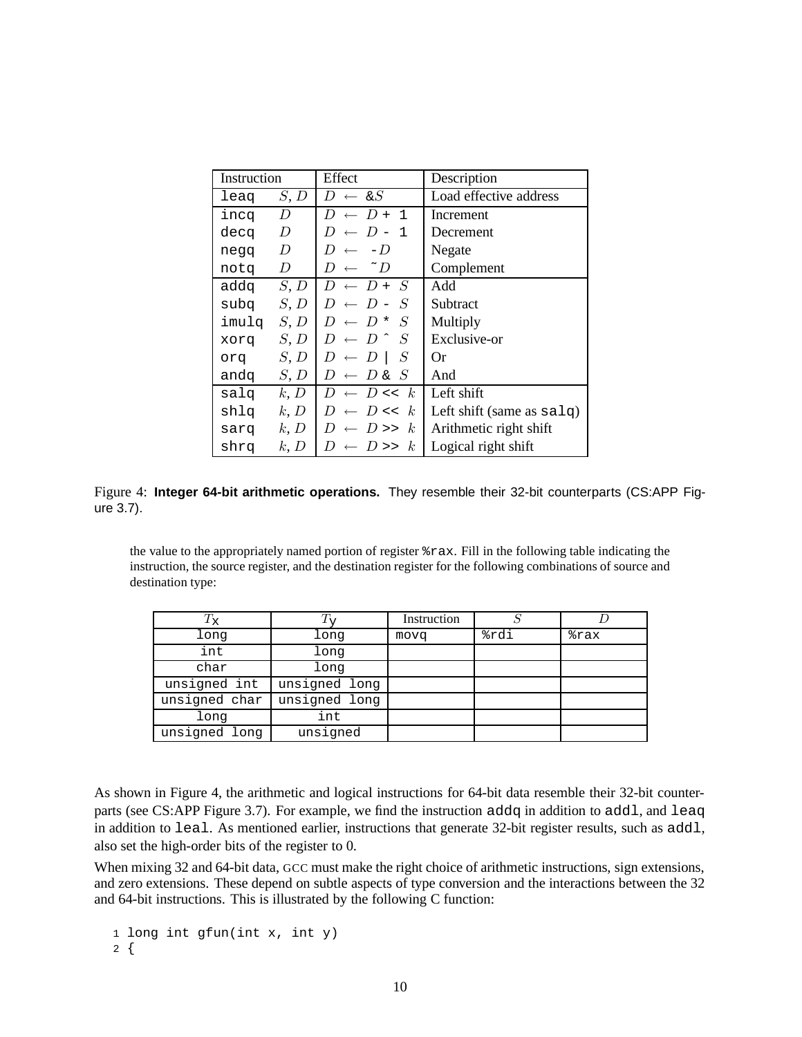| Instruction | | Effect | Description |
| --- | --- | --- | --- |
| `leaq` | $S, D$ | $D \leftarrow$ &$S$ | Load effective address |
| `incq` | $D$ | $D \leftarrow D$ + 1 | Increment |
| `decq` | $D$ | $D \leftarrow D$ - 1 | Decrement |
| `negq` | $D$ | $D \leftarrow$ -$D$ | Negate |
| `notq` | $D$ | $D \leftarrow$ ~$D$ | Complement |
| `addq` | $S, D$ | $D \leftarrow D$ + $S$ | Add |
| `subq` | $S, D$ | $D \leftarrow D$ - $S$ | Subtract |
| `imulq` | $S, D$ | $D \leftarrow D$ * $S$ | Multiply |
| `xorq` | $S, D$ | $D \leftarrow D$ ^ $S$ | Exclusive-or |
| `orq` | $S, D$ | $D \leftarrow D$ \| $S$ | Or |
| `andq` | $S, D$ | $D \leftarrow D$ & $S$ | And |
| `salq` | $k, D$ | $D \leftarrow D$ << $k$ | Left shift |
| `shlq` | $k, D$ | $D \leftarrow D$ << $k$ | Left shift (same as `salq`) |
| `sarq` | $k, D$ | $D \leftarrow D$ >> $k$ | Arithmetic right shift |
| `shrq` | $k, D$ | $D \leftarrow D$ >> $k$ | Logical right shift |

Figure 4: **Integer 64-bit arithmetic operations.** They resemble their 32-bit counterparts (CS:APP Figure 3.7).

the value to the appropriately named portion of register `%rax`. Fill in the following table indicating the instruction, the source register, and the destination register for the following combinations of source and destination type:

| $T$x | $T$y | Instruction | $S$ | $D$ |
| --- | --- | --- | --- | --- |
| `long` | `long` | `movq` | `%rdi` | `%rax` |
| `int` | `long` | | | |
| `char` | `long` | | | |
| `unsigned int` | `unsigned long` | | | |
| `unsigned char` | `unsigned long` | | | |
| `long` | `int` | | | |
| `unsigned long` | `unsigned` | | | |

As shown in Figure 4, the arithmetic and logical instructions for 64-bit data resemble their 32-bit counterparts (see CS:APP Figure 3.7). For example, we find the instruction `addq` in addition to `addl`, and `leaq` in addition to `leal`. As mentioned earlier, instructions that generate 32-bit register results, such as `addl`, also set the high-order bits of the register to 0.

When mixing 32 and 64-bit data, GCC must make the right choice of arithmetic instructions, sign extensions, and zero extensions. These depend on subtle aspects of type conversion and the interactions between the 32 and 64-bit instructions. This is illustrated by the following C function:

```
1 long int gfun(int x, int y)
2 {
```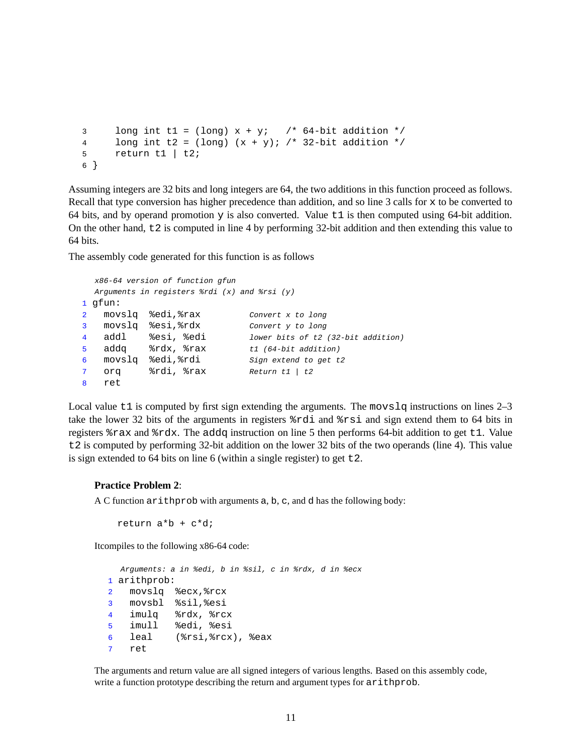```
3     long int t1 = (long) x + y;   /* 64-bit addition */
4     long int t2 = (long) (x + y); /* 32-bit addition */
5     return t1 | t2;
6 }
```

Assuming integers are 32 bits and long integers are 64, the two additions in this function proceed as follows. Recall that type conversion has higher precedence than addition, and so line 3 calls for `x` to be converted to 64 bits, and by operand promotion `y` is also converted. Value `t1` is then computed using 64-bit addition. On the other hand, `t2` is computed in line 4 by performing 32-bit addition and then extending this value to 64 bits.

The assembly code generated for this function is as follows

```
   x86-64 version of function gfun
   Arguments in registers %rdi (x) and %rsi (y)
 1 gfun:
 2   movslq  %edi,%rax          Convert x to long
 3   movslq  %esi,%rdx          Convert y to long
 4   addl    %esi, %edi         lower bits of t2 (32-bit addition)
 5   addq    %rdx, %rax         t1 (64-bit addition)
 6   movslq  %edi,%rdi          Sign extend to get t2
 7   orq     %rdi, %rax         Return t1 | t2
 8   ret
```

Local value `t1` is computed by first sign extending the arguments. The `movslq` instructions on lines 2–3 take the lower 32 bits of the arguments in registers `%rdi` and `%rsi` and sign extend them to 64 bits in registers `%rax` and `%rdx`. The `addq` instruction on line 5 then performs 64-bit addition to get `t1`. Value `t2` is computed by performing 32-bit addition on the lower 32 bits of the two operands (line 4). This value is sign extended to 64 bits on line 6 (within a single register) to get `t2`.

**Practice Problem 2**:

A C function `arithprob` with arguments `a`, `b`, `c`, and `d` has the following body:

```
return a*b + c*d;
```

Itcompiles to the following x86-64 code:

```
   Arguments: a in %edi, b in %sil, c in %rdx, d in %ecx
 1 arithprob:
 2   movslq  %ecx,%rcx
 3   movsbl  %sil,%esi
 4   imulq   %rdx, %rcx
 5   imull   %edi, %esi
 6   leal    (%rsi,%rcx), %eax
 7   ret
```

The arguments and return value are all signed integers of various lengths. Based on this assembly code, write a function prototype describing the return and argument types for `arithprob`.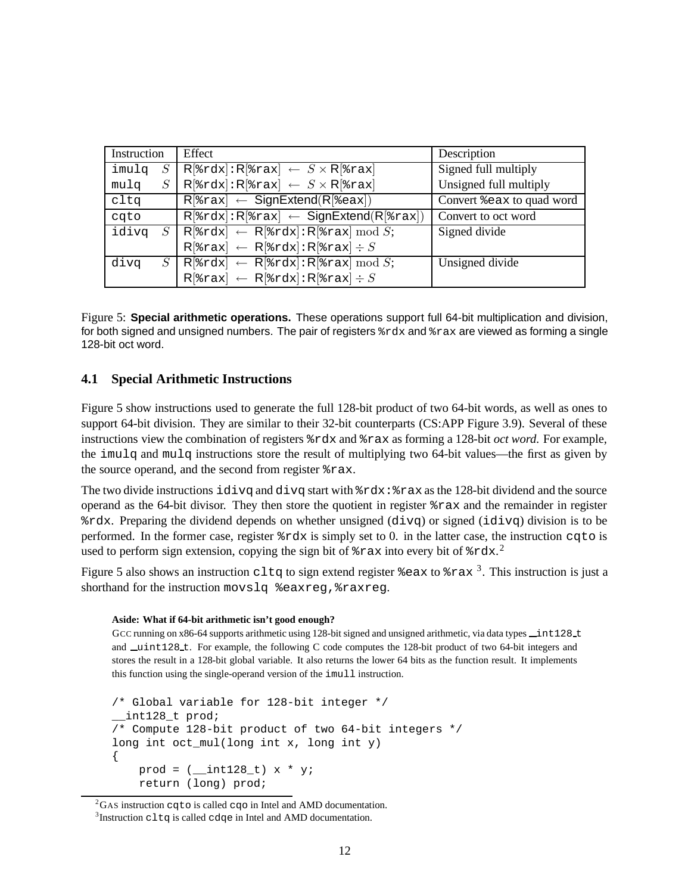| Instruction | | Effect | Description |
|---|---|---|---|
| imulq | $S$ | R[%rdx]:R[%rax] $\leftarrow$ $S \times$ R[%rax] | Signed full multiply |
| mulq | $S$ | R[%rdx]:R[%rax] $\leftarrow$ $S \times$ R[%rax] | Unsigned full multiply |
| cltq | | R[%rax] $\leftarrow$ SignExtend(R[%eax]) | Convert %eax to quad word |
| cqto | | R[%rdx]:R[%rax] $\leftarrow$ SignExtend(R[%rax]) | Convert to oct word |
| idivq | $S$ | R[%rdx] $\leftarrow$ R[%rdx]:R[%rax] $\bmod S$; R[%rax] $\leftarrow$ R[%rdx]:R[%rax] $\div S$ | Signed divide |
| divq | $S$ | R[%rdx] $\leftarrow$ R[%rdx]:R[%rax] $\bmod S$; R[%rax] $\leftarrow$ R[%rdx]:R[%rax] $\div S$ | Unsigned divide |

Figure 5: **Special arithmetic operations.** These operations support full 64-bit multiplication and division, for both signed and unsigned numbers. The pair of registers %rdx and %rax are viewed as forming a single 128-bit oct word.

### 4.1 Special Arithmetic Instructions

Figure 5 show instructions used to generate the full 128-bit product of two 64-bit words, as well as ones to support 64-bit division. They are similar to their 32-bit counterparts (CS:APP Figure 3.9). Several of these instructions view the combination of registers %rdx and %rax as forming a 128-bit *oct word.* For example, the imulq and mulq instructions store the result of multiplying two 64-bit values—the first as given by the source operand, and the second from register %rax.

The two divide instructions idivq and divq start with %rdx:%rax as the 128-bit dividend and the source operand as the 64-bit divisor. They then store the quotient in register %rax and the remainder in register %rdx. Preparing the dividend depends on whether unsigned (divq) or signed (idivq) division is to be performed. In the former case, register %rdx is simply set to 0. in the latter case, the instruction cqto is used to perform sign extension, copying the sign bit of %rax into every bit of %rdx.[2]

Figure 5 also shows an instruction cltq to sign extend register %eax to %rax [3]. This instruction is just a shorthand for the instruction movslq %eaxreg,%raxreg.

**Aside: What if 64-bit arithmetic isn't good enough?**

GCC running on x86-64 supports arithmetic using 128-bit signed and unsigned arithmetic, via data types __int128_t and __uint128_t. For example, the following C code computes the 128-bit product of two 64-bit integers and stores the result in a 128-bit global variable. It also returns the lower 64 bits as the function result. It implements this function using the single-operand version of the imull instruction.

```
/* Global variable for 128-bit integer */
__int128_t prod;
/* Compute 128-bit product of two 64-bit integers */
long int oct_mul(long int x, long int y)
{
    prod = (__int128_t) x * y;
    return (long) prod;
```

[2] GAS instruction cqto is called cqo in Intel and AMD documentation.

[3] Instruction cltq is called cdqe in Intel and AMD documentation.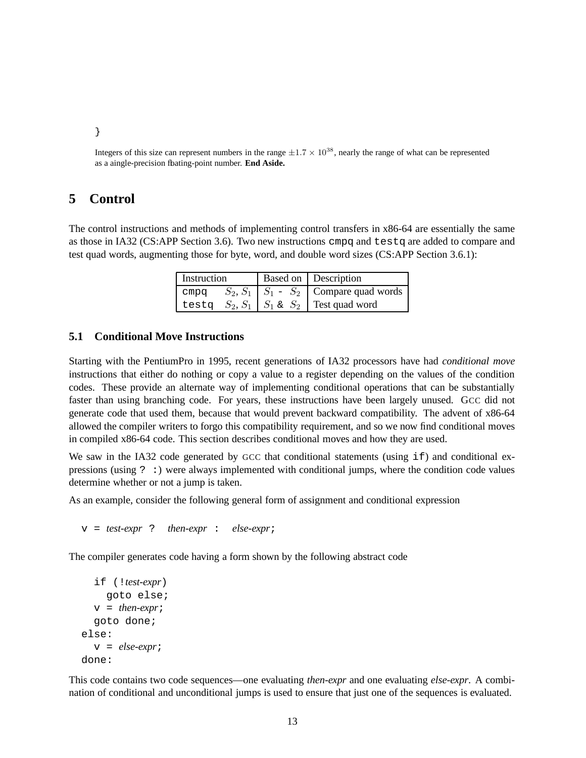```
}
```

Integers of this size can represent numbers in the range $\pm 1.7 \times 10^{38}$, nearly the range of what can be represented as a aingle-precision fbating-point number. **End Aside.**

# 5 Control

The control instructions and methods of implementing control transfers in x86-64 are essentially the same as those in IA32 (CS:APP Section 3.6). Two new instructions `cmpq` and `testq` are added to compare and test quad words, augmenting those for byte, word, and double word sizes (CS:APP Section 3.6.1):

| Instruction | Based on | Description |
|---|---|---|
| `cmpq` $S_2, S_1$ | $S_1$ `-` $S_2$ | Compare quad words |
| `testq` $S_2, S_1$ | $S_1$ `&` $S_2$ | Test quad word |

## 5.1 Conditional Move Instructions

Starting with the PentiumPro in 1995, recent generations of IA32 processors have had *conditional move* instructions that either do nothing or copy a value to a register depending on the values of the condition codes. These provide an alternate way of implementing conditional operations that can be substantially faster than using branching code. For years, these instructions have been largely unused. GCC did not generate code that used them, because that would prevent backward compatibility. The advent of x86-64 allowed the compiler writers to forgo this compatibility requirement, and so we now find conditional moves in compiled x86-64 code. This section describes conditional moves and how they are used.

We saw in the IA32 code generated by GCC that conditional statements (using `if`) and conditional expressions (using `? :`) were always implemented with conditional jumps, where the condition code values determine whether or not a jump is taken.

As an example, consider the following general form of assignment and conditional expression

```
v = test-expr ? then-expr : else-expr;
```

The compiler generates code having a form shown by the following abstract code

```
  if (!test-expr)
    goto else;
  v = then-expr;
  goto done;
else:
  v = else-expr;
done:
```

This code contains two code sequences—one evaluating *then-expr* and one evaluating *else-expr*. A combination of conditional and unconditional jumps is used to ensure that just one of the sequences is evaluated.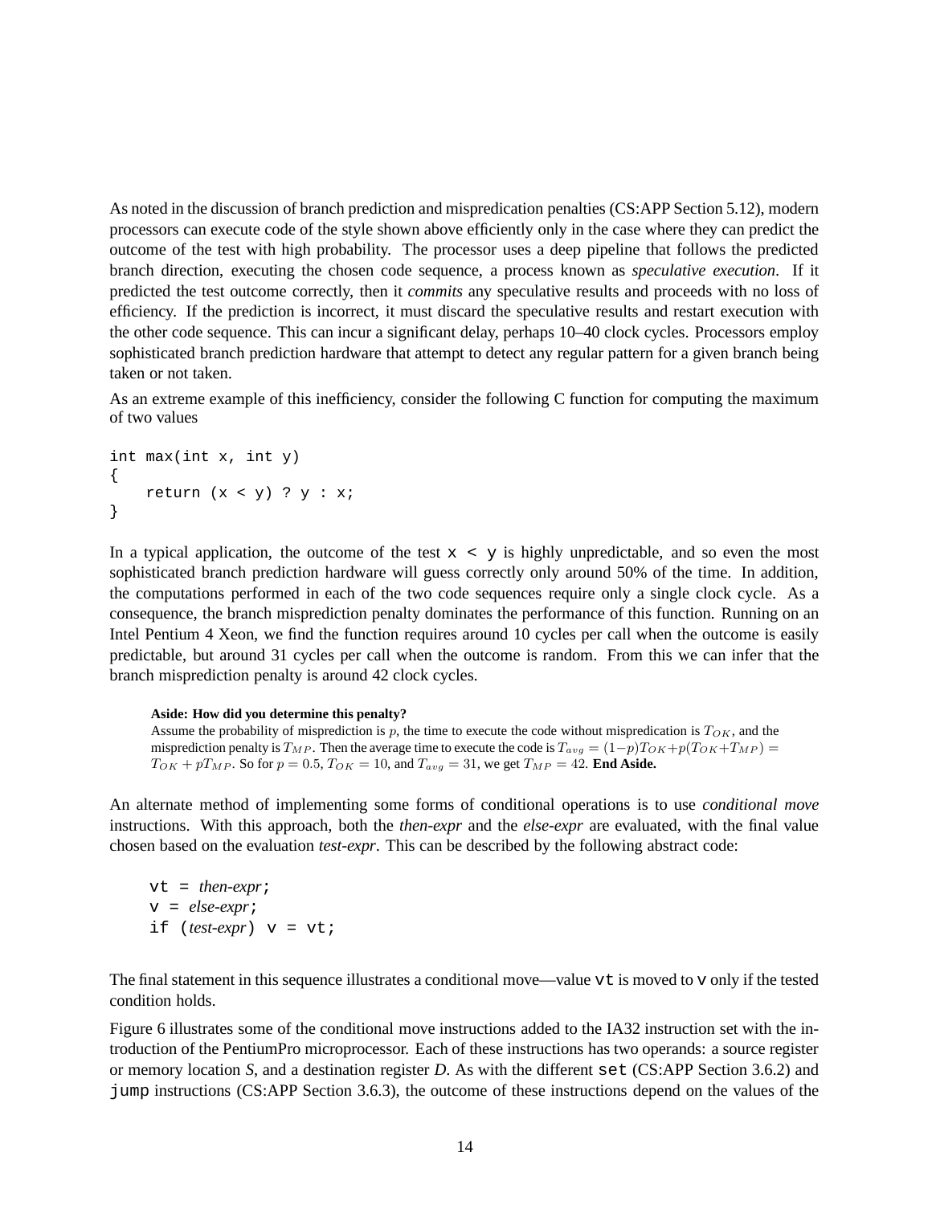As noted in the discussion of branch prediction and mispredication penalties (CS:APP Section 5.12), modern processors can execute code of the style shown above efficiently only in the case where they can predict the outcome of the test with high probability. The processor uses a deep pipeline that follows the predicted branch direction, executing the chosen code sequence, a process known as *speculative execution*. If it predicted the test outcome correctly, then it *commits* any speculative results and proceeds with no loss of efficiency. If the prediction is incorrect, it must discard the speculative results and restart execution with the other code sequence. This can incur a significant delay, perhaps 10–40 clock cycles. Processors employ sophisticated branch prediction hardware that attempt to detect any regular pattern for a given branch being taken or not taken.

As an extreme example of this inefficiency, consider the following C function for computing the maximum of two values

```
int max(int x, int y)
{
    return (x < y) ? y : x;
}
```

In a typical application, the outcome of the test `x < y` is highly unpredictable, and so even the most sophisticated branch prediction hardware will guess correctly only around 50% of the time. In addition, the computations performed in each of the two code sequences require only a single clock cycle. As a consequence, the branch misprediction penalty dominates the performance of this function. Running on an Intel Pentium 4 Xeon, we find the function requires around 10 cycles per call when the outcome is easily predictable, but around 31 cycles per call when the outcome is random. From this we can infer that the branch misprediction penalty is around 42 clock cycles.

**Aside: How did you determine this penalty?**
Assume the probability of misprediction is $p$, the time to execute the code without mispredication is $T_{OK}$, and the misprediction penalty is $T_{MP}$. Then the average time to execute the code is $T_{avg} = (1-p)T_{OK} + p(T_{OK} + T_{MP}) = T_{OK} + pT_{MP}$. So for $p = 0.5$, $T_{OK} = 10$, and $T_{avg} = 31$, we get $T_{MP} = 42$. **End Aside.**

An alternate method of implementing some forms of conditional operations is to use *conditional move* instructions. With this approach, both the *then-expr* and the *else-expr* are evaluated, with the final value chosen based on the evaluation *test-expr*. This can be described by the following abstract code:

```
vt = then-expr;
v = else-expr;
if (test-expr) v = vt;
```

The final statement in this sequence illustrates a conditional move—value `vt` is moved to `v` only if the tested condition holds.

Figure 6 illustrates some of the conditional move instructions added to the IA32 instruction set with the introduction of the PentiumPro microprocessor. Each of these instructions has two operands: a source register or memory location *S*, and a destination register *D*. As with the different `set` (CS:APP Section 3.6.2) and `jump` instructions (CS:APP Section 3.6.3), the outcome of these instructions depend on the values of the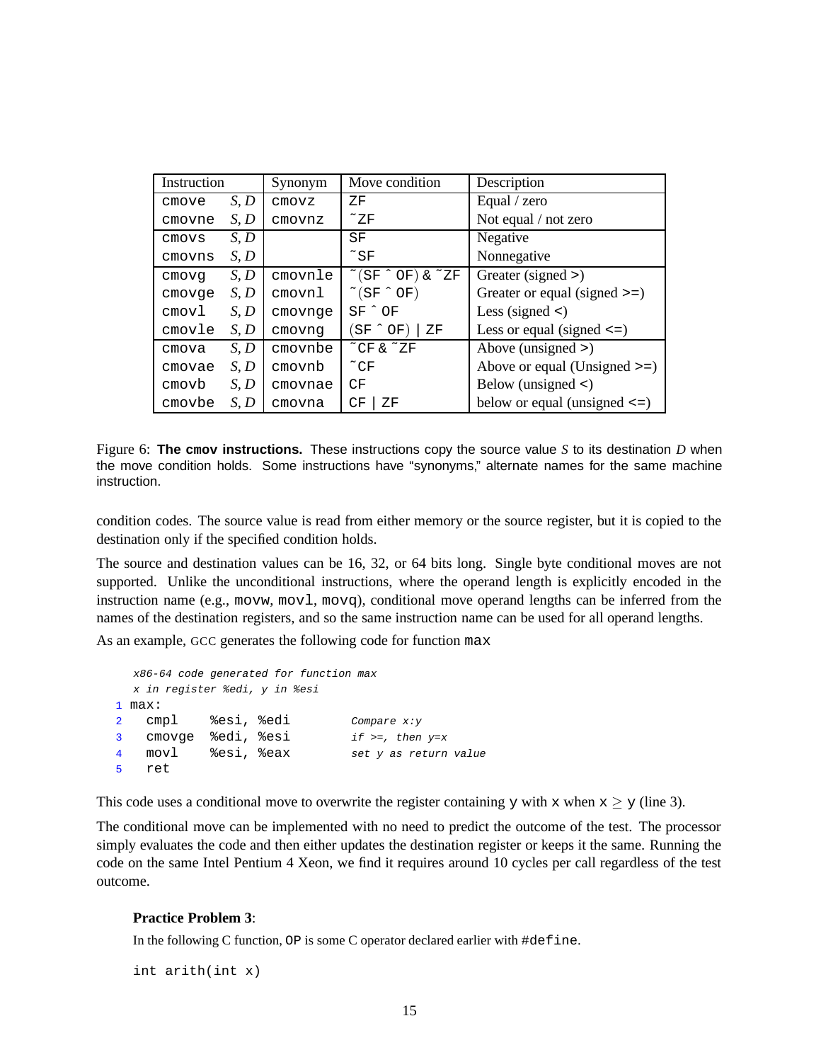| Instruction | | Synonym | Move condition | Description |
|---|---|---|---|---|
| `cmove` | *S*, *D* | `cmovz` | `ZF` | Equal / zero |
| `cmovne` | *S*, *D* | `cmovnz` | `~ZF` | Not equal / not zero |
| `cmovs` | *S*, *D* | | `SF` | Negative |
| `cmovns` | *S*, *D* | | `~SF` | Nonnegative |
| `cmovg` | *S*, *D* | `cmovnle` | `~(SF ^ OF) & ~ZF` | Greater (signed >) |
| `cmovge` | *S*, *D* | `cmovnl` | `~(SF ^ OF)` | Greater or equal (signed >=) |
| `cmovl` | *S*, *D* | `cmovnge` | `SF ^ OF` | Less (signed <) |
| `cmovle` | *S*, *D* | `cmovng` | `(SF ^ OF) \| ZF` | Less or equal (signed <=) |
| `cmova` | *S*, *D* | `cmovnbe` | `~CF & ~ZF` | Above (unsigned >) |
| `cmovae` | *S*, *D* | `cmovnb` | `~CF` | Above or equal (Unsigned >=) |
| `cmovb` | *S*, *D* | `cmovnae` | `CF` | Below (unsigned <) |
| `cmovbe` | *S*, *D* | `cmovna` | `CF \| ZF` | below or equal (unsigned <=) |

Figure 6: **The `cmov` instructions.** These instructions copy the source value *S* to its destination *D* when the move condition holds. Some instructions have "synonyms," alternate names for the same machine instruction.

condition codes. The source value is read from either memory or the source register, but it is copied to the destination only if the specified condition holds.

The source and destination values can be 16, 32, or 64 bits long. Single byte conditional moves are not supported. Unlike the unconditional instructions, where the operand length is explicitly encoded in the instruction name (e.g., `movw`, `movl`, `movq`), conditional move operand lengths can be inferred from the names of the destination registers, and so the same instruction name can be used for all operand lengths.

As an example, GCC generates the following code for function `max`

```
   x86-64 code generated for function max
   x in register %edi, y in %esi
1 max:
2   cmpl    %esi, %edi        Compare x:y
3   cmovge  %edi, %esi        if >=, then y=x
4   movl    %esi, %eax        set y as return value
5   ret
```

This code uses a conditional move to overwrite the register containing `y` with `x` when `x` $\geq$ `y` (line 3).

The conditional move can be implemented with no need to predict the outcome of the test. The processor simply evaluates the code and then either updates the destination register or keeps it the same. Running the code on the same Intel Pentium 4 Xeon, we find it requires around 10 cycles per call regardless of the test outcome.

**Practice Problem 3**:

In the following C function, `OP` is some C operator declared earlier with `#define`.

```
int arith(int x)
```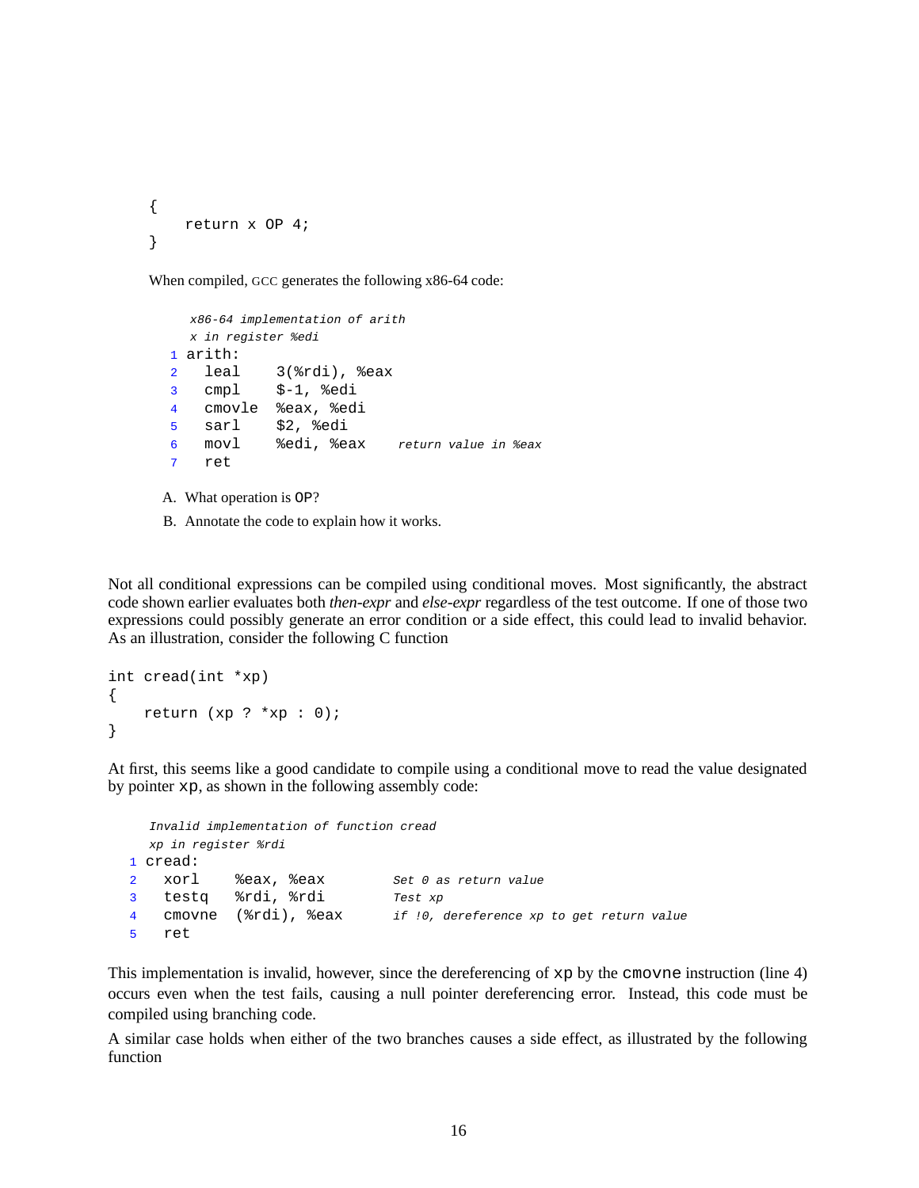```
{
    return x OP 4;
}
```

When compiled, GCC generates the following x86-64 code:

```
     x86-64 implementation of arith
     x in register %edi
   1 arith:
   2   leal    3(%rdi), %eax
   3   cmpl    $-1, %edi
   4   cmovle  %eax, %edi
   5   sarl    $2, %edi
   6   movl    %edi, %eax    return value in %eax
   7   ret
```

A. What operation is `OP`?

B. Annotate the code to explain how it works.

Not all conditional expressions can be compiled using conditional moves. Most significantly, the abstract code shown earlier evaluates both *then-expr* and *else-expr* regardless of the test outcome. If one of those two expressions could possibly generate an error condition or a side effect, this could lead to invalid behavior. As an illustration, consider the following C function

```
int cread(int *xp)
{
    return (xp ? *xp : 0);
}
```

At first, this seems like a good candidate to compile using a conditional move to read the value designated by pointer `xp`, as shown in the following assembly code:

```
     Invalid implementation of function cread
     xp in register %rdi
   1 cread:
   2   xorl    %eax, %eax       Set 0 as return value
   3   testq   %rdi, %rdi       Test xp
   4   cmovne  (%rdi), %eax     if !0, dereference xp to get return value
   5   ret
```

This implementation is invalid, however, since the dereferencing of `xp` by the `cmovne` instruction (line 4) occurs even when the test fails, causing a null pointer dereferencing error. Instead, this code must be compiled using branching code.

A similar case holds when either of the two branches causes a side effect, as illustrated by the following function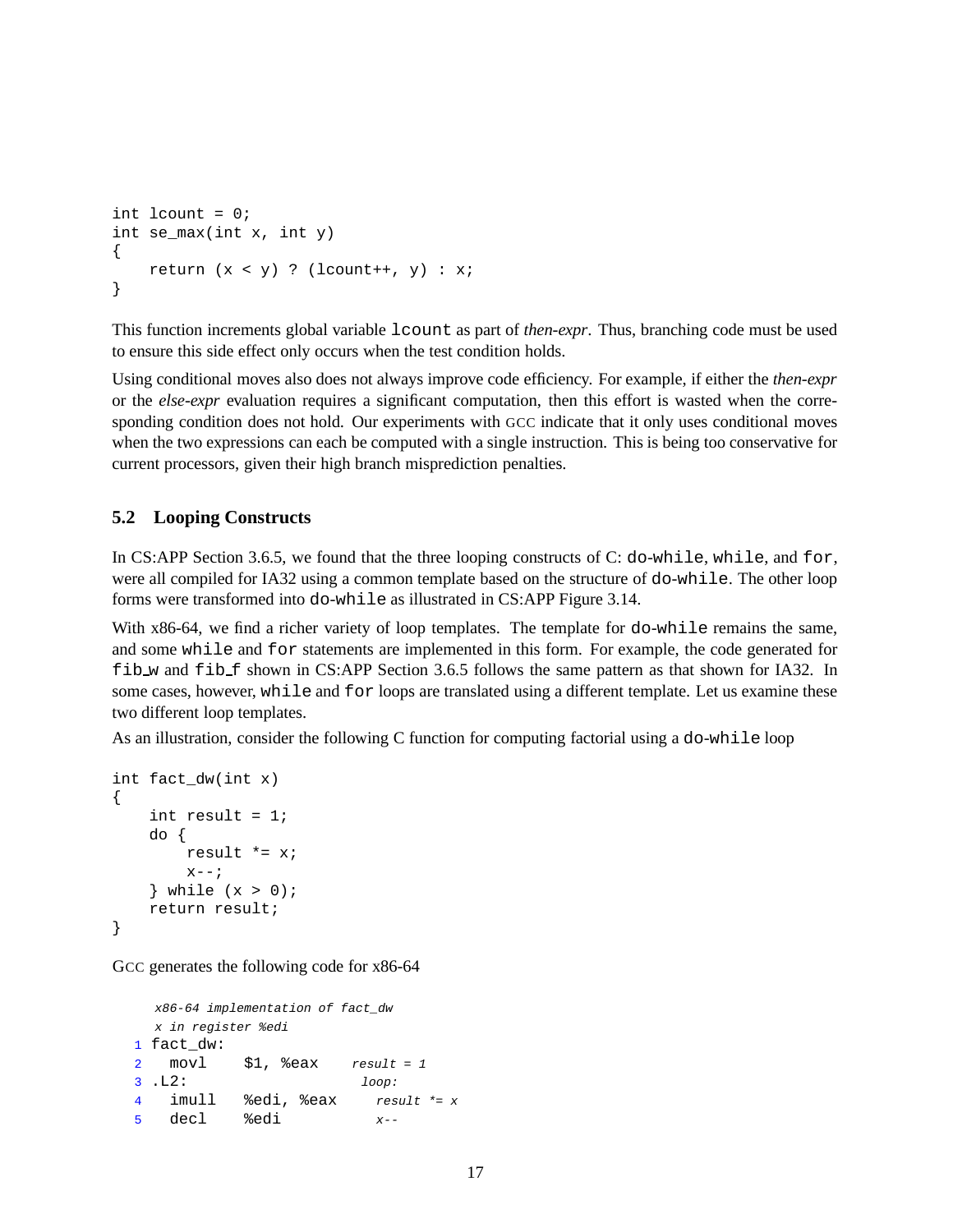```
int lcount = 0;
int se_max(int x, int y)
{
    return (x < y) ? (lcount++, y) : x;
}
```

This function increments global variable `lcount` as part of *then-expr*. Thus, branching code must be used to ensure this side effect only occurs when the test condition holds.

Using conditional moves also does not always improve code efficiency. For example, if either the *then-expr* or the *else-expr* evaluation requires a significant computation, then this effort is wasted when the corresponding condition does not hold. Our experiments with GCC indicate that it only uses conditional moves when the two expressions can each be computed with a single instruction. This is being too conservative for current processors, given their high branch misprediction penalties.

### 5.2 Looping Constructs

In CS:APP Section 3.6.5, we found that the three looping constructs of C: `do-while`, `while`, and `for`, were all compiled for IA32 using a common template based on the structure of `do-while`. The other loop forms were transformed into `do-while` as illustrated in CS:APP Figure 3.14.

With x86-64, we find a richer variety of loop templates. The template for `do-while` remains the same, and some `while` and `for` statements are implemented in this form. For example, the code generated for `fib_w` and `fib_f` shown in CS:APP Section 3.6.5 follows the same pattern as that shown for IA32. In some cases, however, `while` and `for` loops are translated using a different template. Let us examine these two different loop templates.

As an illustration, consider the following C function for computing factorial using a `do-while` loop

```
int fact_dw(int x)
{
    int result = 1;
    do {
        result *= x;
        x--;
    } while (x > 0);
    return result;
}
```

GCC generates the following code for x86-64

```
    x86-64 implementation of fact_dw
    x in register %edi
1 fact_dw:
2   movl    $1, %eax      result = 1
3 .L2:                    loop:
4   imull   %edi, %eax     result *= x
5   decl    %edi           x--
```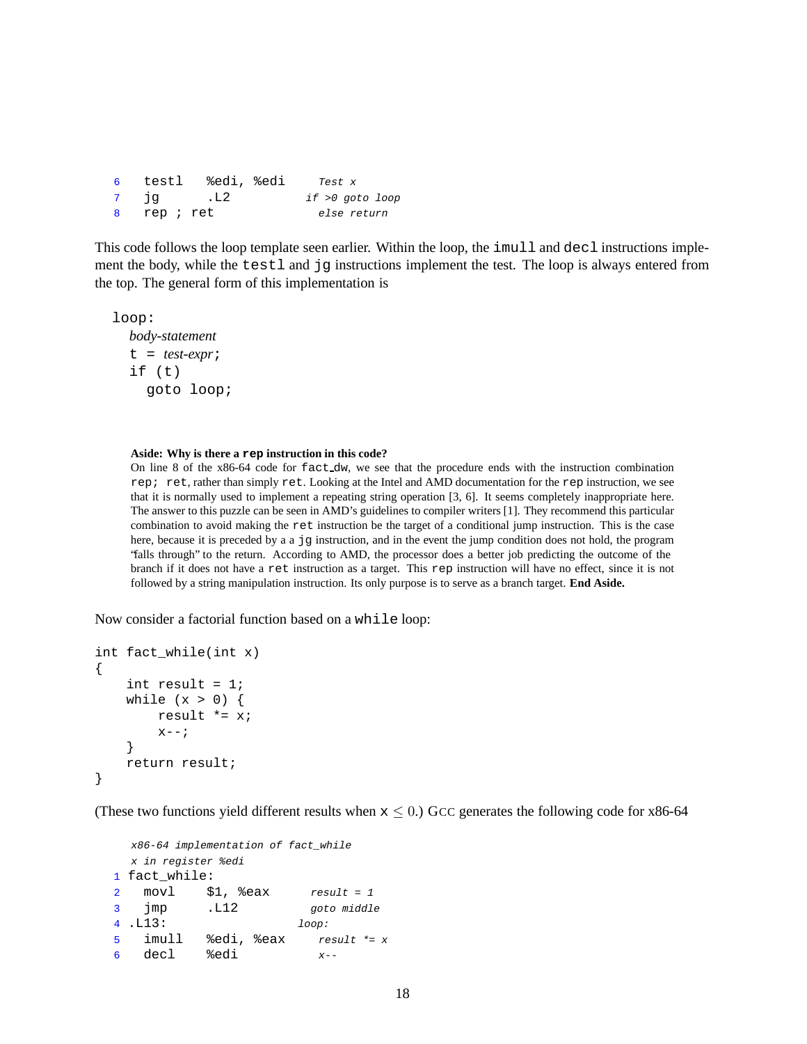```
6   testl   %edi, %edi      Test x
7   jg      .L2             if >0 goto loop
8   rep ; ret               else return
```

This code follows the loop template seen earlier. Within the loop, the `imull` and `decl` instructions implement the body, while the `testl` and `jg` instructions implement the test. The loop is always entered from the top. The general form of this implementation is

```
loop:
  body-statement
  t = test-expr;
  if (t)
    goto loop;
```

> **Aside: Why is there a `rep` instruction in this code?**
> On line 8 of the x86-64 code for `fact_dw`, we see that the procedure ends with the instruction combination `rep; ret`, rather than simply `ret`. Looking at the Intel and AMD documentation for the `rep` instruction, we see that it is normally used to implement a repeating string operation [3, 6]. It seems completely inappropriate here. The answer to this puzzle can be seen in AMD's guidelines to compiler writers [1]. They recommend this particular combination to avoid making the `ret` instruction be the target of a conditional jump instruction. This is the case here, because it is preceded by a a `jg` instruction, and in the event the jump condition does not hold, the program "falls through" to the return. According to AMD, the processor does a better job predicting the outcome of the branch if it does not have a `ret` instruction as a target. This `rep` instruction will have no effect, since it is not followed by a string manipulation instruction. Its only purpose is to serve as a branch target. **End Aside.**

Now consider a factorial function based on a `while` loop:

```
int fact_while(int x)
{
    int result = 1;
    while (x > 0) {
        result *= x;
        x--;
    }
    return result;
}
```

(These two functions yield different results when $x \leq 0$.) GCC generates the following code for x86-64

```
   x86-64 implementation of fact_while
   x in register %edi
1 fact_while:
2   movl    $1, %eax        result = 1
3   jmp     .L12            goto middle
4 .L13:                     loop:
5   imull   %edi, %eax      result *= x
6   decl    %edi            x--
```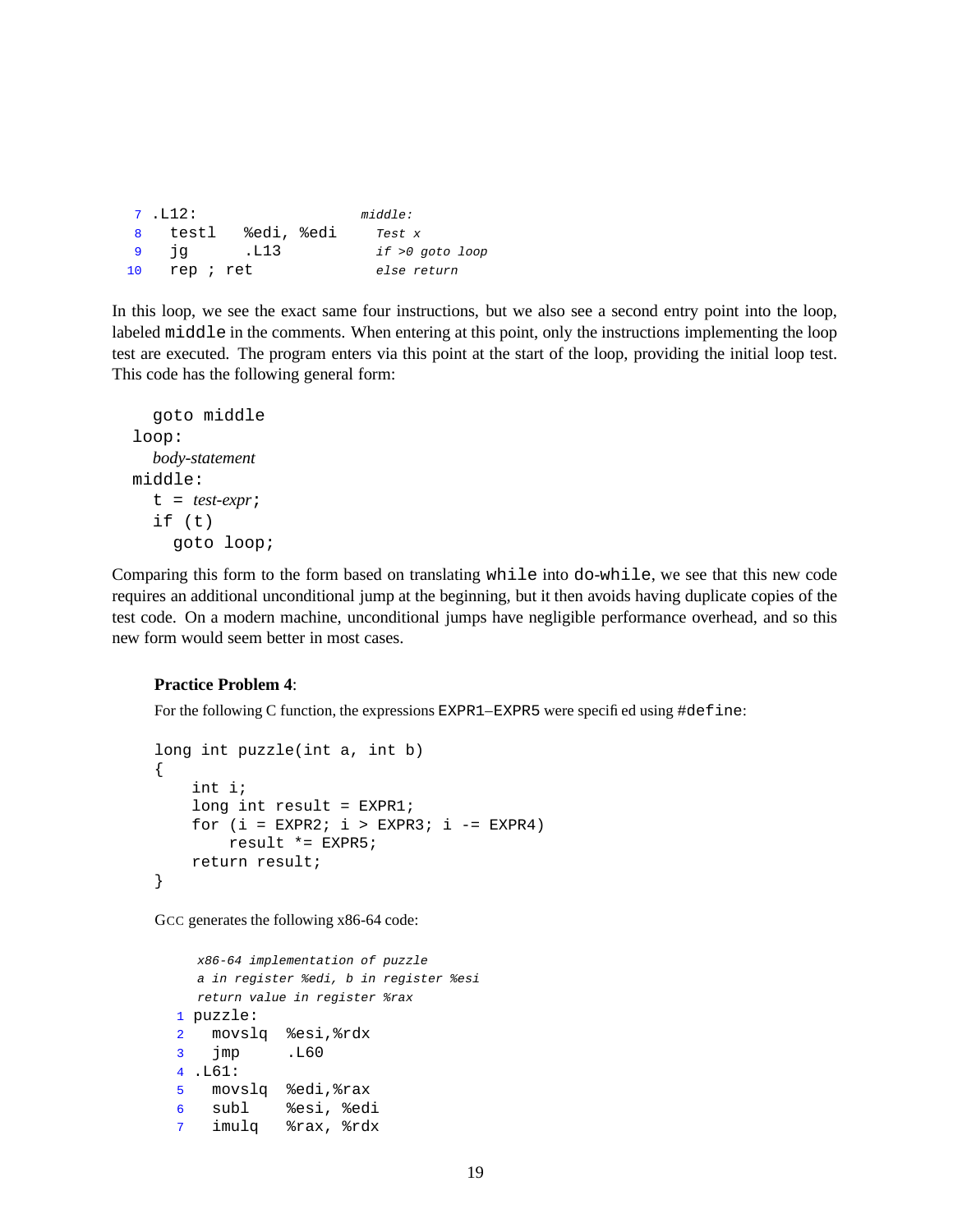```
 7 .L12:                      middle:
 8   testl   %edi, %edi         Test x
 9   jg      .L13               if >0 goto loop
10   rep ; ret                  else return
```

In this loop, we see the exact same four instructions, but we also see a second entry point into the loop, labeled `middle` in the comments. When entering at this point, only the instructions implementing the loop test are executed. The program enters via this point at the start of the loop, providing the initial loop test. This code has the following general form:

```
  goto middle
loop:
  body-statement
middle:
  t = test-expr;
  if (t)
    goto loop;
```

Comparing this form to the form based on translating `while` into `do-while`, we see that this new code requires an additional unconditional jump at the beginning, but it then avoids having duplicate copies of the test code. On a modern machine, unconditional jumps have negligible performance overhead, and so this new form would seem better in most cases.

**Practice Problem 4**:

For the following C function, the expressions `EXPR1`–`EXPR5` were specified using `#define`:

```c
long int puzzle(int a, int b)
{
    int i;
    long int result = EXPR1;
    for (i = EXPR2; i > EXPR3; i -= EXPR4)
        result *= EXPR5;
    return result;
}
```

GCC generates the following x86-64 code:

```
    x86-64 implementation of puzzle
    a in register %edi, b in register %esi
    return value in register %rax
1 puzzle:
2   movslq  %esi,%rdx
3   jmp     .L60
4 .L61:
5   movslq  %edi,%rax
6   subl    %esi, %edi
7   imulq   %rax, %rdx
```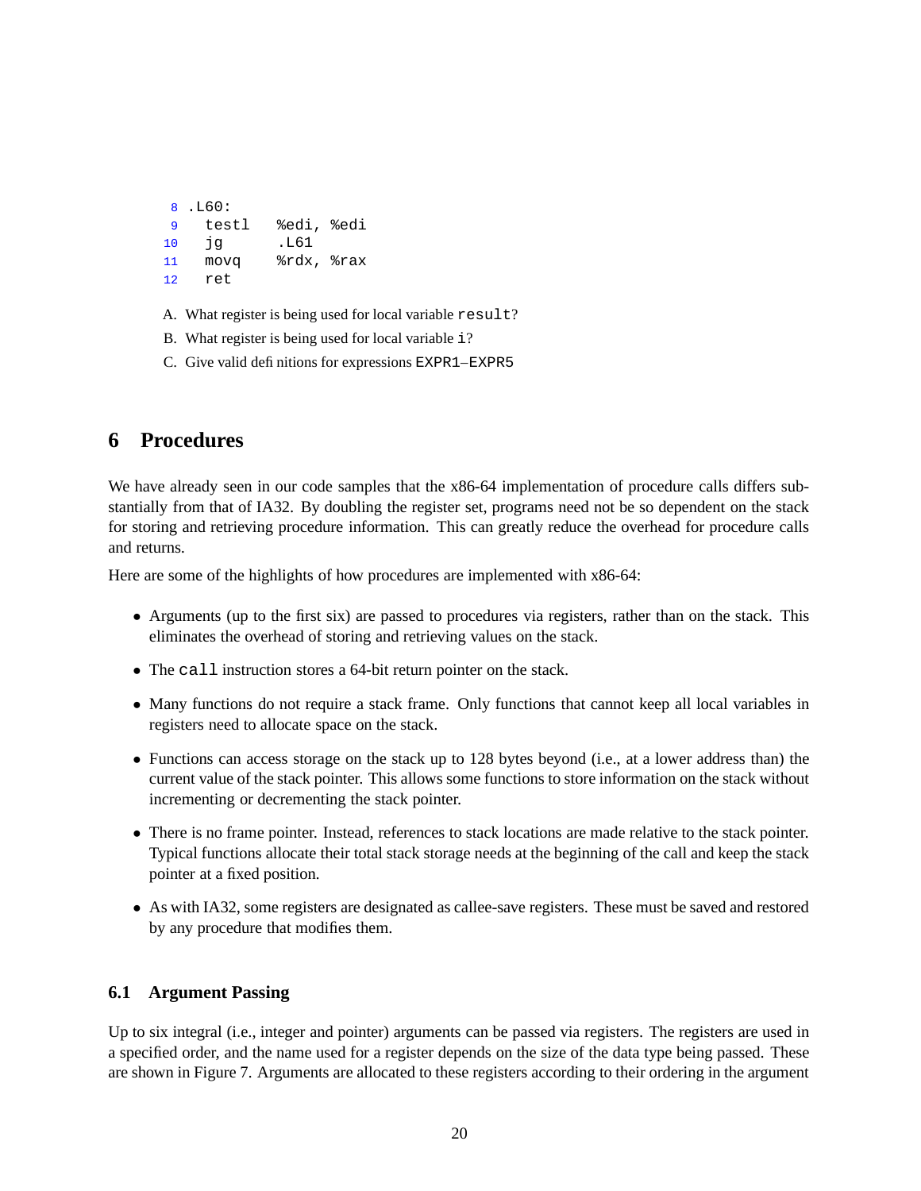```
8  .L60:
9    testl   %edi, %edi
10   jg      .L61
11   movq    %rdx, %rax
12   ret
```

A. What register is being used for local variable `result`?

B. What register is being used for local variable `i`?

C. Give valid definitions for expressions `EXPR1`–`EXPR5`

## 6 Procedures

We have already seen in our code samples that the x86-64 implementation of procedure calls differs substantially from that of IA32. By doubling the register set, programs need not be so dependent on the stack for storing and retrieving procedure information. This can greatly reduce the overhead for procedure calls and returns.

Here are some of the highlights of how procedures are implemented with x86-64:

- Arguments (up to the first six) are passed to procedures via registers, rather than on the stack. This eliminates the overhead of storing and retrieving values on the stack.
- The `call` instruction stores a 64-bit return pointer on the stack.
- Many functions do not require a stack frame. Only functions that cannot keep all local variables in registers need to allocate space on the stack.
- Functions can access storage on the stack up to 128 bytes beyond (i.e., at a lower address than) the current value of the stack pointer. This allows some functions to store information on the stack without incrementing or decrementing the stack pointer.
- There is no frame pointer. Instead, references to stack locations are made relative to the stack pointer. Typical functions allocate their total stack storage needs at the beginning of the call and keep the stack pointer at a fixed position.
- As with IA32, some registers are designated as callee-save registers. These must be saved and restored by any procedure that modifies them.

### 6.1 Argument Passing

Up to six integral (i.e., integer and pointer) arguments can be passed via registers. The registers are used in a specified order, and the name used for a register depends on the size of the data type being passed. These are shown in Figure 7. Arguments are allocated to these registers according to their ordering in the argument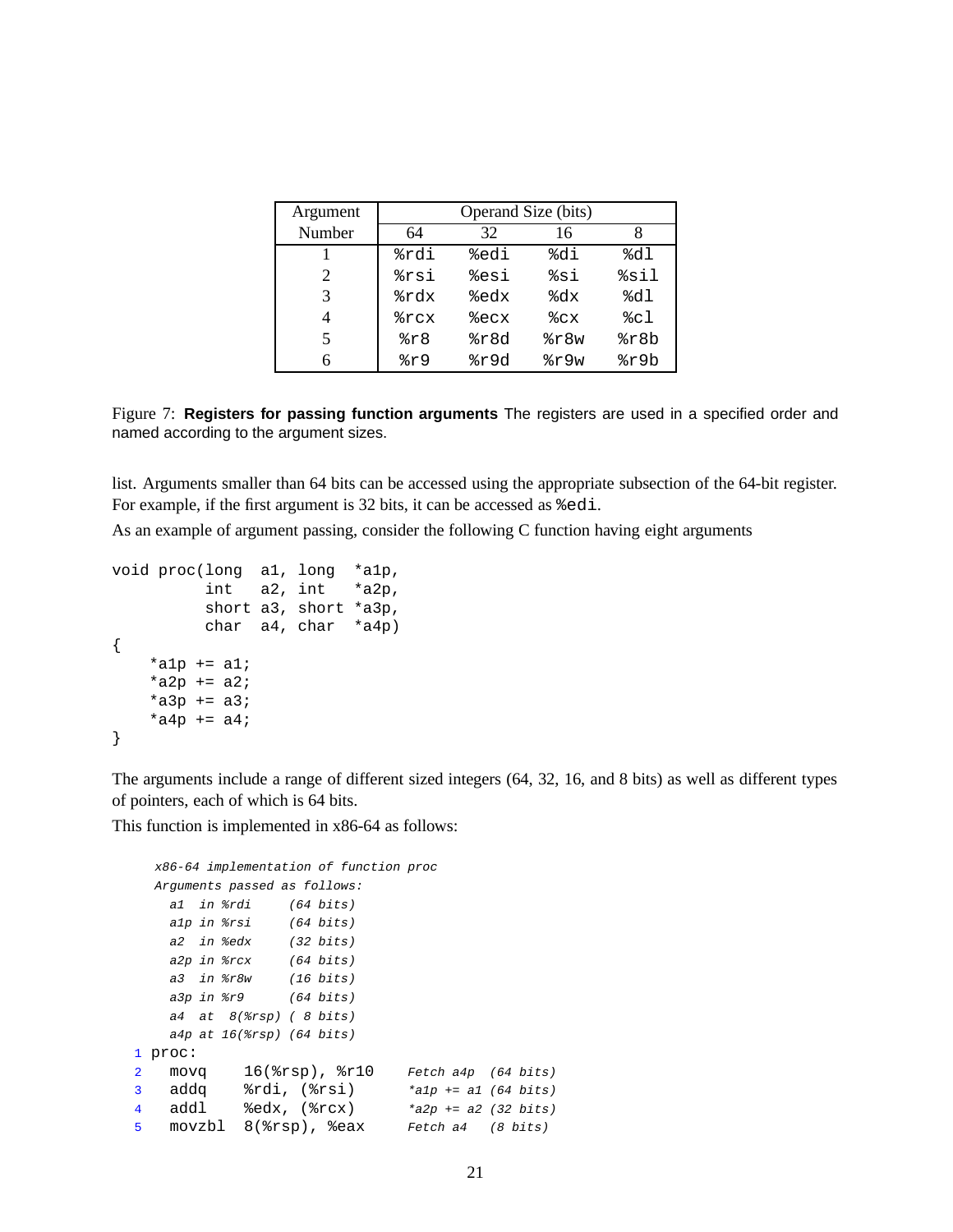| Argument Number | Operand Size (bits) | | | |
|---|---|---|---|---|
| | 64 | 32 | 16 | 8 |
| 1 | %rdi | %edi | %di | %dl |
| 2 | %rsi | %esi | %si | %sil |
| 3 | %rdx | %edx | %dx | %dl |
| 4 | %rcx | %ecx | %cx | %cl |
| 5 | %r8 | %r8d | %r8w | %r8b |
| 6 | %r9 | %r9d | %r9w | %r9b |

Figure 7: **Registers for passing function arguments** The registers are used in a specified order and named according to the argument sizes.

list. Arguments smaller than 64 bits can be accessed using the appropriate subsection of the 64-bit register. For example, if the first argument is 32 bits, it can be accessed as `%edi`.

As an example of argument passing, consider the following C function having eight arguments

```
void proc(long  a1, long  *a1p,
          int   a2, int   *a2p,
          short a3, short *a3p,
          char  a4, char  *a4p)
{
    *a1p += a1;
    *a2p += a2;
    *a3p += a3;
    *a4p += a4;
}
```

The arguments include a range of different sized integers (64, 32, 16, and 8 bits) as well as different types of pointers, each of which is 64 bits.

This function is implemented in x86-64 as follows:

```
    x86-64 implementation of function proc
    Arguments passed as follows:
      a1  in %rdi     (64 bits)
      a1p in %rsi     (64 bits)
      a2  in %edx     (32 bits)
      a2p in %rcx     (64 bits)
      a3  in %r8w     (16 bits)
      a3p in %r9      (64 bits)
      a4  at  8(%rsp) ( 8 bits)
      a4p at 16(%rsp) (64 bits)
1  proc:
2    movq    16(%rsp), %r10     Fetch a4p  (64 bits)
3    addq    %rdi, (%rsi)       *a1p += a1 (64 bits)
4    addl    %edx, (%rcx)       *a2p += a2 (32 bits)
5    movzbl  8(%rsp), %eax      Fetch a4   (8 bits)
```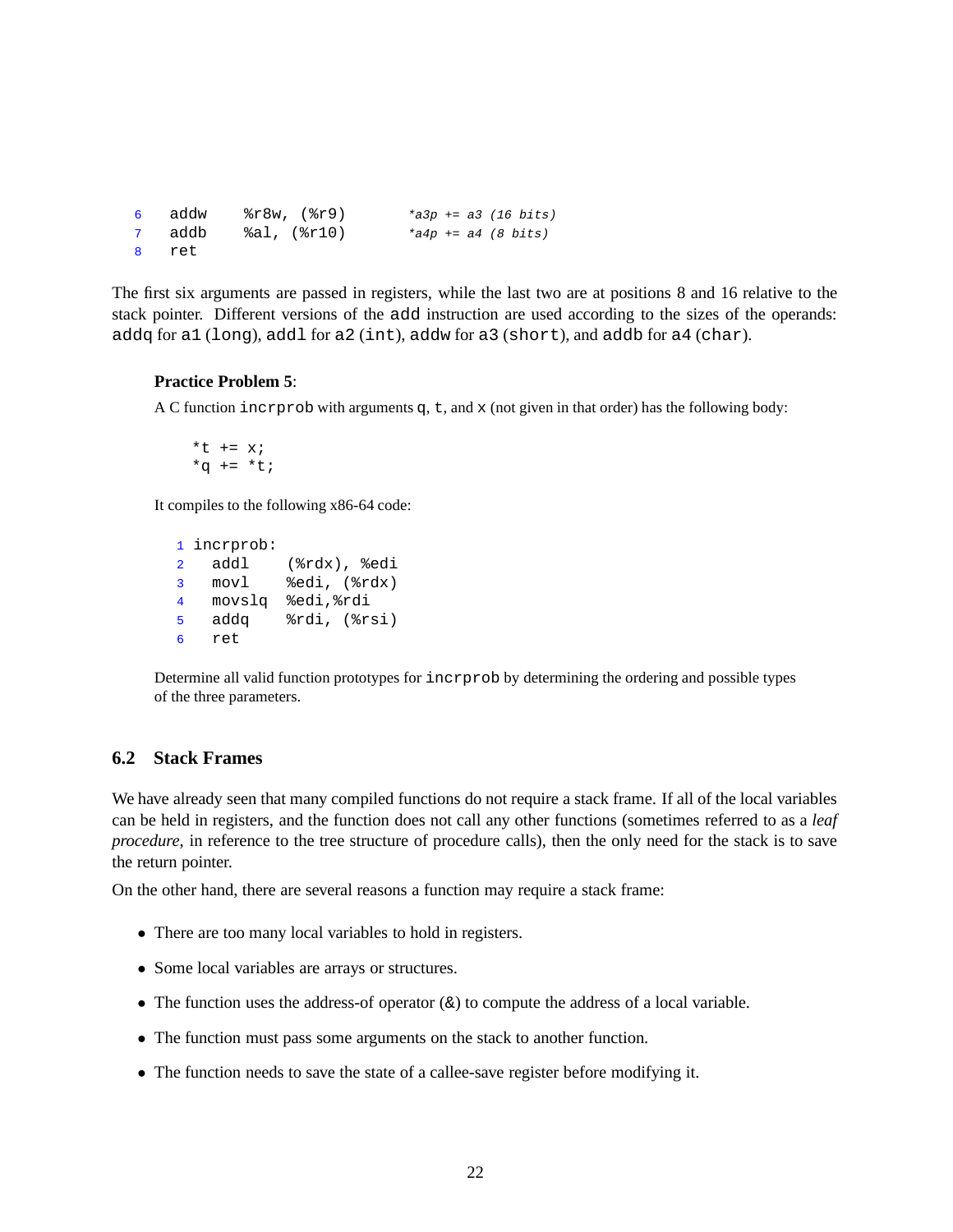```
6   addw    %r8w, (%r9)       *a3p += a3 (16 bits)
7   addb    %al, (%r10)       *a4p += a4 (8 bits)
8   ret
```

The first six arguments are passed in registers, while the last two are at positions 8 and 16 relative to the stack pointer. Different versions of the `add` instruction are used according to the sizes of the operands: `addq` for `a1` (`long`), `addl` for `a2` (`int`), `addw` for `a3` (`short`), and `addb` for `a4` (`char`).

**Practice Problem 5**:

A C function `incrprob` with arguments `q`, `t`, and `x` (not given in that order) has the following body:

```
*t += x;
*q += *t;
```

It compiles to the following x86-64 code:

```
1 incrprob:
2   addl    (%rdx), %edi
3   movl    %edi, (%rdx)
4   movslq  %edi,%rdi
5   addq    %rdi, (%rsi)
6   ret
```

Determine all valid function prototypes for `incrprob` by determining the ordering and possible types of the three parameters.

## 6.2 Stack Frames

We have already seen that many compiled functions do not require a stack frame. If all of the local variables can be held in registers, and the function does not call any other functions (sometimes referred to as a *leaf procedure*, in reference to the tree structure of procedure calls), then the only need for the stack is to save the return pointer.

On the other hand, there are several reasons a function may require a stack frame:

- There are too many local variables to hold in registers.
- Some local variables are arrays or structures.
- The function uses the address-of operator (&) to compute the address of a local variable.
- The function must pass some arguments on the stack to another function.
- The function needs to save the state of a callee-save register before modifying it.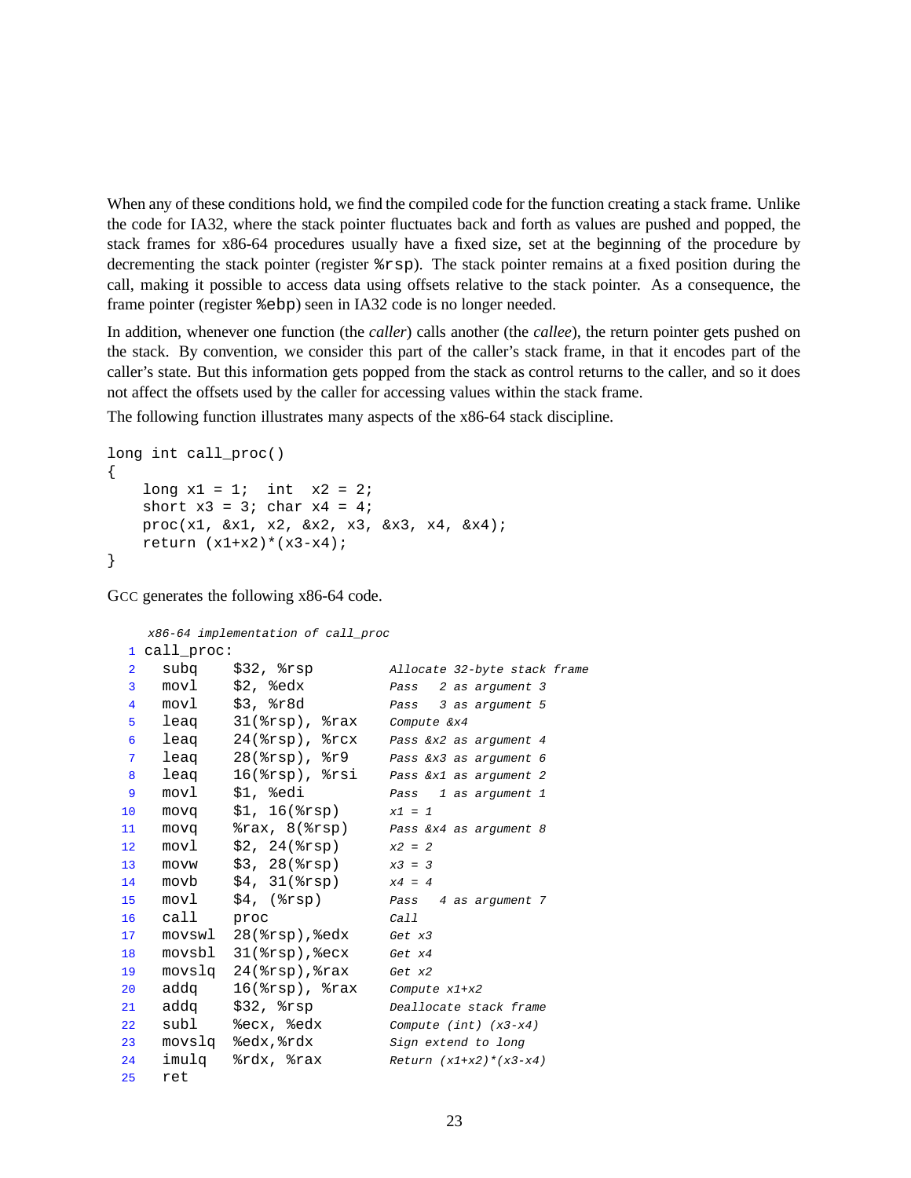When any of these conditions hold, we find the compiled code for the function creating a stack frame. Unlike the code for IA32, where the stack pointer fluctuates back and forth as values are pushed and popped, the stack frames for x86-64 procedures usually have a fixed size, set at the beginning of the procedure by decrementing the stack pointer (register `%rsp`). The stack pointer remains at a fixed position during the call, making it possible to access data using offsets relative to the stack pointer. As a consequence, the frame pointer (register `%ebp`) seen in IA32 code is no longer needed.

In addition, whenever one function (the *caller*) calls another (the *callee*), the return pointer gets pushed on the stack. By convention, we consider this part of the caller's stack frame, in that it encodes part of the caller's state. But this information gets popped from the stack as control returns to the caller, and so it does not affect the offsets used by the caller for accessing values within the stack frame.

The following function illustrates many aspects of the x86-64 stack discipline.

```
long int call_proc()
{
    long x1 = 1;  int  x2 = 2;
    short x3 = 3; char x4 = 4;
    proc(x1, &x1, x2, &x2, x3, &x3, x4, &x4);
    return (x1+x2)*(x3-x4);
}
```

GCC generates the following x86-64 code.

```
   x86-64 implementation of call_proc
 1 call_proc:
 2   subq    $32, %rsp          Allocate 32-byte stack frame
 3   movl    $2, %edx           Pass   2 as argument 3
 4   movl    $3, %r8d           Pass   3 as argument 5
 5   leaq    31(%rsp), %rax     Compute &x4
 6   leaq    24(%rsp), %rcx     Pass &x2 as argument 4
 7   leaq    28(%rsp), %r9      Pass &x3 as argument 6
 8   leaq    16(%rsp), %rsi     Pass &x1 as argument 2
 9   movl    $1, %edi           Pass   1 as argument 1
10   movq    $1, 16(%rsp)       x1 = 1
11   movq    %rax, 8(%rsp)      Pass &x4 as argument 8
12   movl    $2, 24(%rsp)       x2 = 2
13   movw    $3, 28(%rsp)       x3 = 3
14   movb    $4, 31(%rsp)       x4 = 4
15   movl    $4, (%rsp)         Pass   4 as argument 7
16   call    proc               Call
17   movswl  28(%rsp),%edx      Get x3
18   movsbl  31(%rsp),%ecx      Get x4
19   movslq  24(%rsp),%rax      Get x2
20   addq    16(%rsp), %rax     Compute x1+x2
21   addq    $32, %rsp          Deallocate stack frame
22   subl    %ecx, %edx         Compute (int) (x3-x4)
23   movslq  %edx,%rdx          Sign extend to long
24   imulq   %rdx, %rax         Return (x1+x2)*(x3-x4)
25   ret
```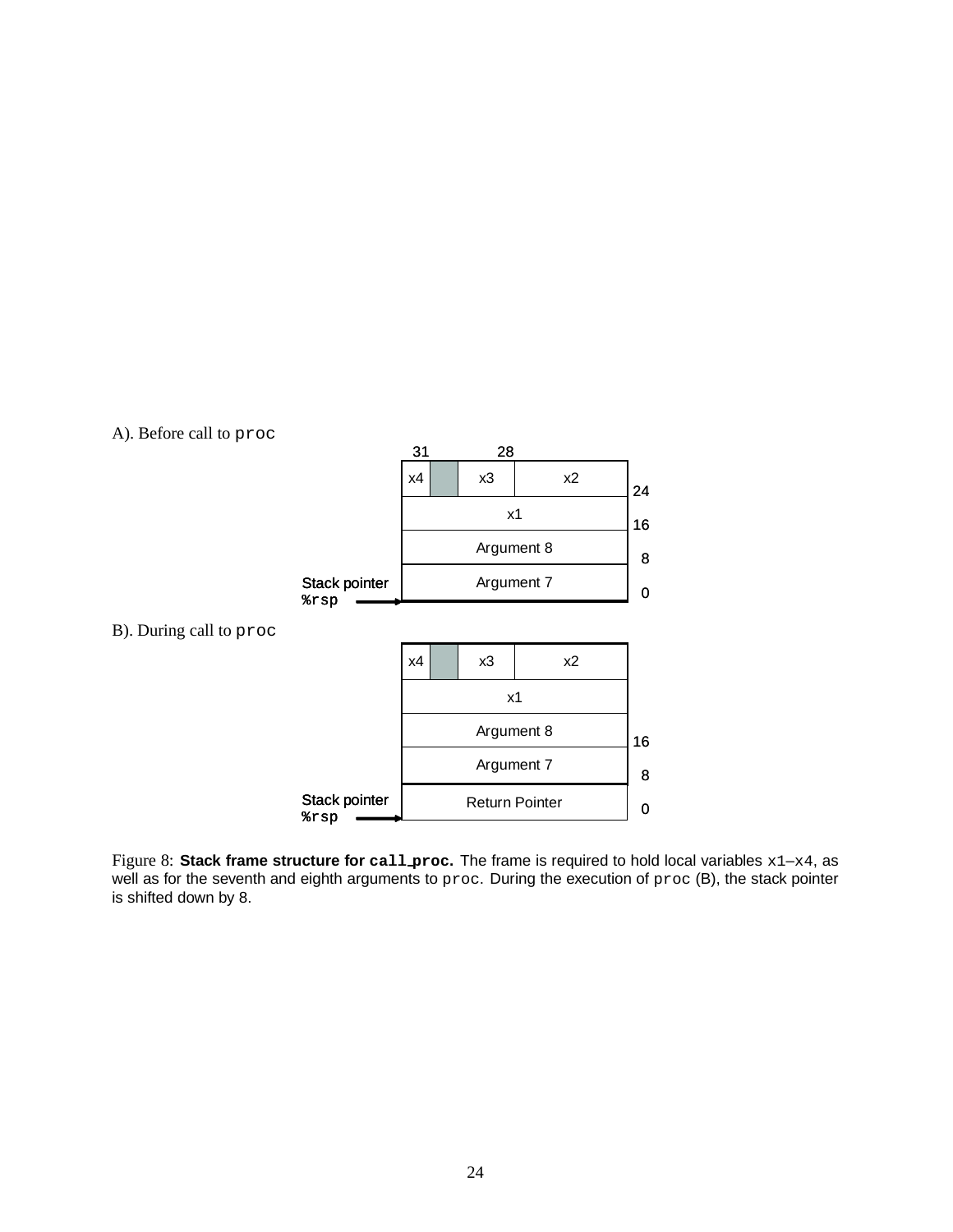A). Before call to `proc`

| 31 | | 28 | | |
|---|---|---|---|---|
| x4 | | x3 | x2 | 24 |
| x1 | | | | 16 |
| Argument 8 | | | | 8 |
| Argument 7 | | | | 0 |

Stack pointer `%rsp` →

B). During call to `proc`

| | | | | |
|---|---|---|---|---|
| x4 | | x3 | x2 | |
| x1 | | | | |
| Argument 8 | | | | 16 |
| Argument 7 | | | | 8 |
| Return Pointer | | | | 0 |

Stack pointer `%rsp` →

Figure 8: **Stack frame structure for `call_proc`.** The frame is required to hold local variables `x1`–`x4`, as well as for the seventh and eighth arguments to `proc`. During the execution of `proc` (B), the stack pointer is shifted down by 8.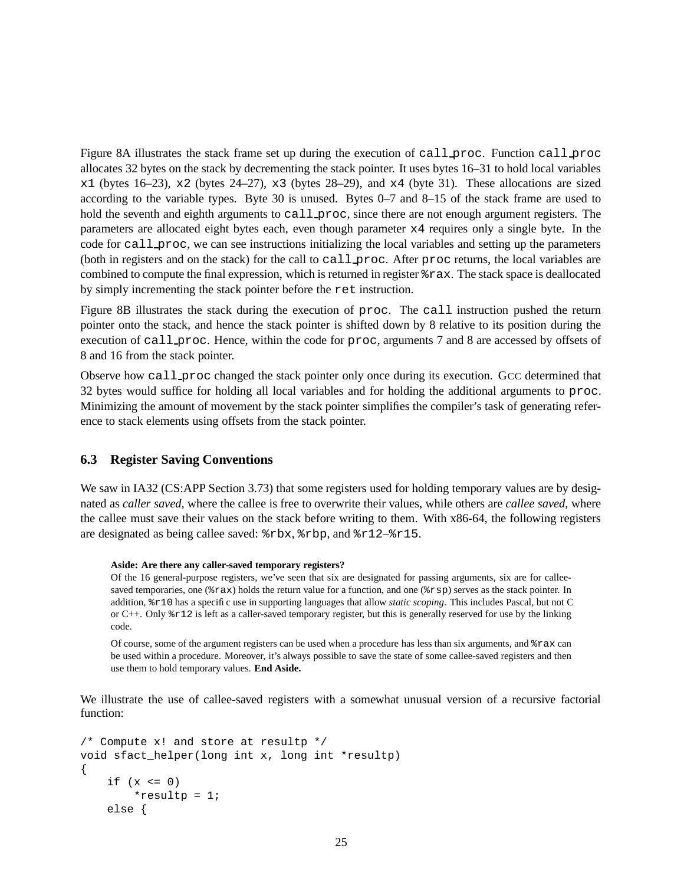Figure 8A illustrates the stack frame set up during the execution of `call_proc`. Function `call_proc` allocates 32 bytes on the stack by decrementing the stack pointer. It uses bytes 16–31 to hold local variables `x1` (bytes 16–23), `x2` (bytes 24–27), `x3` (bytes 28–29), and `x4` (byte 31). These allocations are sized according to the variable types. Byte 30 is unused. Bytes 0–7 and 8–15 of the stack frame are used to hold the seventh and eighth arguments to `call_proc`, since there are not enough argument registers. The parameters are allocated eight bytes each, even though parameter `x4` requires only a single byte. In the code for `call_proc`, we can see instructions initializing the local variables and setting up the parameters (both in registers and on the stack) for the call to `call_proc`. After `proc` returns, the local variables are combined to compute the final expression, which is returned in register `%rax`. The stack space is deallocated by simply incrementing the stack pointer before the `ret` instruction.

Figure 8B illustrates the stack during the execution of `proc`. The `call` instruction pushed the return pointer onto the stack, and hence the stack pointer is shifted down by 8 relative to its position during the execution of `call_proc`. Hence, within the code for `proc`, arguments 7 and 8 are accessed by offsets of 8 and 16 from the stack pointer.

Observe how `call_proc` changed the stack pointer only once during its execution. GCC determined that 32 bytes would suffice for holding all local variables and for holding the additional arguments to `proc`. Minimizing the amount of movement by the stack pointer simplifies the compiler's task of generating reference to stack elements using offsets from the stack pointer.

### 6.3 Register Saving Conventions

We saw in IA32 (CS:APP Section 3.73) that some registers used for holding temporary values are by designated as *caller saved*, where the callee is free to overwrite their values, while others are *callee saved*, where the callee must save their values on the stack before writing to them. With x86-64, the following registers are designated as being callee saved: `%rbx`, `%rbp`, and `%r12`–`%r15`.

> **Aside: Are there any caller-saved temporary registers?**
> Of the 16 general-purpose registers, we've seen that six are designated for passing arguments, six are for callee-saved temporaries, one (`%rax`) holds the return value for a function, and one (`%rsp`) serves as the stack pointer. In addition, `%r10` has a specific use in supporting languages that allow *static scoping*. This includes Pascal, but not C or C++. Only `%r12` is left as a caller-saved temporary register, but this is generally reserved for use by the linking code.
>
> Of course, some of the argument registers can be used when a procedure has less than six arguments, and `%rax` can be used within a procedure. Moreover, it's always possible to save the state of some callee-saved registers and then use them to hold temporary values. **End Aside.**

We illustrate the use of callee-saved registers with a somewhat unusual version of a recursive factorial function:

```
/* Compute x! and store at resultp */
void sfact_helper(long int x, long int *resultp)
{
    if (x <= 0)
        *resultp = 1;
    else {
```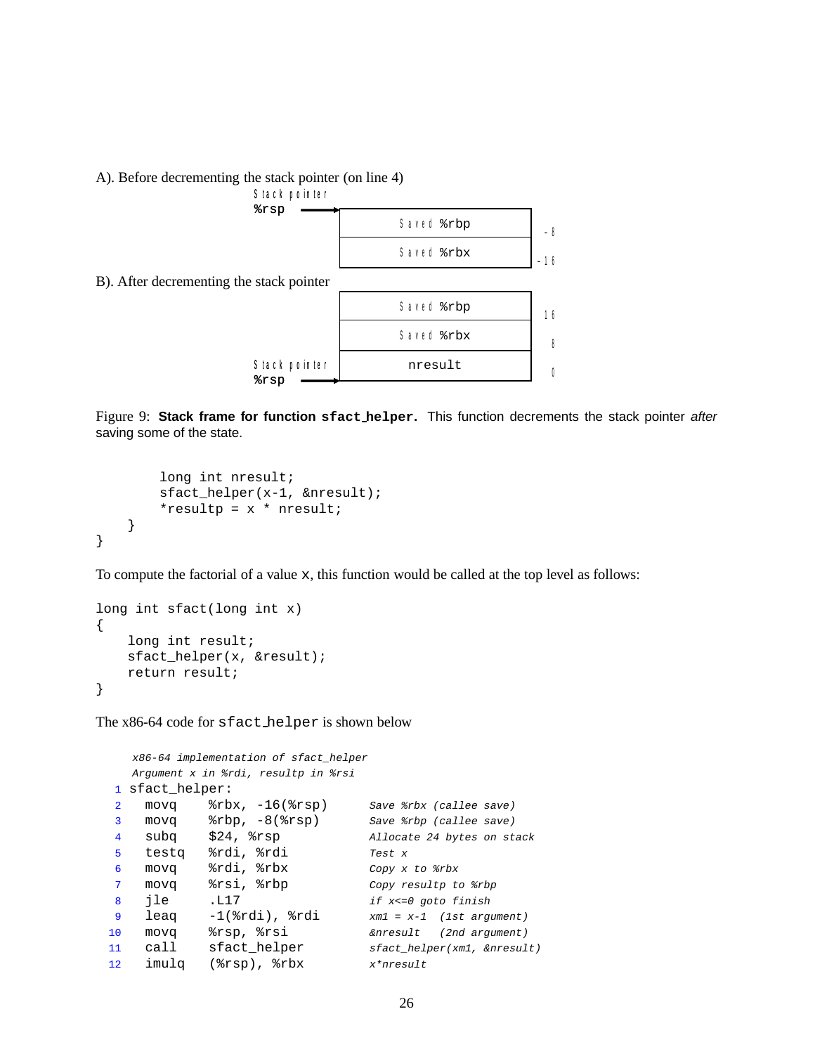A). Before decrementing the stack pointer (on line 4)

```
Stack pointer
%rsp  ------>  +-------------+
               | Saved %rbp  |  -8
               +-------------+
               | Saved %rbx  |  -16
               +-------------+
```

B). After decrementing the stack pointer

```
               +-------------+
               | Saved %rbp  |  16
               +-------------+
               | Saved %rbx  |  8
               +-------------+
Stack pointer  |   nresult   |  0
%rsp  ------>  +-------------+
```

Figure 9: **Stack frame for function sfact_helper.** This function decrements the stack pointer *after* saving some of the state.

```
        long int nresult;
        sfact_helper(x-1, &nresult);
        *resultp = x * nresult;
    }
}
```

To compute the factorial of a value x, this function would be called at the top level as follows:

```
long int sfact(long int x)
{
    long int result;
    sfact_helper(x, &result);
    return result;
}
```

The x86-64 code for sfact_helper is shown below

```
     x86-64 implementation of sfact_helper
     Argument x in %rdi, resultp in %rsi
 1 sfact_helper:
 2   movq    %rbx, -16(%rsp)      Save %rbx (callee save)
 3   movq    %rbp, -8(%rsp)       Save %rbp (callee save)
 4   subq    $24, %rsp            Allocate 24 bytes on stack
 5   testq   %rdi, %rdi           Test x
 6   movq    %rdi, %rbx           Copy x to %rbx
 7   movq    %rsi, %rbp           Copy resultp to %rbp
 8   jle     .L17                 if x<=0 goto finish
 9   leaq    -1(%rdi), %rdi       xm1 = x-1  (1st argument)
10   movq    %rsp, %rsi           &nresult   (2nd argument)
11   call    sfact_helper         sfact_helper(xm1, &nresult)
12   imulq   (%rsp), %rbx         x*nresult
```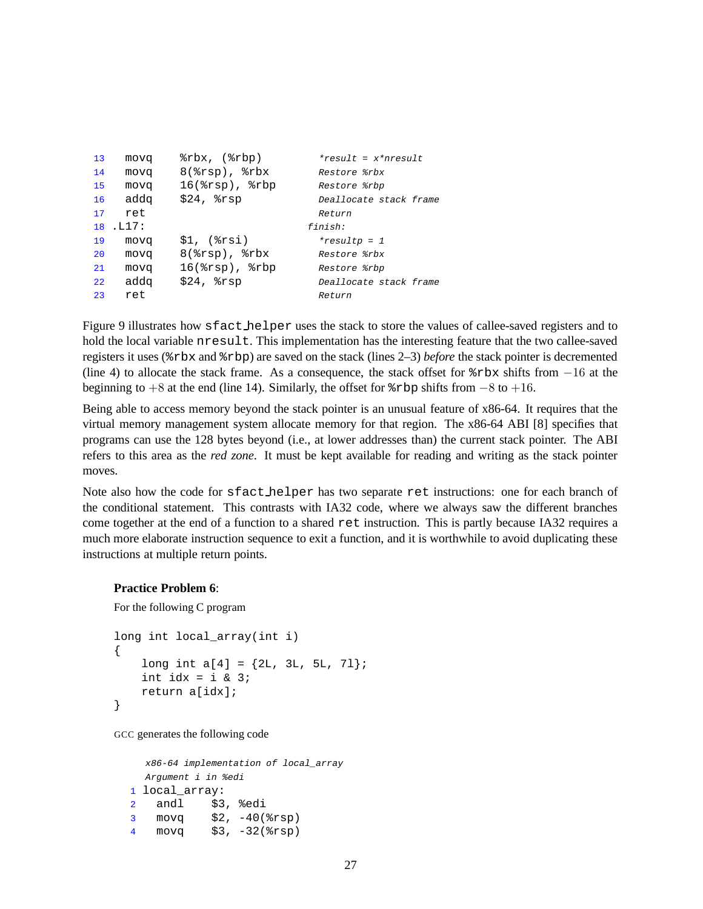```
13    movq    %rbx, (%rbp)          *result = x*nresult
14    movq    8(%rsp), %rbx         Restore %rbx
15    movq    16(%rsp), %rbp        Restore %rbp
16    addq    $24, %rsp             Deallocate stack frame
17    ret                           Return
18  .L17:                         finish:
19    movq    $1, (%rsi)            *resultp = 1
20    movq    8(%rsp), %rbx         Restore %rbx
21    movq    16(%rsp), %rbp        Restore %rbp
22    addq    $24, %rsp             Deallocate stack frame
23    ret                           Return
```

Figure 9 illustrates how `sfact_helper` uses the stack to store the values of callee-saved registers and to hold the local variable `nresult`. This implementation has the interesting feature that the two callee-saved registers it uses (`%rbx` and `%rbp`) are saved on the stack (lines 2–3) *before* the stack pointer is decremented (line 4) to allocate the stack frame. As a consequence, the stack offset for `%rbx` shifts from $-16$ at the beginning to $+8$ at the end (line 14). Similarly, the offset for `%rbp` shifts from $-8$ to $+16$.

Being able to access memory beyond the stack pointer is an unusual feature of x86-64. It requires that the virtual memory management system allocate memory for that region. The x86-64 ABI [8] specifies that programs can use the 128 bytes beyond (i.e., at lower addresses than) the current stack pointer. The ABI refers to this area as the *red zone*. It must be kept available for reading and writing as the stack pointer moves.

Note also how the code for `sfact_helper` has two separate `ret` instructions: one for each branch of the conditional statement. This contrasts with IA32 code, where we always saw the different branches come together at the end of a function to a shared `ret` instruction. This is partly because IA32 requires a much more elaborate instruction sequence to exit a function, and it is worthwhile to avoid duplicating these instructions at multiple return points.

**Practice Problem 6**:

For the following C program

```
long int local_array(int i)
{
    long int a[4] = {2L, 3L, 5L, 7l};
    int idx = i & 3;
    return a[idx];
}
```

GCC generates the following code

```
    x86-64 implementation of local_array
    Argument i in %edi
1  local_array:
2    andl    $3, %edi
3    movq    $2, -40(%rsp)
4    movq    $3, -32(%rsp)
```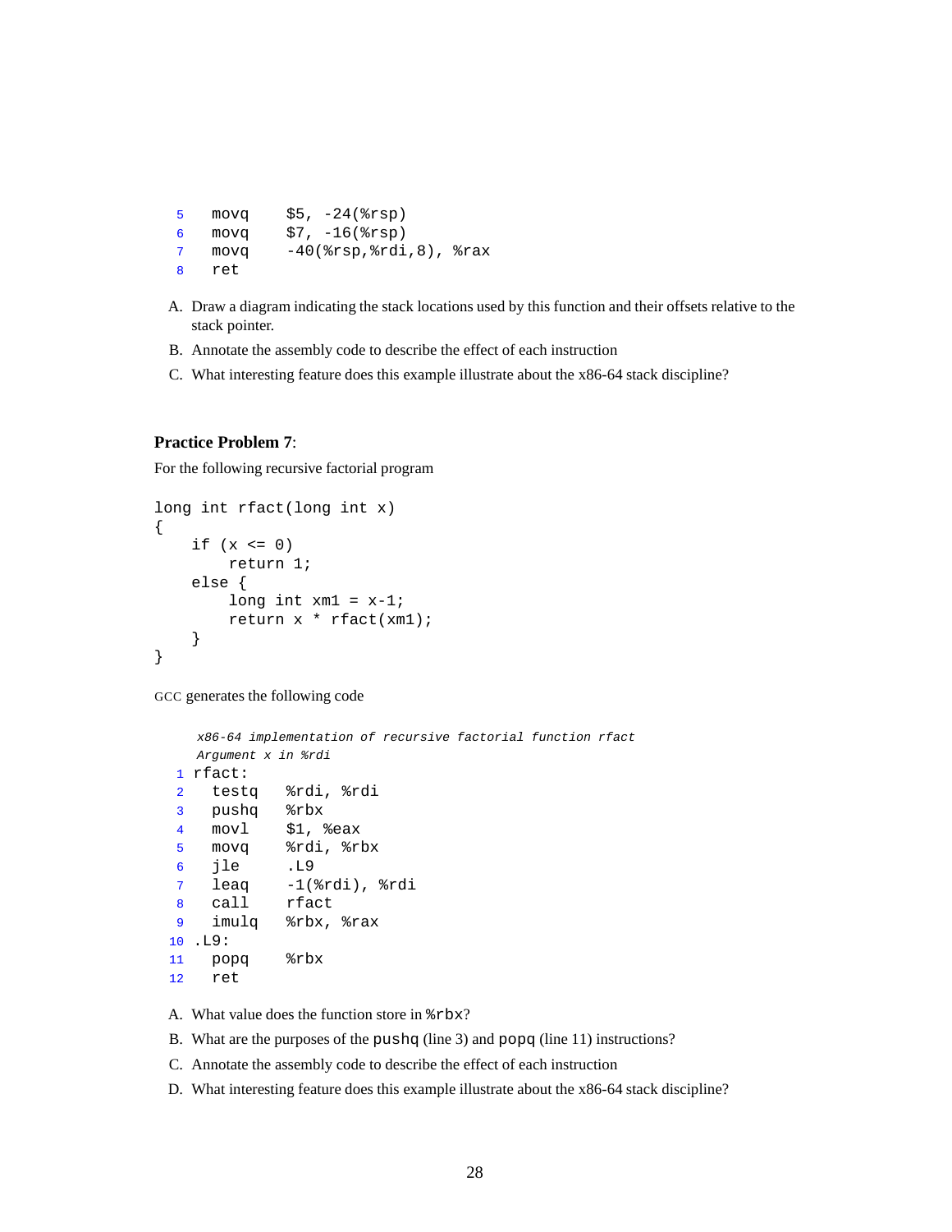```
5   movq    $5, -24(%rsp)
6   movq    $7, -16(%rsp)
7   movq    -40(%rsp,%rdi,8), %rax
8   ret
```

A. Draw a diagram indicating the stack locations used by this function and their offsets relative to the stack pointer.

B. Annotate the assembly code to describe the effect of each instruction

C. What interesting feature does this example illustrate about the x86-64 stack discipline?

**Practice Problem 7**:

For the following recursive factorial program

```
long int rfact(long int x)
{
    if (x <= 0)
        return 1;
    else {
        long int xm1 = x-1;
        return x * rfact(xm1);
    }
}
```

GCC generates the following code

```
    x86-64 implementation of recursive factorial function rfact
    Argument x in %rdi
1  rfact:
2    testq   %rdi, %rdi
3    pushq   %rbx
4    movl    $1, %eax
5    movq    %rdi, %rbx
6    jle     .L9
7    leaq    -1(%rdi), %rdi
8    call    rfact
9    imulq   %rbx, %rax
10 .L9:
11   popq    %rbx
12   ret
```

A. What value does the function store in `%rbx`?

B. What are the purposes of the `pushq` (line 3) and `popq` (line 11) instructions?

C. Annotate the assembly code to describe the effect of each instruction

D. What interesting feature does this example illustrate about the x86-64 stack discipline?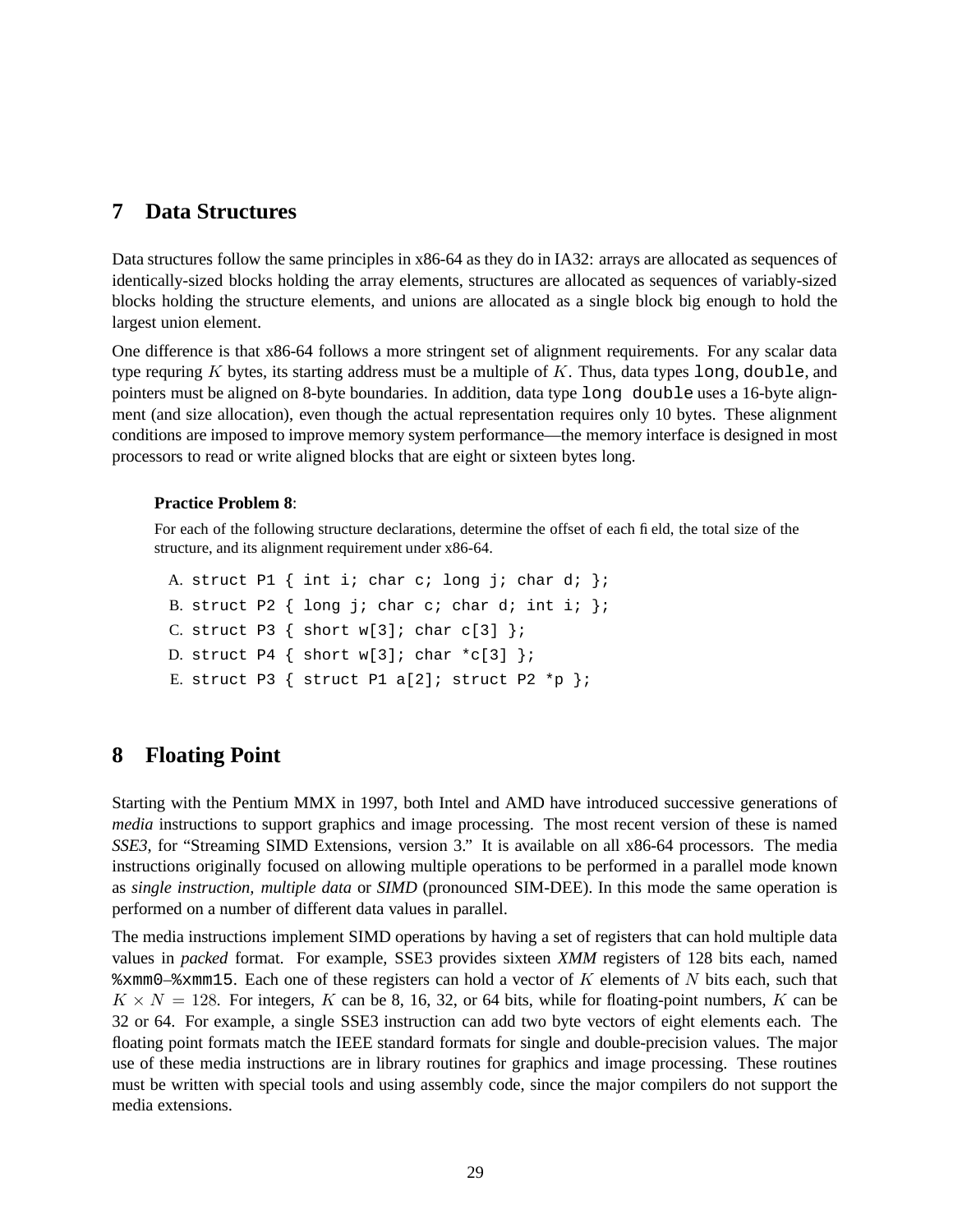## 7 Data Structures

Data structures follow the same principles in x86-64 as they do in IA32: arrays are allocated as sequences of identically-sized blocks holding the array elements, structures are allocated as sequences of variably-sized blocks holding the structure elements, and unions are allocated as a single block big enough to hold the largest union element.

One difference is that x86-64 follows a more stringent set of alignment requirements. For any scalar data type requring $K$ bytes, its starting address must be a multiple of $K$. Thus, data types `long`, `double`, and pointers must be aligned on 8-byte boundaries. In addition, data type `long double` uses a 16-byte alignment (and size allocation), even though the actual representation requires only 10 bytes. These alignment conditions are imposed to improve memory system performance—the memory interface is designed in most processors to read or write aligned blocks that are eight or sixteen bytes long.

**Practice Problem 8**:

For each of the following structure declarations, determine the offset of each field, the total size of the structure, and its alignment requirement under x86-64.

A. `struct P1 { int i; char c; long j; char d; };`

B. `struct P2 { long j; char c; char d; int i; };`

C. `struct P3 { short w[3]; char c[3] };`

D. `struct P4 { short w[3]; char *c[3] };`

E. `struct P3 { struct P1 a[2]; struct P2 *p };`

## 8 Floating Point

Starting with the Pentium MMX in 1997, both Intel and AMD have introduced successive generations of *media* instructions to support graphics and image processing. The most recent version of these is named *SSE3*, for "Streaming SIMD Extensions, version 3." It is available on all x86-64 processors. The media instructions originally focused on allowing multiple operations to be performed in a parallel mode known as *single instruction, multiple data* or *SIMD* (pronounced SIM-DEE). In this mode the same operation is performed on a number of different data values in parallel.

The media instructions implement SIMD operations by having a set of registers that can hold multiple data values in *packed* format. For example, SSE3 provides sixteen *XMM* registers of 128 bits each, named `%xmm0`–`%xmm15`. Each one of these registers can hold a vector of $K$ elements of $N$ bits each, such that $K \times N = 128$. For integers, $K$ can be 8, 16, 32, or 64 bits, while for floating-point numbers, $K$ can be 32 or 64. For example, a single SSE3 instruction can add two byte vectors of eight elements each. The floating point formats match the IEEE standard formats for single and double-precision values. The major use of these media instructions are in library routines for graphics and image processing. These routines must be written with special tools and using assembly code, since the major compilers do not support the media extensions.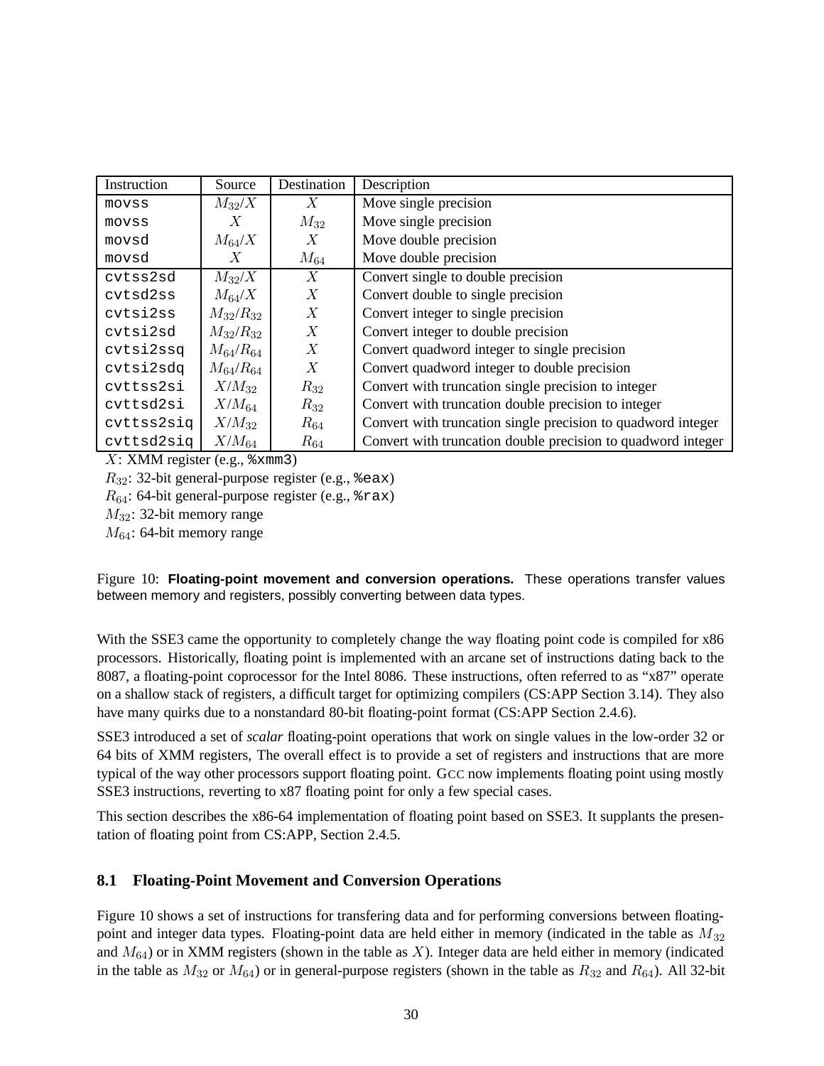| Instruction | Source | Destination | Description |
| --- | --- | --- | --- |
| movss | $M_{32}/X$ | $X$ | Move single precision |
| movss | $X$ | $M_{32}$ | Move single precision |
| movsd | $M_{64}/X$ | $X$ | Move double precision |
| movsd | $X$ | $M_{64}$ | Move double precision |
| cvtss2sd | $M_{32}/X$ | $X$ | Convert single to double precision |
| cvtsd2ss | $M_{64}/X$ | $X$ | Convert double to single precision |
| cvtsi2ss | $M_{32}/R_{32}$ | $X$ | Convert integer to single precision |
| cvtsi2sd | $M_{32}/R_{32}$ | $X$ | Convert integer to double precision |
| cvtsi2ssq | $M_{64}/R_{64}$ | $X$ | Convert quadword integer to single precision |
| cvtsi2sdq | $M_{64}/R_{64}$ | $X$ | Convert quadword integer to double precision |
| cvttss2si | $X/M_{32}$ | $R_{32}$ | Convert with truncation single precision to integer |
| cvttsd2si | $X/M_{64}$ | $R_{32}$ | Convert with truncation double precision to integer |
| cvttss2siq | $X/M_{32}$ | $R_{64}$ | Convert with truncation single precision to quadword integer |
| cvttsd2siq | $X/M_{64}$ | $R_{64}$ | Convert with truncation double precision to quadword integer |

$X$: XMM register (e.g., `%xmm3`)

$R_{32}$: 32-bit general-purpose register (e.g., `%eax`)

$R_{64}$: 64-bit general-purpose register (e.g., `%rax`)

$M_{32}$: 32-bit memory range

$M_{64}$: 64-bit memory range

Figure 10: **Floating-point movement and conversion operations.** These operations transfer values between memory and registers, possibly converting between data types.

With the SSE3 came the opportunity to completely change the way floating point code is compiled for x86 processors. Historically, floating point is implemented with an arcane set of instructions dating back to the 8087, a floating-point coprocessor for the Intel 8086. These instructions, often referred to as "x87" operate on a shallow stack of registers, a difficult target for optimizing compilers (CS:APP Section 3.14). They also have many quirks due to a nonstandard 80-bit floating-point format (CS:APP Section 2.4.6).

SSE3 introduced a set of *scalar* floating-point operations that work on single values in the low-order 32 or 64 bits of XMM registers, The overall effect is to provide a set of registers and instructions that are more typical of the way other processors support floating point. GCC now implements floating point using mostly SSE3 instructions, reverting to x87 floating point for only a few special cases.

This section describes the x86-64 implementation of floating point based on SSE3. It supplants the presentation of floating point from CS:APP, Section 2.4.5.

## 8.1 Floating-Point Movement and Conversion Operations

Figure 10 shows a set of instructions for transfering data and for performing conversions between floating-point and integer data types. Floating-point data are held either in memory (indicated in the table as $M_{32}$ and $M_{64}$) or in XMM registers (shown in the table as $X$). Integer data are held either in memory (indicated in the table as $M_{32}$ or $M_{64}$) or in general-purpose registers (shown in the table as $R_{32}$ and $R_{64}$). All 32-bit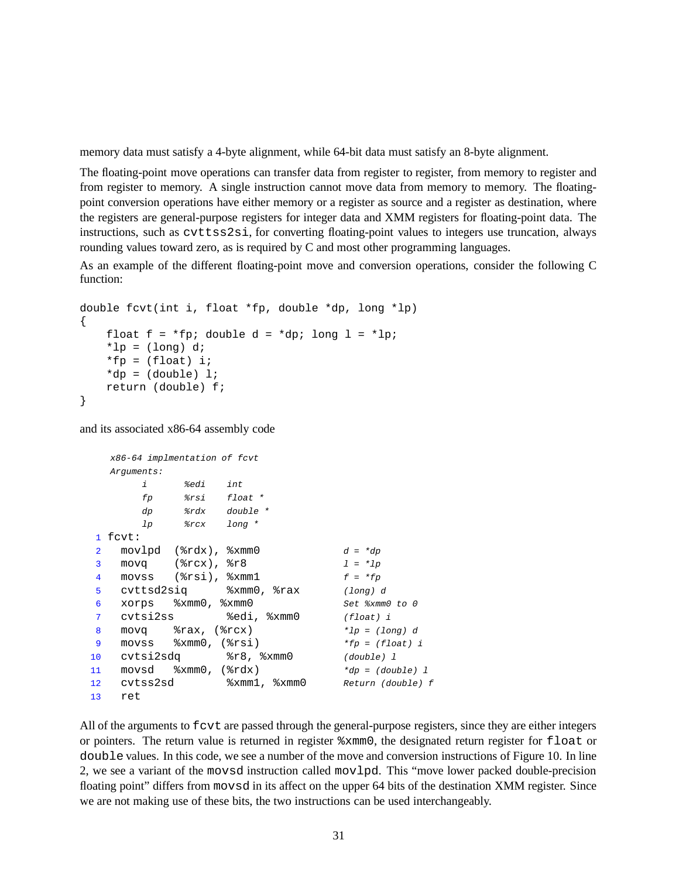memory data must satisfy a 4-byte alignment, while 64-bit data must satisfy an 8-byte alignment.

The floating-point move operations can transfer data from register to register, from memory to register and from register to memory. A single instruction cannot move data from memory to memory. The floating-point conversion operations have either memory or a register as source and a register as destination, where the registers are general-purpose registers for integer data and XMM registers for floating-point data. The instructions, such as `cvttss2si`, for converting floating-point values to integers use truncation, always rounding values toward zero, as is required by C and most other programming languages.

As an example of the different floating-point move and conversion operations, consider the following C function:

```
double fcvt(int i, float *fp, double *dp, long *lp)
{
    float f = *fp; double d = *dp; long l = *lp;
    *lp = (long) d;
    *fp = (float) i;
    *dp = (double) l;
    return (double) f;
}
```

and its associated x86-64 assembly code

```
     x86-64 implmentation of fcvt
     Arguments:
          i       %edi    int
          fp      %rsi    float *
          dp      %rdx    double *
          lp      %rcx    long *
 1  fcvt:
 2    movlpd  (%rdx), %xmm0              d = *dp
 3    movq    (%rcx), %r8                l = *lp
 4    movss   (%rsi), %xmm1              f = *fp
 5    cvttsd2siq      %xmm0, %rax        (long) d
 6    xorps   %xmm0, %xmm0               Set %xmm0 to 0
 7    cvtsi2ss        %edi, %xmm0        (float) i
 8    movq    %rax, (%rcx)               *lp = (long) d
 9    movss   %xmm0, (%rsi)              *fp = (float) i
10    cvtsi2sdq       %r8, %xmm0         (double) l
11    movsd   %xmm0, (%rdx)              *dp = (double) l
12    cvtss2sd        %xmm1, %xmm0       Return (double) f
13    ret
```

All of the arguments to `fcvt` are passed through the general-purpose registers, since they are either integers or pointers. The return value is returned in register `%xmm0`, the designated return register for `float` or `double` values. In this code, we see a number of the move and conversion instructions of Figure 10. In line 2, we see a variant of the `movsd` instruction called `movlpd`. This "move lower packed double-precision floating point" differs from `movsd` in its affect on the upper 64 bits of the destination XMM register. Since we are not making use of these bits, the two instructions can be used interchangeably.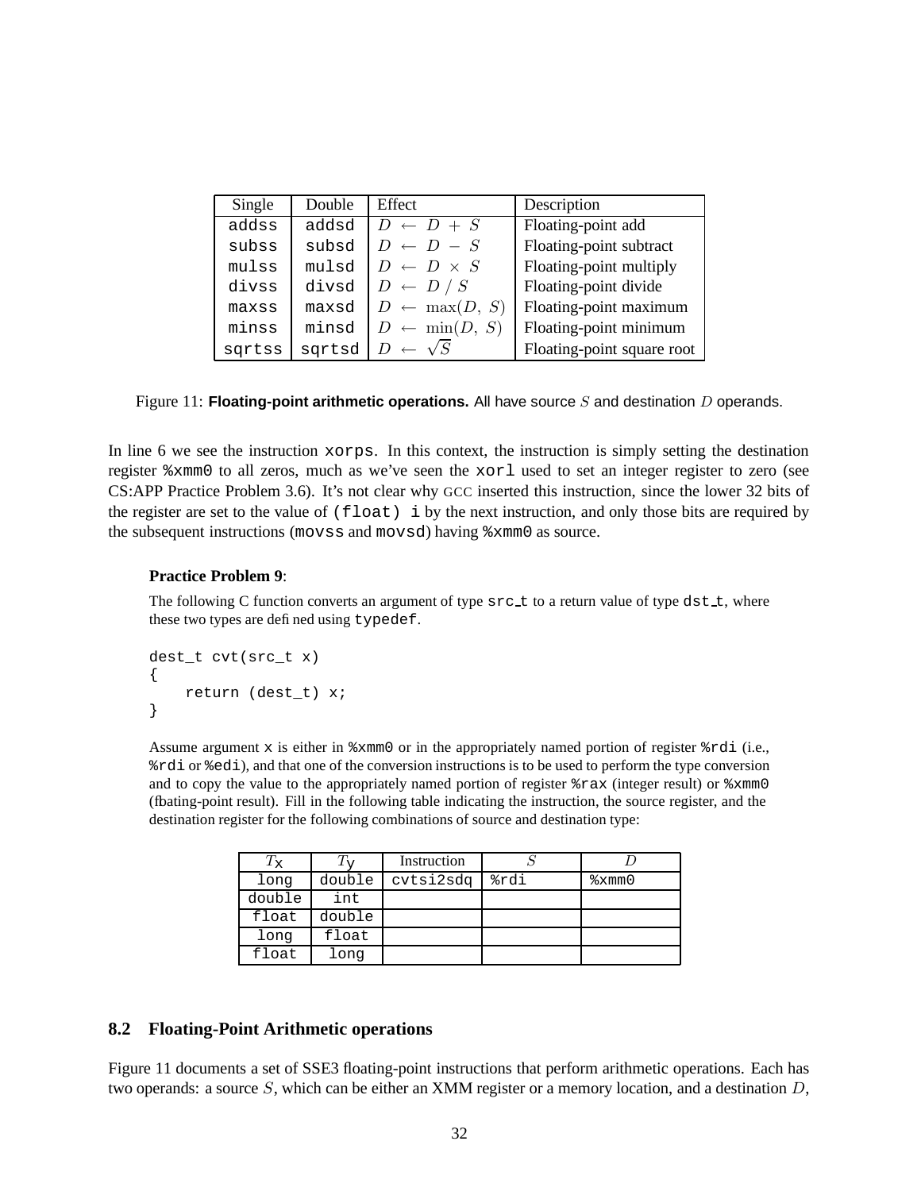| Single | Double | Effect | Description |
|---|---|---|---|
| addss | addsd | $D \leftarrow D + S$ | Floating-point add |
| subss | subsd | $D \leftarrow D - S$ | Floating-point subtract |
| mulss | mulsd | $D \leftarrow D \times S$ | Floating-point multiply |
| divss | divsd | $D \leftarrow D / S$ | Floating-point divide |
| maxss | maxsd | $D \leftarrow \max(D, S)$ | Floating-point maximum |
| minss | minsd | $D \leftarrow \min(D, S)$ | Floating-point minimum |
| sqrtss | sqrtsd | $D \leftarrow \sqrt{S}$ | Floating-point square root |

Figure 11: **Floating-point arithmetic operations.** All have source $S$ and destination $D$ operands.

In line 6 we see the instruction `xorps`. In this context, the instruction is simply setting the destination register `%xmm0` to all zeros, much as we've seen the `xorl` used to set an integer register to zero (see CS:APP Practice Problem 3.6). It's not clear why GCC inserted this instruction, since the lower 32 bits of the register are set to the value of `(float) i` by the next instruction, and only those bits are required by the subsequent instructions (`movss` and `movsd`) having `%xmm0` as source.

**Practice Problem 9**:

The following C function converts an argument of type `src_t` to a return value of type `dst_t`, where these two types are defined using `typedef`.

```
dest_t cvt(src_t x)
{
    return (dest_t) x;
}
```

Assume argument `x` is either in `%xmm0` or in the appropriately named portion of register `%rdi` (i.e., `%rdi` or `%edi`), and that one of the conversion instructions is to be used to perform the type conversion and to copy the value to the appropriately named portion of register `%rax` (integer result) or `%xmm0` (floating-point result). Fill in the following table indicating the instruction, the source register, and the destination register for the following combinations of source and destination type:

| $T_x$ | $T_y$ | Instruction | $S$ | $D$ |
|---|---|---|---|---|
| long | double | cvtsi2sdq | %rdi | %xmm0 |
| double | int | | | |
| float | double | | | |
| long | float | | | |
| float | long | | | |

## 8.2 Floating-Point Arithmetic operations

Figure 11 documents a set of SSE3 floating-point instructions that perform arithmetic operations. Each has two operands: a source $S$, which can be either an XMM register or a memory location, and a destination $D$,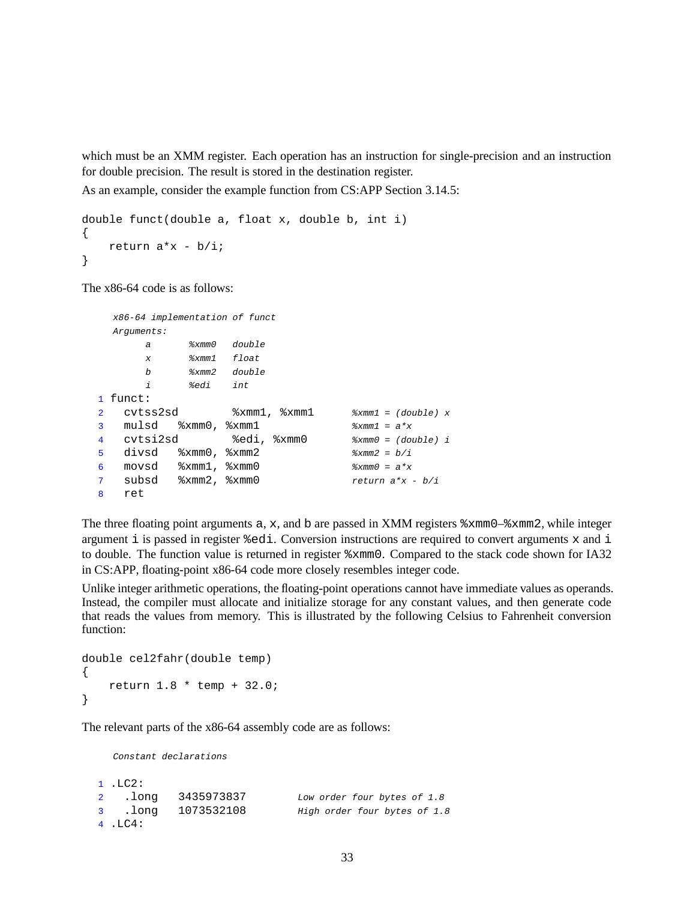which must be an XMM register. Each operation has an instruction for single-precision and an instruction for double precision. The result is stored in the destination register.

As an example, consider the example function from CS:APP Section 3.14.5:

```
double funct(double a, float x, double b, int i)
{
    return a*x - b/i;
}
```

The x86-64 code is as follows:

```
     x86-64 implementation of funct
     Arguments:
          a      %xmm0   double
          x      %xmm1   float
          b      %xmm2   double
          i      %edi    int
1  funct:
2    cvtss2sd     %xmm1, %xmm1       %xmm1 = (double) x
3    mulsd   %xmm0, %xmm1            %xmm1 = a*x
4    cvtsi2sd     %edi, %xmm0        %xmm0 = (double) i
5    divsd   %xmm0, %xmm2            %xmm2 = b/i
6    movsd   %xmm1, %xmm0            %xmm0 = a*x
7    subsd   %xmm2, %xmm0            return a*x - b/i
8    ret
```

The three floating point arguments a, x, and b are passed in XMM registers %xmm0–%xmm2, while integer argument i is passed in register %edi. Conversion instructions are required to convert arguments x and i to double. The function value is returned in register %xmm0. Compared to the stack code shown for IA32 in CS:APP, floating-point x86-64 code more closely resembles integer code.

Unlike integer arithmetic operations, the floating-point operations cannot have immediate values as operands. Instead, the compiler must allocate and initialize storage for any constant values, and then generate code that reads the values from memory. This is illustrated by the following Celsius to Fahrenheit conversion function:

```
double cel2fahr(double temp)
{
    return 1.8 * temp + 32.0;
}
```

The relevant parts of the x86-64 assembly code are as follows:

```
     Constant declarations

1  .LC2:
2    .long   3435973837        Low order four bytes of 1.8
3    .long   1073532108        High order four bytes of 1.8
4  .LC4:
```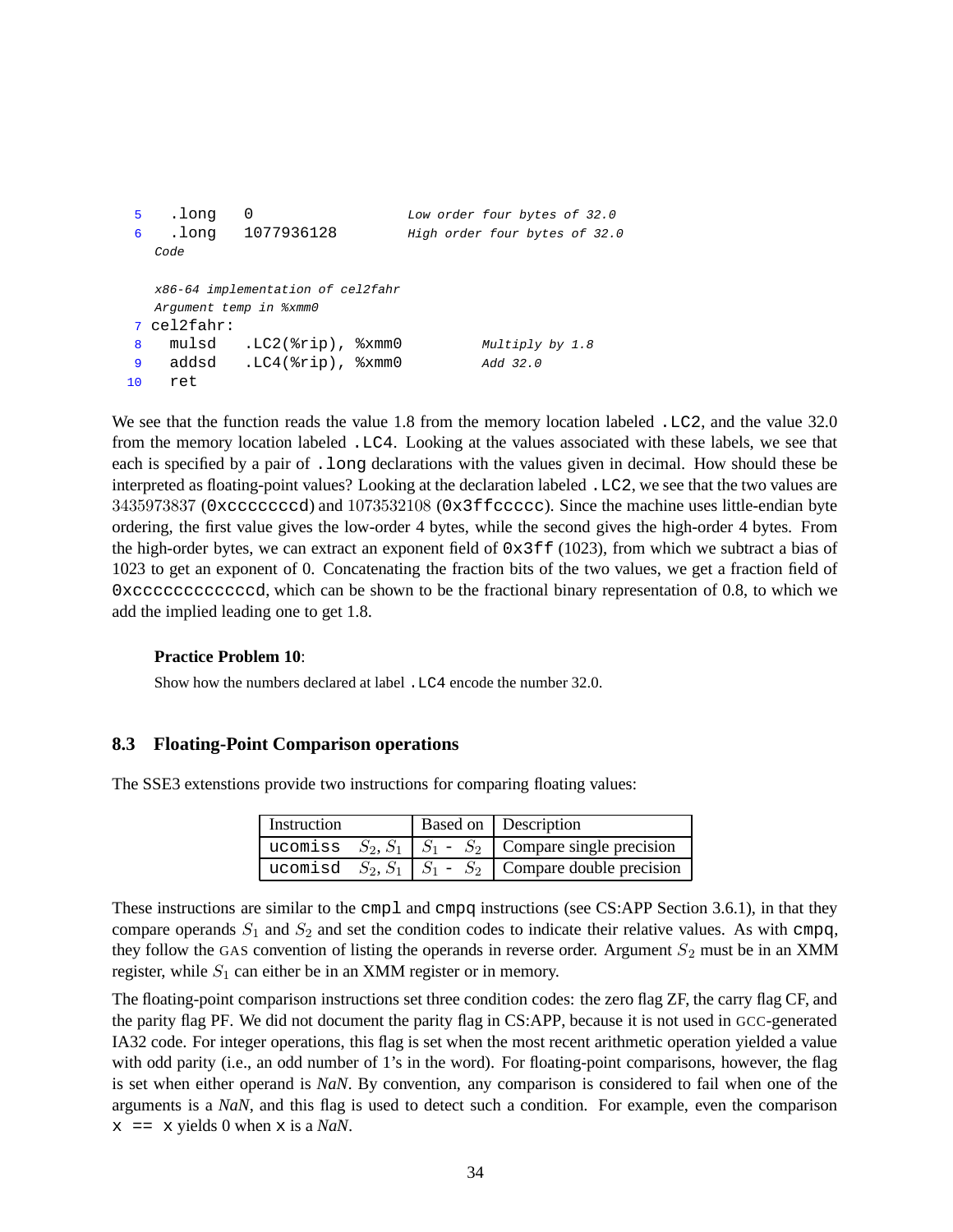```
5   .long   0                  Low order four bytes of 32.0
6   .long   1077936128         High order four bytes of 32.0
  Code

  x86-64 implementation of cel2fahr
  Argument temp in %xmm0
7 cel2fahr:
8   mulsd   .LC2(%rip), %xmm0         Multiply by 1.8
9   addsd   .LC4(%rip), %xmm0         Add 32.0
10  ret
```

We see that the function reads the value 1.8 from the memory location labeled `.LC2`, and the value 32.0 from the memory location labeled `.LC4`. Looking at the values associated with these labels, we see that each is specified by a pair of `.long` declarations with the values given in decimal. How should these be interpreted as floating-point values? Looking at the declaration labeled `.LC2`, we see that the two values are $3435973837$ (`0xcccccccd`) and $1073532108$ (`0x3ffccccc`). Since the machine uses little-endian byte ordering, the first value gives the low-order 4 bytes, while the second gives the high-order 4 bytes. From the high-order bytes, we can extract an exponent field of `0x3ff` (1023), from which we subtract a bias of 1023 to get an exponent of 0. Concatenating the fraction bits of the two values, we get a fraction field of `0xccccccccccccd`, which can be shown to be the fractional binary representation of 0.8, to which we add the implied leading one to get 1.8.

**Practice Problem 10**:

Show how the numbers declared at label `.LC4` encode the number 32.0.

### 8.3 Floating-Point Comparison operations

The SSE3 extenstions provide two instructions for comparing floating values:

| Instruction | Based on | Description |
|---|---|---|
| `ucomiss` $S_2, S_1$ | $S_1$ - $S_2$ | Compare single precision |
| `ucomisd` $S_2, S_1$ | $S_1$ - $S_2$ | Compare double precision |

These instructions are similar to the `cmpl` and `cmpq` instructions (see CS:APP Section 3.6.1), in that they compare operands $S_1$ and $S_2$ and set the condition codes to indicate their relative values. As with `cmpq`, they follow the GAS convention of listing the operands in reverse order. Argument $S_2$ must be in an XMM register, while $S_1$ can either be in an XMM register or in memory.

The floating-point comparison instructions set three condition codes: the zero flag ZF, the carry flag CF, and the parity flag PF. We did not document the parity flag in CS:APP, because it is not used in GCC-generated IA32 code. For integer operations, this flag is set when the most recent arithmetic operation yielded a value with odd parity (i.e., an odd number of 1's in the word). For floating-point comparisons, however, the flag is set when either operand is *NaN*. By convention, any comparison is considered to fail when one of the arguments is a *NaN*, and this flag is used to detect such a condition. For example, even the comparison `x == x` yields 0 when `x` is a *NaN*.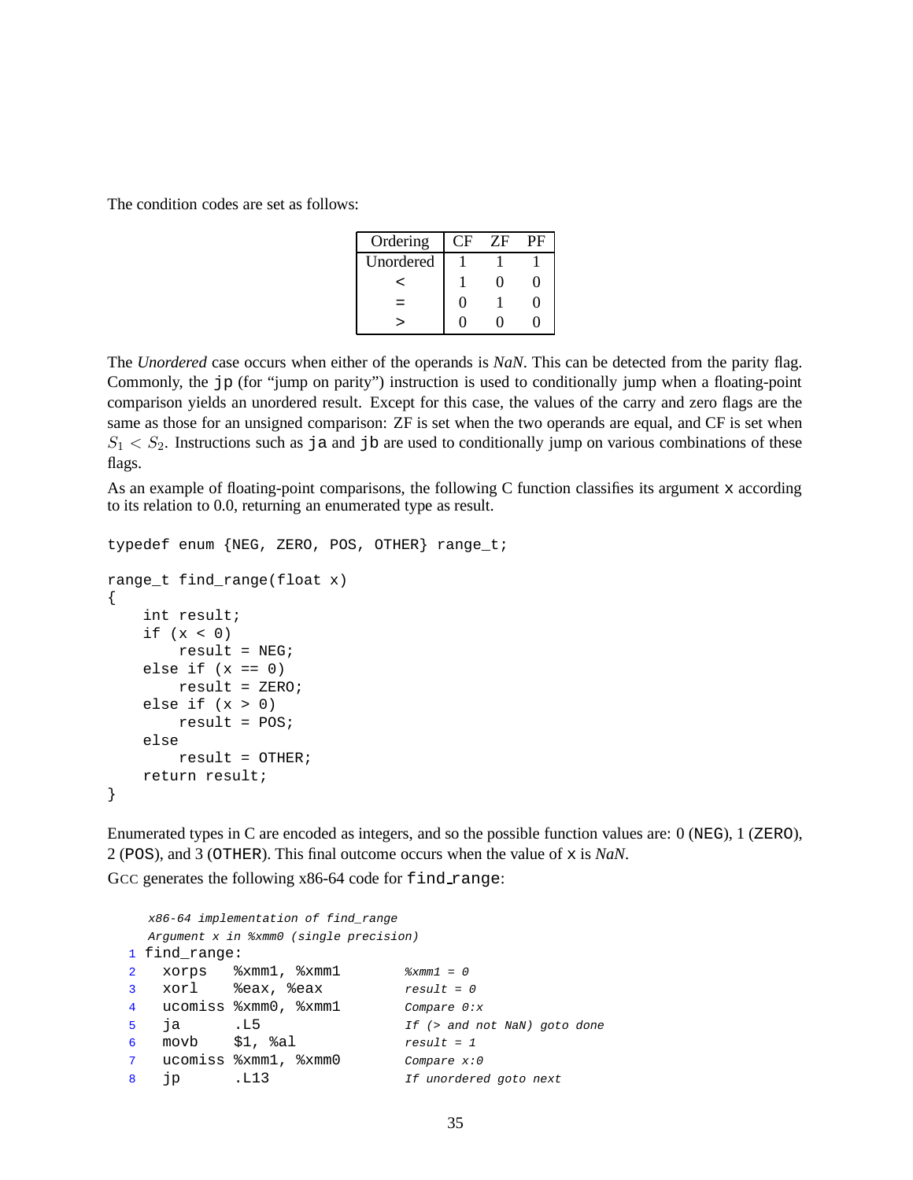The condition codes are set as follows:

| Ordering | CF | ZF | PF |
|---|---|---|---|
| Unordered | 1 | 1 | 1 |
| < | 1 | 0 | 0 |
| = | 0 | 1 | 0 |
| > | 0 | 0 | 0 |

The *Unordered* case occurs when either of the operands is *NaN*. This can be detected from the parity flag. Commonly, the `jp` (for "jump on parity") instruction is used to conditionally jump when a floating-point comparison yields an unordered result. Except for this case, the values of the carry and zero flags are the same as those for an unsigned comparison: ZF is set when the two operands are equal, and CF is set when $S_1 < S_2$. Instructions such as `ja` and `jb` are used to conditionally jump on various combinations of these flags.

As an example of floating-point comparisons, the following C function classifies its argument `x` according to its relation to 0.0, returning an enumerated type as result.

```
typedef enum {NEG, ZERO, POS, OTHER} range_t;

range_t find_range(float x)
{
    int result;
    if (x < 0)
        result = NEG;
    else if (x == 0)
        result = ZERO;
    else if (x > 0)
        result = POS;
    else
        result = OTHER;
    return result;
}
```

Enumerated types in C are encoded as integers, and so the possible function values are: 0 (`NEG`), 1 (`ZERO`), 2 (`POS`), and 3 (`OTHER`). This final outcome occurs when the value of `x` is *NaN*.

GCC generates the following x86-64 code for `find_range`:

```
   x86-64 implementation of find_range
   Argument x in %xmm0 (single precision)
1  find_range:
2    xorps   %xmm1, %xmm1          %xmm1 = 0
3    xorl    %eax, %eax            result = 0
4    ucomiss %xmm0, %xmm1          Compare 0:x
5    ja      .L5                   If (> and not NaN) goto done
6    movb    $1, %al               result = 1
7    ucomiss %xmm1, %xmm0          Compare x:0
8    jp      .L13                  If unordered goto next
```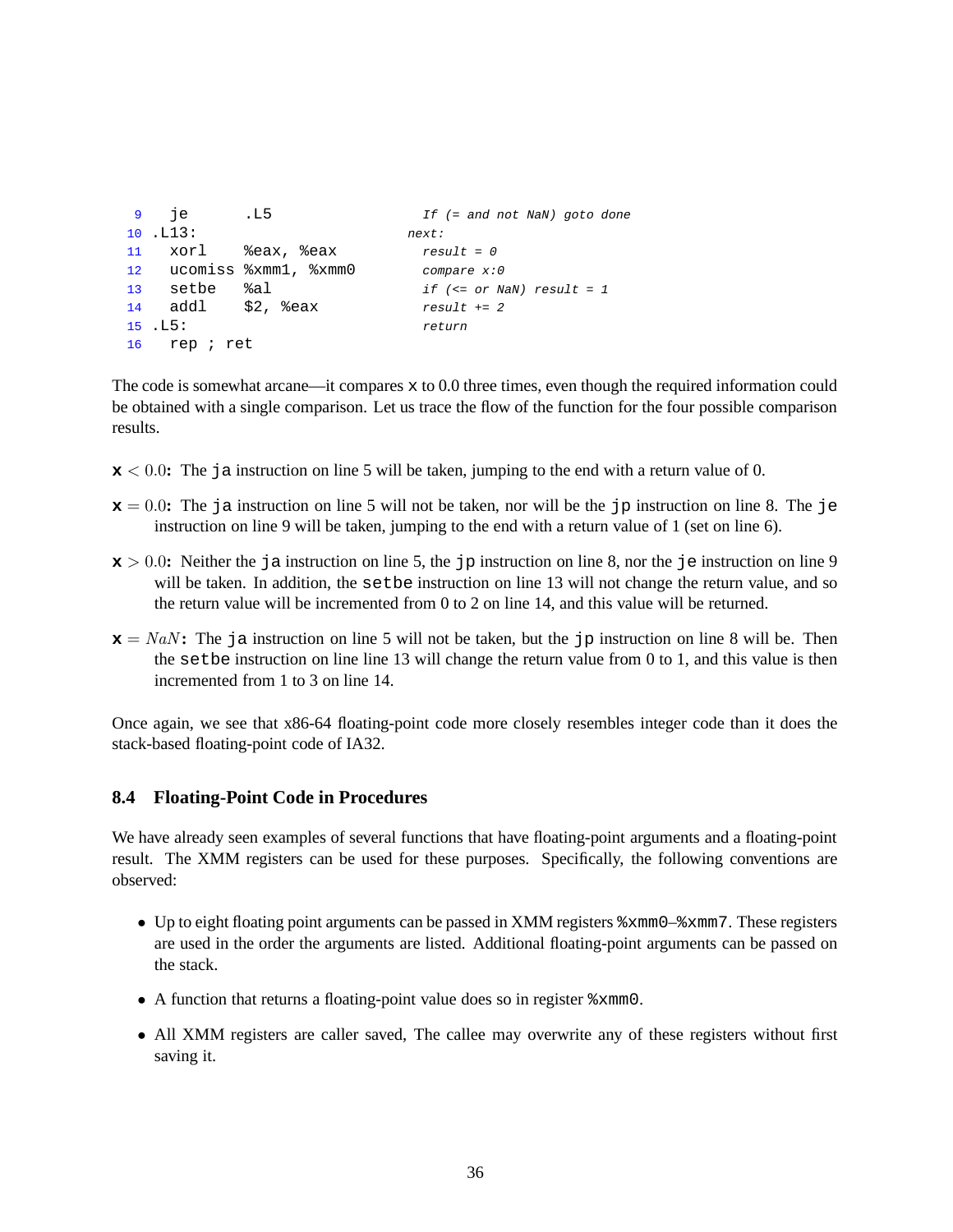```
 9   je      .L5                  If (= and not NaN) goto done
10 .L13:                        next:
11   xorl    %eax, %eax           result = 0
12   ucomiss %xmm1, %xmm0         compare x:0
13   setbe   %al                  if (<= or NaN) result = 1
14   addl    $2, %eax             result += 2
15 .L5:                           return
16   rep ; ret
```

The code is somewhat arcane—it compares `x` to 0.0 three times, even though the required information could be obtained with a single comparison. Let us trace the flow of the function for the four possible comparison results.

**`x`** $< 0.0$**:** The `ja` instruction on line 5 will be taken, jumping to the end with a return value of 0.

**`x`** $= 0.0$**:** The `ja` instruction on line 5 will not be taken, nor will be the `jp` instruction on line 8. The `je` instruction on line 9 will be taken, jumping to the end with a return value of 1 (set on line 6).

**`x`** $> 0.0$**:** Neither the `ja` instruction on line 5, the `jp` instruction on line 8, nor the `je` instruction on line 9 will be taken. In addition, the `setbe` instruction on line 13 will not change the return value, and so the return value will be incremented from 0 to 2 on line 14, and this value will be returned.

**`x`** $= NaN$**:** The `ja` instruction on line 5 will not be taken, but the `jp` instruction on line 8 will be. Then the `setbe` instruction on line line 13 will change the return value from 0 to 1, and this value is then incremented from 1 to 3 on line 14.

Once again, we see that x86-64 floating-point code more closely resembles integer code than it does the stack-based floating-point code of IA32.

## 8.4 Floating-Point Code in Procedures

We have already seen examples of several functions that have floating-point arguments and a floating-point result. The XMM registers can be used for these purposes. Specifically, the following conventions are observed:

- Up to eight floating point arguments can be passed in XMM registers `%xmm0`–`%xmm7`. These registers are used in the order the arguments are listed. Additional floating-point arguments can be passed on the stack.
- A function that returns a floating-point value does so in register `%xmm0`.
- All XMM registers are caller saved, The callee may overwrite any of these registers without first saving it.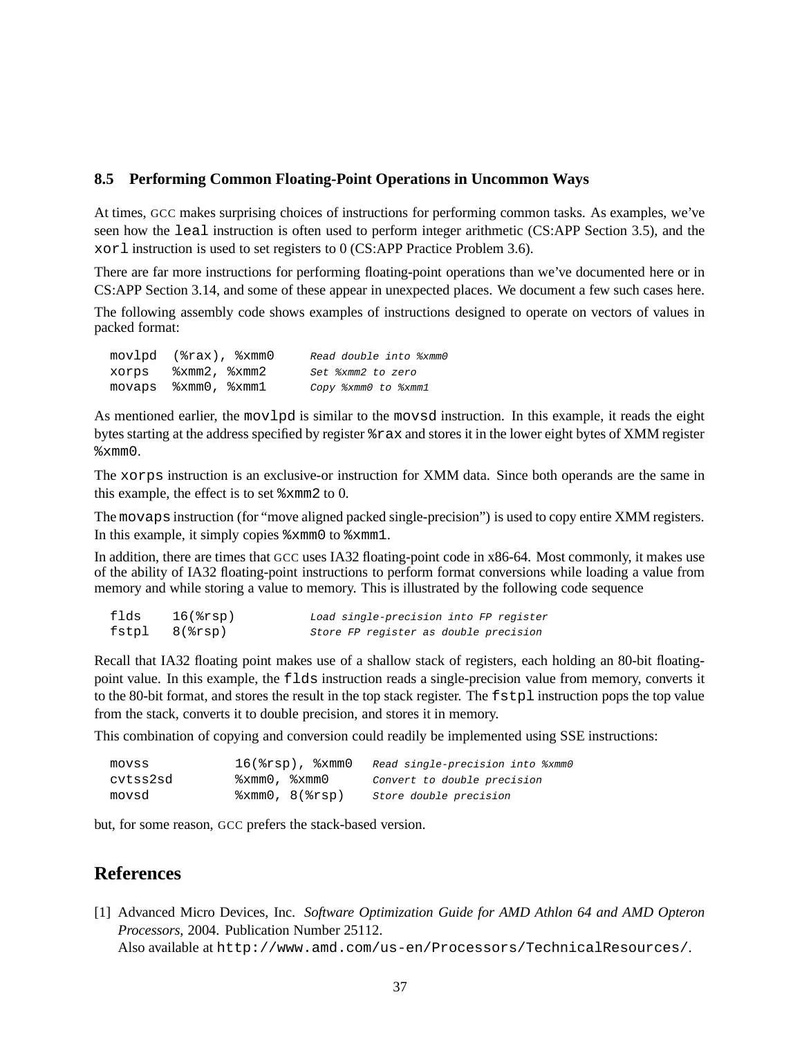### 8.5 Performing Common Floating-Point Operations in Uncommon Ways

At times, GCC makes surprising choices of instructions for performing common tasks. As examples, we've seen how the `leal` instruction is often used to perform integer arithmetic (CS:APP Section 3.5), and the `xorl` instruction is used to set registers to 0 (CS:APP Practice Problem 3.6).

There are far more instructions for performing floating-point operations than we've documented here or in CS:APP Section 3.14, and some of these appear in unexpected places. We document a few such cases here.

The following assembly code shows examples of instructions designed to operate on vectors of values in packed format:

```
movlpd  (%rax), %xmm0      Read double into %xmm0
xorps   %xmm2, %xmm2       Set %xmm2 to zero
movaps  %xmm0, %xmm1       Copy %xmm0 to %xmm1
```

As mentioned earlier, the `movlpd` is similar to the `movsd` instruction. In this example, it reads the eight bytes starting at the address specified by register `%rax` and stores it in the lower eight bytes of XMM register `%xmm0`.

The `xorps` instruction is an exclusive-or instruction for XMM data. Since both operands are the same in this example, the effect is to set `%xmm2` to 0.

The `movaps` instruction (for "move aligned packed single-precision") is used to copy entire XMM registers. In this example, it simply copies `%xmm0` to `%xmm1`.

In addition, there are times that GCC uses IA32 floating-point code in x86-64. Most commonly, it makes use of the ability of IA32 floating-point instructions to perform format conversions while loading a value from memory and while storing a value to memory. This is illustrated by the following code sequence

```
flds    16(%rsp)           Load single-precision into FP register
fstpl   8(%rsp)            Store FP register as double precision
```

Recall that IA32 floating point makes use of a shallow stack of registers, each holding an 80-bit floating-point value. In this example, the `flds` instruction reads a single-precision value from memory, converts it to the 80-bit format, and stores the result in the top stack register. The `fstpl` instruction pops the top value from the stack, converts it to double precision, and stores it in memory.

This combination of copying and conversion could readily be implemented using SSE instructions:

```
movss       16(%rsp), %xmm0   Read single-precision into %xmm0
cvtss2sd    %xmm0, %xmm0      Convert to double precision
movsd       %xmm0, 8(%rsp)    Store double precision
```

but, for some reason, GCC prefers the stack-based version.

## References

[1] Advanced Micro Devices, Inc. *Software Optimization Guide for AMD Athlon 64 and AMD Opteron Processors*, 2004. Publication Number 25112.
Also available at `http://www.amd.com/us-en/Processors/TechnicalResources/`.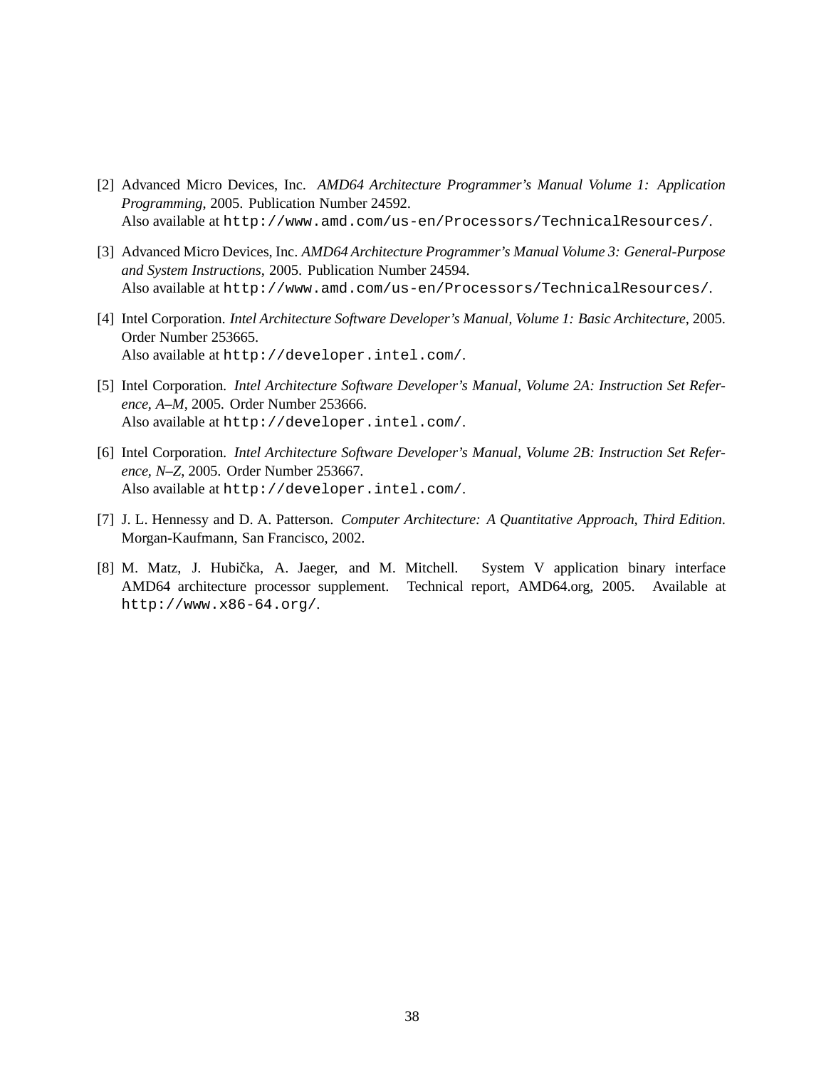[2] Advanced Micro Devices, Inc. *AMD64 Architecture Programmer's Manual Volume 1: Application Programming*, 2005. Publication Number 24592.
Also available at `http://www.amd.com/us-en/Processors/TechnicalResources/`.

[3] Advanced Micro Devices, Inc. *AMD64 Architecture Programmer's Manual Volume 3: General-Purpose and System Instructions*, 2005. Publication Number 24594.
Also available at `http://www.amd.com/us-en/Processors/TechnicalResources/`.

[4] Intel Corporation. *Intel Architecture Software Developer's Manual, Volume 1: Basic Architecture*, 2005. Order Number 253665.
Also available at `http://developer.intel.com/`.

[5] Intel Corporation. *Intel Architecture Software Developer's Manual, Volume 2A: Instruction Set Reference, A–M*, 2005. Order Number 253666.
Also available at `http://developer.intel.com/`.

[6] Intel Corporation. *Intel Architecture Software Developer's Manual, Volume 2B: Instruction Set Reference, N–Z*, 2005. Order Number 253667.
Also available at `http://developer.intel.com/`.

[7] J. L. Hennessy and D. A. Patterson. *Computer Architecture: A Quantitative Approach, Third Edition*. Morgan-Kaufmann, San Francisco, 2002.

[8] M. Matz, J. Hubička, A. Jaeger, and M. Mitchell. System V application binary interface AMD64 architecture processor supplement. Technical report, AMD64.org, 2005. Available at `http://www.x86-64.org/`.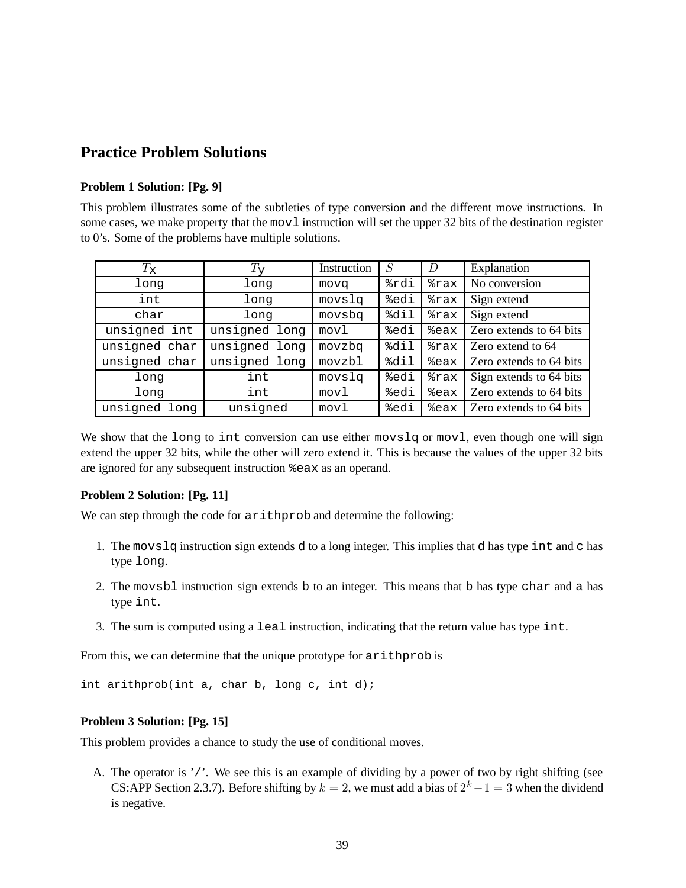## Practice Problem Solutions

**Problem 1 Solution: [Pg. 9]**

This problem illustrates some of the subtleties of type conversion and the different move instructions. In some cases, we make property that the `movl` instruction will set the upper 32 bits of the destination register to 0's. Some of the problems have multiple solutions.

| $T_x$ | $T_y$ | Instruction | $S$ | $D$ | Explanation |
|---|---|---|---|---|---|
| `long` | `long` | `movq` | `%rdi` | `%rax` | No conversion |
| `int` | `long` | `movslq` | `%edi` | `%rax` | Sign extend |
| `char` | `long` | `movsbq` | `%dil` | `%rax` | Sign extend |
| `unsigned int` | `unsigned long` | `movl` | `%edi` | `%eax` | Zero extends to 64 bits |
| `unsigned char` | `unsigned long` | `movzbq` | `%dil` | `%rax` | Zero extend to 64 |
| `unsigned char` | `unsigned long` | `movzbl` | `%dil` | `%eax` | Zero extends to 64 bits |
| `long` | `int` | `movslq` | `%edi` | `%rax` | Sign extends to 64 bits |
| `long` | `int` | `movl` | `%edi` | `%eax` | Zero extends to 64 bits |
| `unsigned long` | `unsigned` | `movl` | `%edi` | `%eax` | Zero extends to 64 bits |

We show that the `long` to `int` conversion can use either `movslq` or `movl`, even though one will sign extend the upper 32 bits, while the other will zero extend it. This is because the values of the upper 32 bits are ignored for any subsequent instruction `%eax` as an operand.

**Problem 2 Solution: [Pg. 11]**

We can step through the code for `arithprob` and determine the following:

1. The `movslq` instruction sign extends `d` to a long integer. This implies that `d` has type `int` and `c` has type `long`.
2. The `movsbl` instruction sign extends `b` to an integer. This means that `b` has type `char` and `a` has type `int`.
3. The sum is computed using a `leal` instruction, indicating that the return value has type `int`.

From this, we can determine that the unique prototype for `arithprob` is

```
int arithprob(int a, char b, long c, int d);
```

**Problem 3 Solution: [Pg. 15]**

This problem provides a chance to study the use of conditional moves.

A. The operator is '`/`'. We see this is an example of dividing by a power of two by right shifting (see CS:APP Section 2.3.7). Before shifting by $k = 2$, we must add a bias of $2^k - 1 = 3$ when the dividend is negative.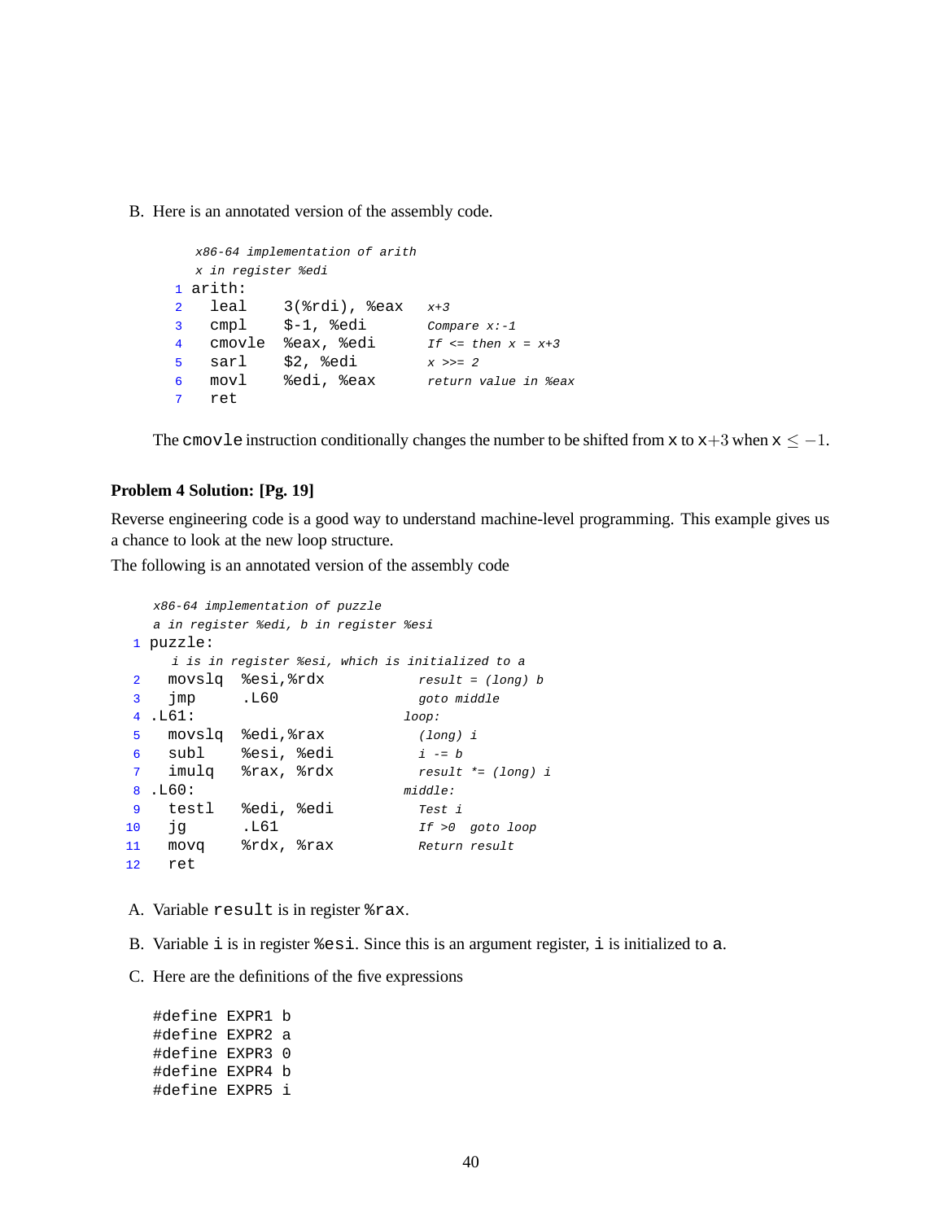B. Here is an annotated version of the assembly code.

```
    x86-64 implementation of arith
    x in register %edi
1 arith:
2   leal    3(%rdi), %eax     x+3
3   cmpl    $-1, %edi         Compare x:-1
4   cmovle  %eax, %edi        If <= then x = x+3
5   sarl    $2, %edi          x >>= 2
6   movl    %edi, %eax        return value in %eax
7   ret
```

The `cmovle` instruction conditionally changes the number to be shifted from `x` to `x`$+3$ when `x` $\leq -1$.

**Problem 4 Solution: [Pg. 19]**

Reverse engineering code is a good way to understand machine-level programming. This example gives us a chance to look at the new loop structure.

The following is an annotated version of the assembly code

```
    x86-64 implementation of puzzle
    a in register %edi, b in register %esi
1 puzzle:
     i is in register %esi, which is initialized to a
2   movslq  %esi,%rdx          result = (long) b
3   jmp     .L60               goto middle
4 .L61:                      loop:
5   movslq  %edi,%rax          (long) i
6   subl    %esi, %edi         i -= b
7   imulq   %rax, %rdx         result *= (long) i
8 .L60:                      middle:
9   testl   %edi, %edi         Test i
10  jg      .L61               If >0  goto loop
11  movq    %rdx, %rax         Return result
12  ret
```

A. Variable `result` is in register `%rax`.

B. Variable `i` is in register `%esi`. Since this is an argument register, `i` is initialized to `a`.

C. Here are the definitions of the five expressions

```
#define EXPR1 b
#define EXPR2 a
#define EXPR3 0
#define EXPR4 b
#define EXPR5 i
```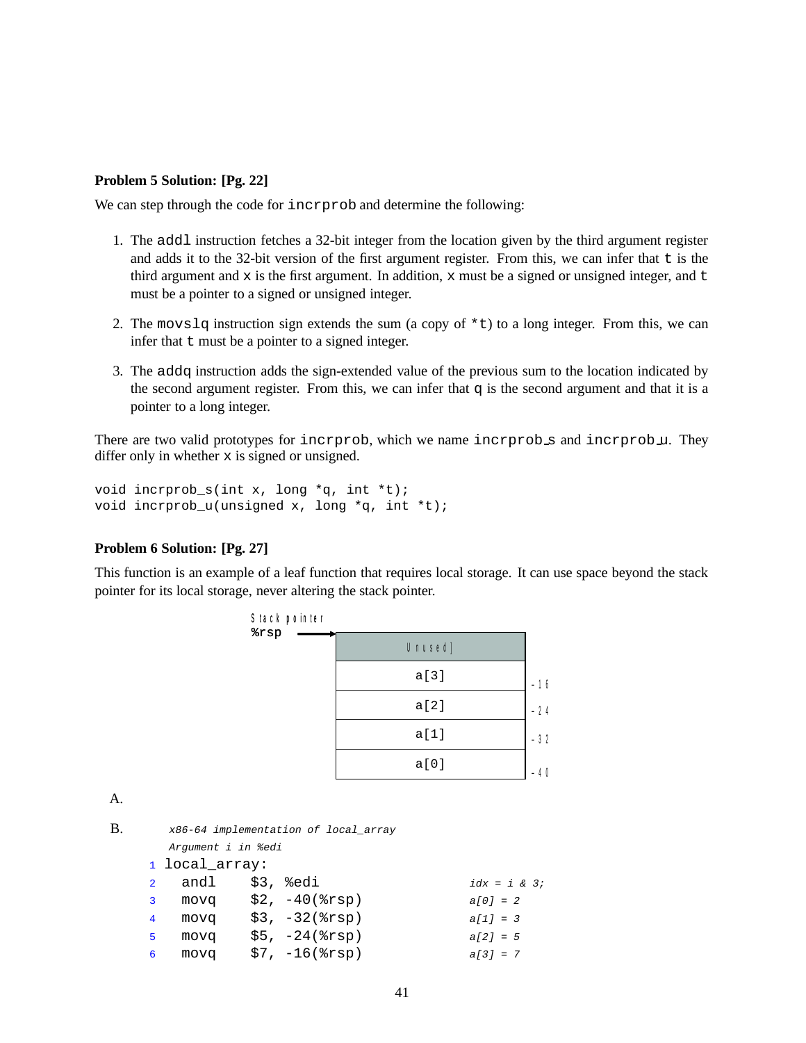**Problem 5 Solution: [Pg. 22]**

We can step through the code for `incrprob` and determine the following:

1. The `addl` instruction fetches a 32-bit integer from the location given by the third argument register and adds it to the 32-bit version of the first argument register. From this, we can infer that `t` is the third argument and `x` is the first argument. In addition, `x` must be a signed or unsigned integer, and `t` must be a pointer to a signed or unsigned integer.

2. The `movslq` instruction sign extends the sum (a copy of `*t`) to a long integer. From this, we can infer that `t` must be a pointer to a signed integer.

3. The `addq` instruction adds the sign-extended value of the previous sum to the location indicated by the second argument register. From this, we can infer that `q` is the second argument and that it is a pointer to a long integer.

There are two valid prototypes for `incrprob`, which we name `incrprob_s` and `incrprob_u`. They differ only in whether `x` is signed or unsigned.

```
void incrprob_s(int x, long *q, int *t);
void incrprob_u(unsigned x, long *q, int *t);
```

**Problem 6 Solution: [Pg. 27]**

This function is an example of a leaf function that requires local storage. It can use space beyond the stack pointer for its local storage, never altering the stack pointer.

| Stack pointer %rsp → | |
|---|---|
| Unused] | |
| a[3] | -16 |
| a[2] | -24 |
| a[1] | -32 |
| a[0] | -40 |

A.

B.

```
    x86-64 implementation of local_array
    Argument i in %edi
1  local_array:
2    andl    $3, %edi              idx = i & 3;
3    movq    $2, -40(%rsp)         a[0] = 2
4    movq    $3, -32(%rsp)         a[1] = 3
5    movq    $5, -24(%rsp)         a[2] = 5
6    movq    $7, -16(%rsp)         a[3] = 7
```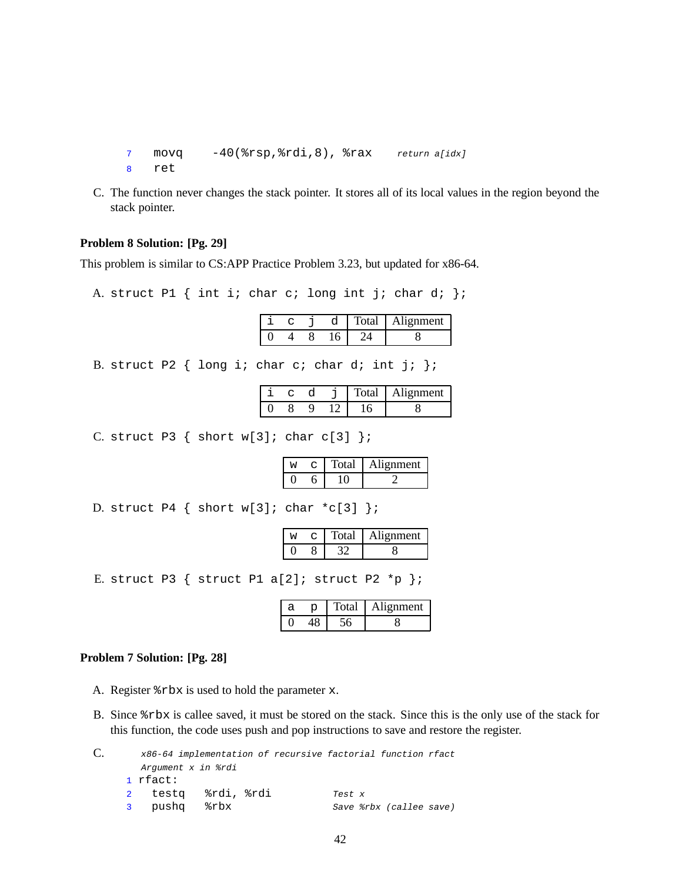```
7    movq    -40(%rsp,%rdi,8), %rax     return a[idx]
8    ret
```

C. The function never changes the stack pointer. It stores all of its local values in the region beyond the stack pointer.

**Problem 8 Solution: [Pg. 29]**

This problem is similar to CS:APP Practice Problem 3.23, but updated for x86-64.

A. `struct P1 { int i; char c; long int j; char d; };`

| i | c | j | d | Total | Alignment |
|---|---|---|---|---|---|
| 0 | 4 | 8 | 16 | 24 | 8 |

B. `struct P2 { long i; char c; char d; int j; };`

| i | c | d | j | Total | Alignment |
|---|---|---|---|---|---|
| 0 | 8 | 9 | 12 | 16 | 8 |

C. `struct P3 { short w[3]; char c[3] };`

| w | c | Total | Alignment |
|---|---|---|---|
| 0 | 6 | 10 | 2 |

D. `struct P4 { short w[3]; char *c[3] };`

| w | c | Total | Alignment |
|---|---|---|---|
| 0 | 8 | 32 | 8 |

E. `struct P3 { struct P1 a[2]; struct P2 *p };`

| a | p | Total | Alignment |
|---|---|---|---|
| 0 | 48 | 56 | 8 |

**Problem 7 Solution: [Pg. 28]**

A. Register `%rbx` is used to hold the parameter `x`.

B. Since `%rbx` is callee saved, it must be stored on the stack. Since this is the only use of the stack for this function, the code uses push and pop instructions to save and restore the register.

C.

```
     x86-64 implementation of recursive factorial function rfact
     Argument x in %rdi
1  rfact:
2    testq    %rdi, %rdi           Test x
3    pushq    %rbx                 Save %rbx (callee save)
```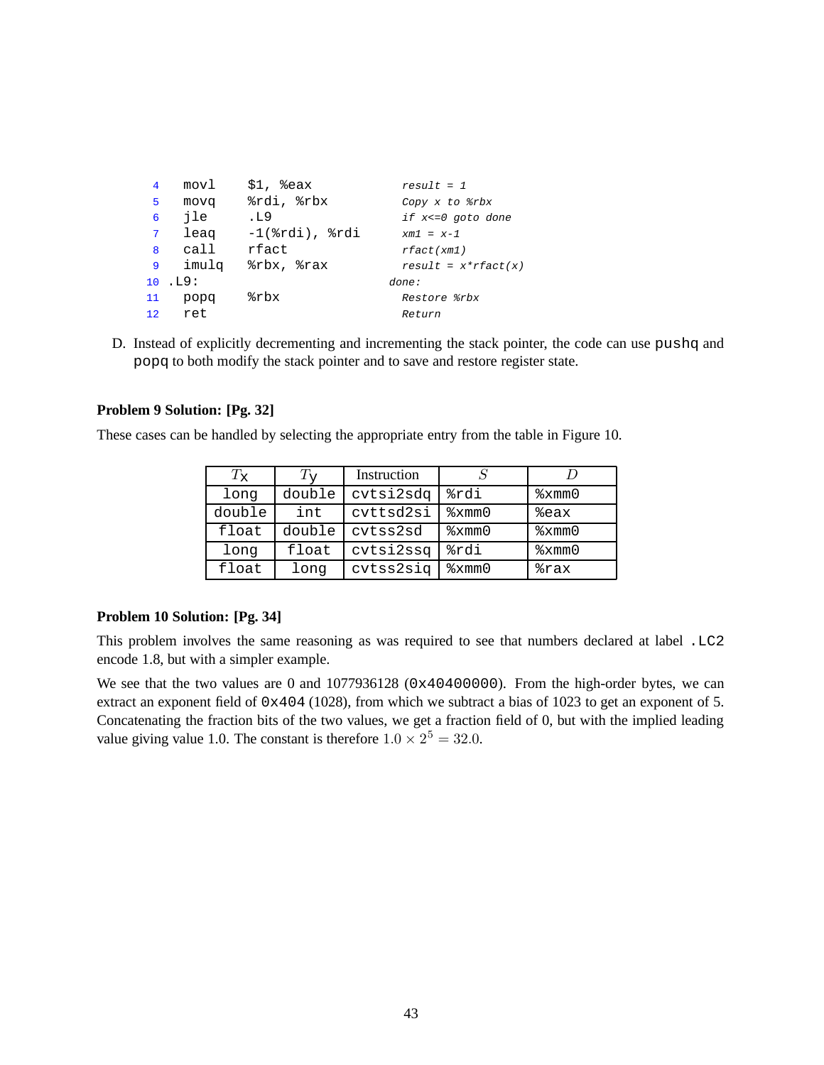```
4     movl    $1, %eax           result = 1
5     movq    %rdi, %rbx         Copy x to %rbx
6     jle     .L9                if x<=0 goto done
7     leaq    -1(%rdi), %rdi     xm1 = x-1
8     call    rfact              rfact(xm1)
9     imulq   %rbx, %rax         result = x*rfact(x)
10  .L9:                       done:
11    popq    %rbx               Restore %rbx
12    ret                        Return
```

D. Instead of explicitly decrementing and incrementing the stack pointer, the code can use `pushq` and `popq` to both modify the stack pointer and to save and restore register state.

**Problem 9 Solution: [Pg. 32]**

These cases can be handled by selecting the appropriate entry from the table in Figure 10.

| $T_x$ | $T_y$ | Instruction | $S$ | $D$ |
|---|---|---|---|---|
| long | double | cvtsi2sdq | %rdi | %xmm0 |
| double | int | cvttsd2si | %xmm0 | %eax |
| float | double | cvtss2sd | %xmm0 | %xmm0 |
| long | float | cvtsi2ssq | %rdi | %xmm0 |
| float | long | cvtss2siq | %xmm0 | %rax |

**Problem 10 Solution: [Pg. 34]**

This problem involves the same reasoning as was required to see that numbers declared at label `.LC2` encode 1.8, but with a simpler example.

We see that the two values are 0 and 1077936128 (`0x40400000`). From the high-order bytes, we can extract an exponent field of `0x404` (1028), from which we subtract a bias of 1023 to get an exponent of 5. Concatenating the fraction bits of the two values, we get a fraction field of 0, but with the implied leading value giving value 1.0. The constant is therefore $1.0 \times 2^5 = 32.0$.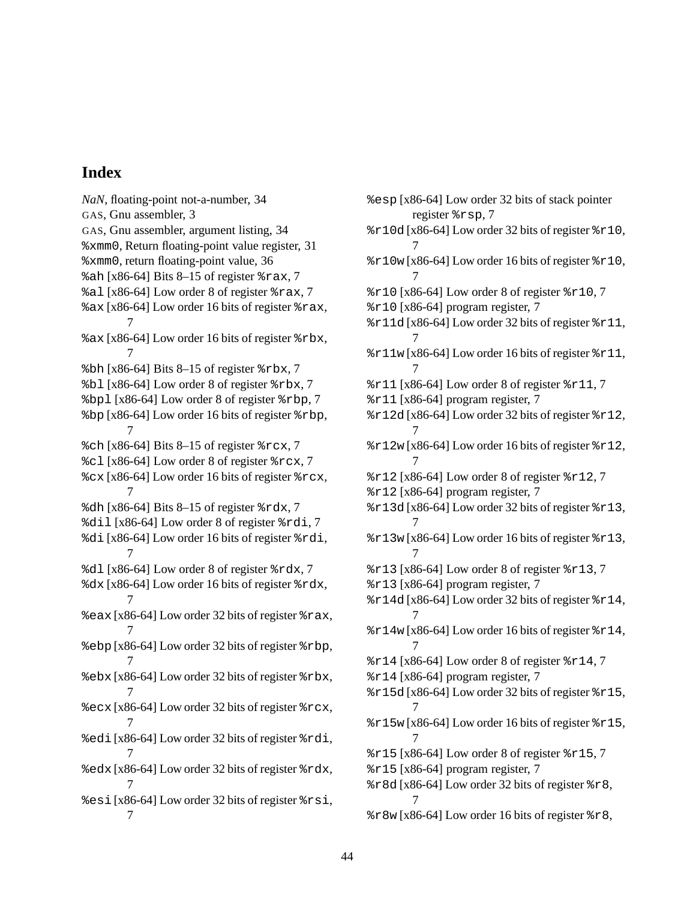# Index

*NaN*, floating-point not-a-number, 34
GAS, Gnu assembler, 3
GAS, Gnu assembler, argument listing, 34
`%xmm0`, Return floating-point value register, 31
`%xmm0`, return floating-point value, 36
`%ah` [x86-64] Bits 8–15 of register `%rax`, 7
`%al` [x86-64] Low order 8 of register `%rax`, 7
`%ax` [x86-64] Low order 16 bits of register `%rax`, 7
`%ax` [x86-64] Low order 16 bits of register `%rbx`, 7
`%bh` [x86-64] Bits 8–15 of register `%rbx`, 7
`%bl` [x86-64] Low order 8 of register `%rbx`, 7
`%bpl` [x86-64] Low order 8 of register `%rbp`, 7
`%bp` [x86-64] Low order 16 bits of register `%rbp`, 7
`%ch` [x86-64] Bits 8–15 of register `%rcx`, 7
`%cl` [x86-64] Low order 8 of register `%rcx`, 7
`%cx` [x86-64] Low order 16 bits of register `%rcx`, 7
`%dh` [x86-64] Bits 8–15 of register `%rdx`, 7
`%dil` [x86-64] Low order 8 of register `%rdi`, 7
`%di` [x86-64] Low order 16 bits of register `%rdi`, 7
`%dl` [x86-64] Low order 8 of register `%rdx`, 7
`%dx` [x86-64] Low order 16 bits of register `%rdx`, 7
`%eax` [x86-64] Low order 32 bits of register `%rax`, 7
`%ebp` [x86-64] Low order 32 bits of register `%rbp`, 7
`%ebx` [x86-64] Low order 32 bits of register `%rbx`, 7
`%ecx` [x86-64] Low order 32 bits of register `%rcx`, 7
`%edi` [x86-64] Low order 32 bits of register `%rdi`, 7
`%edx` [x86-64] Low order 32 bits of register `%rdx`, 7
`%esi` [x86-64] Low order 32 bits of register `%rsi`, 7
`%esp` [x86-64] Low order 32 bits of stack pointer register `%rsp`, 7
`%r10d` [x86-64] Low order 32 bits of register `%r10`, 7
`%r10w` [x86-64] Low order 16 bits of register `%r10`, 7
`%r10` [x86-64] Low order 8 of register `%r10`, 7
`%r10` [x86-64] program register, 7
`%r11d` [x86-64] Low order 32 bits of register `%r11`, 7
`%r11w` [x86-64] Low order 16 bits of register `%r11`, 7
`%r11` [x86-64] Low order 8 of register `%r11`, 7
`%r11` [x86-64] program register, 7
`%r12d` [x86-64] Low order 32 bits of register `%r12`, 7
`%r12w` [x86-64] Low order 16 bits of register `%r12`, 7
`%r12` [x86-64] Low order 8 of register `%r12`, 7
`%r12` [x86-64] program register, 7
`%r13d` [x86-64] Low order 32 bits of register `%r13`, 7
`%r13w` [x86-64] Low order 16 bits of register `%r13`, 7
`%r13` [x86-64] Low order 8 of register `%r13`, 7
`%r13` [x86-64] program register, 7
`%r14d` [x86-64] Low order 32 bits of register `%r14`, 7
`%r14w` [x86-64] Low order 16 bits of register `%r14`, 7
`%r14` [x86-64] Low order 8 of register `%r14`, 7
`%r14` [x86-64] program register, 7
`%r15d` [x86-64] Low order 32 bits of register `%r15`, 7
`%r15w` [x86-64] Low order 16 bits of register `%r15`, 7
`%r15` [x86-64] Low order 8 of register `%r15`, 7
`%r15` [x86-64] program register, 7
`%r8d` [x86-64] Low order 32 bits of register `%r8`, 7
`%r8w` [x86-64] Low order 16 bits of register `%r8`,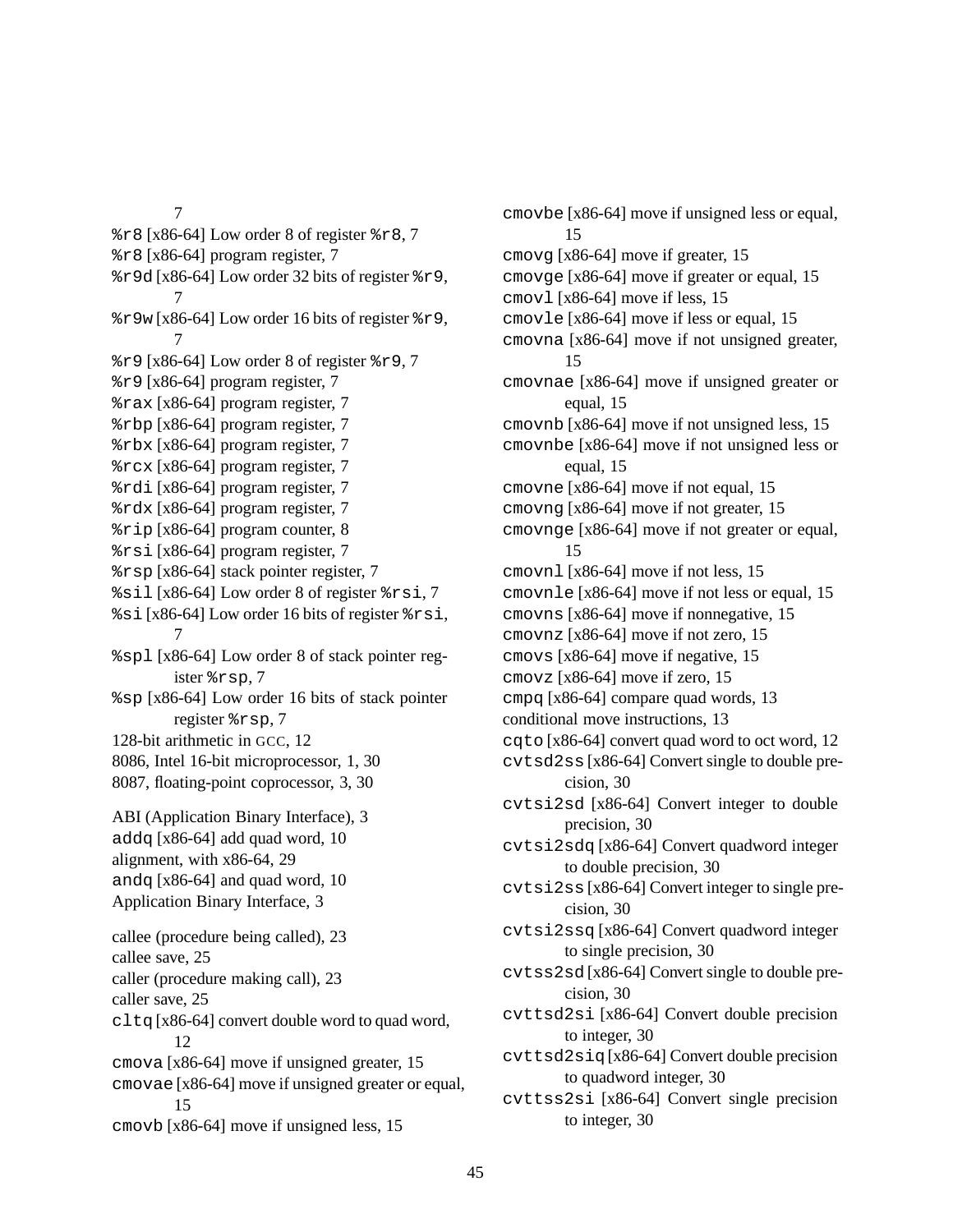7

%r8 [x86-64] Low order 8 of register %r8, 7

%r8 [x86-64] program register, 7

%r9d [x86-64] Low order 32 bits of register %r9, 7

%r9w [x86-64] Low order 16 bits of register %r9, 7

%r9 [x86-64] Low order 8 of register %r9, 7

%r9 [x86-64] program register, 7

%rax [x86-64] program register, 7

%rbp [x86-64] program register, 7

%rbx [x86-64] program register, 7

%rcx [x86-64] program register, 7

%rdi [x86-64] program register, 7

%rdx [x86-64] program register, 7

%rip [x86-64] program counter, 8

%rsi [x86-64] program register, 7

%rsp [x86-64] stack pointer register, 7

%sil [x86-64] Low order 8 of register %rsi, 7

%si [x86-64] Low order 16 bits of register %rsi, 7

%spl [x86-64] Low order 8 of stack pointer register %rsp, 7

%sp [x86-64] Low order 16 bits of stack pointer register %rsp, 7

128-bit arithmetic in GCC, 12

8086, Intel 16-bit microprocessor, 1, 30

8087, floating-point coprocessor, 3, 30

ABI (Application Binary Interface), 3

addq [x86-64] add quad word, 10

alignment, with x86-64, 29

andq [x86-64] and quad word, 10

Application Binary Interface, 3

callee (procedure being called), 23

callee save, 25

caller (procedure making call), 23

caller save, 25

cltq [x86-64] convert double word to quad word, 12

cmova [x86-64] move if unsigned greater, 15

cmovae [x86-64] move if unsigned greater or equal, 15

cmovb [x86-64] move if unsigned less, 15

cmovbe [x86-64] move if unsigned less or equal, 15

cmovg [x86-64] move if greater, 15

cmovge [x86-64] move if greater or equal, 15

cmovl [x86-64] move if less, 15

cmovle [x86-64] move if less or equal, 15

cmovna [x86-64] move if not unsigned greater, 15

cmovnae [x86-64] move if unsigned greater or equal, 15

cmovnb [x86-64] move if not unsigned less, 15

cmovnbe [x86-64] move if not unsigned less or equal, 15

cmovne [x86-64] move if not equal, 15

cmovng [x86-64] move if not greater, 15

cmovnge [x86-64] move if not greater or equal, 15

cmovnl [x86-64] move if not less, 15

cmovnle [x86-64] move if not less or equal, 15

cmovns [x86-64] move if nonnegative, 15

cmovnz [x86-64] move if not zero, 15

cmovs [x86-64] move if negative, 15

cmovz [x86-64] move if zero, 15

cmpq [x86-64] compare quad words, 13

conditional move instructions, 13

cqto [x86-64] convert quad word to oct word, 12

cvtsd2ss [x86-64] Convert single to double precision, 30

cvtsi2sd [x86-64] Convert integer to double precision, 30

cvtsi2sdq [x86-64] Convert quadword integer to double precision, 30

cvtsi2ss [x86-64] Convert integer to single precision, 30

cvtsi2ssq [x86-64] Convert quadword integer to single precision, 30

cvtss2sd [x86-64] Convert single to double precision, 30

cvttsd2si [x86-64] Convert double precision to integer, 30

cvttsd2siq [x86-64] Convert double precision to quadword integer, 30

cvttss2si [x86-64] Convert single precision to integer, 30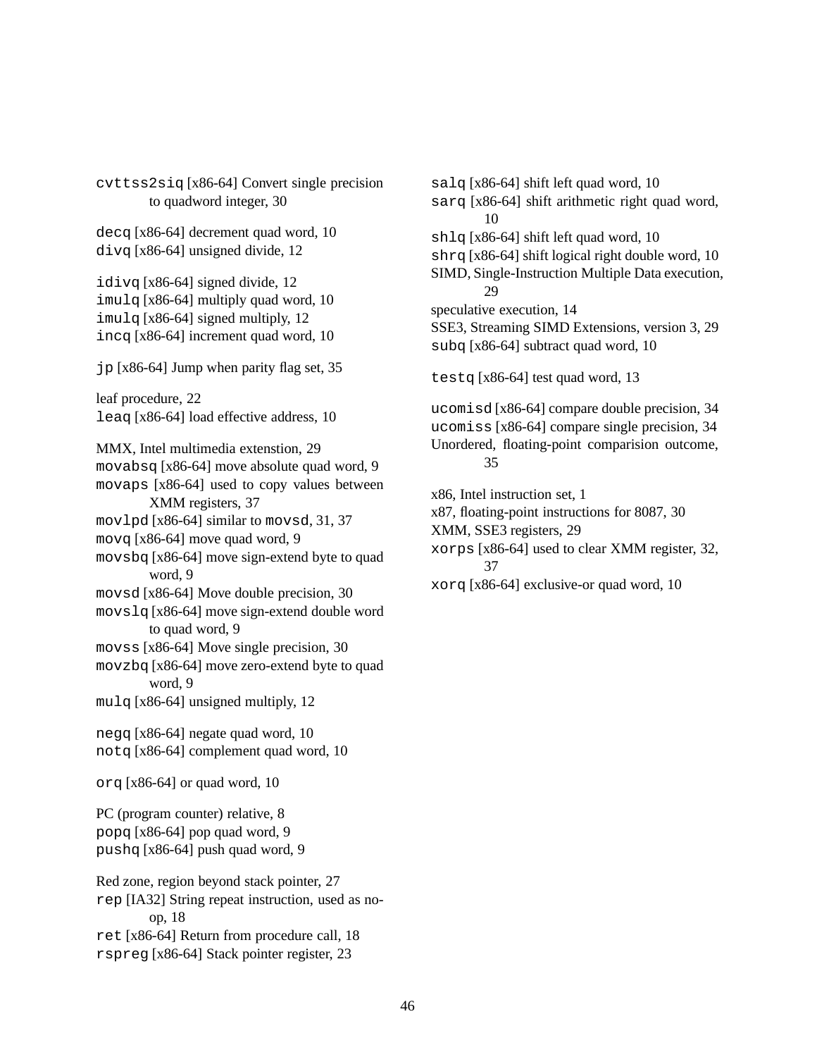`cvttss2siq` [x86-64] Convert single precision to quadword integer, 30

`decq` [x86-64] decrement quad word, 10
`divq` [x86-64] unsigned divide, 12

`idivq` [x86-64] signed divide, 12
`imulq` [x86-64] multiply quad word, 10
`imulq` [x86-64] signed multiply, 12
`incq` [x86-64] increment quad word, 10

`jp` [x86-64] Jump when parity flag set, 35

leaf procedure, 22
`leaq` [x86-64] load effective address, 10

MMX, Intel multimedia extenstion, 29
`movabsq` [x86-64] move absolute quad word, 9
`movaps` [x86-64] used to copy values between XMM registers, 37
`movlpd` [x86-64] similar to `movsd`, 31, 37
`movq` [x86-64] move quad word, 9
`movsbq` [x86-64] move sign-extend byte to quad word, 9
`movsd` [x86-64] Move double precision, 30
`movslq` [x86-64] move sign-extend double word to quad word, 9
`movss` [x86-64] Move single precision, 30
`movzbq` [x86-64] move zero-extend byte to quad word, 9
`mulq` [x86-64] unsigned multiply, 12

`negq` [x86-64] negate quad word, 10
`notq` [x86-64] complement quad word, 10

`orq` [x86-64] or quad word, 10

PC (program counter) relative, 8
`popq` [x86-64] pop quad word, 9
`pushq` [x86-64] push quad word, 9

Red zone, region beyond stack pointer, 27
`rep` [IA32] String repeat instruction, used as no-op, 18
`ret` [x86-64] Return from procedure call, 18
`rspreg` [x86-64] Stack pointer register, 23

`salq` [x86-64] shift left quad word, 10
`sarq` [x86-64] shift arithmetic right quad word, 10
`shlq` [x86-64] shift left quad word, 10
`shrq` [x86-64] shift logical right double word, 10
SIMD, Single-Instruction Multiple Data execution, 29
speculative execution, 14
SSE3, Streaming SIMD Extensions, version 3, 29
`subq` [x86-64] subtract quad word, 10

`testq` [x86-64] test quad word, 13

`ucomisd` [x86-64] compare double precision, 34
`ucomiss` [x86-64] compare single precision, 34
Unordered, floating-point comparision outcome, 35

x86, Intel instruction set, 1
x87, floating-point instructions for 8087, 30
XMM, SSE3 registers, 29
`xorps` [x86-64] used to clear XMM register, 32, 37
`xorq` [x86-64] exclusive-or quad word, 10